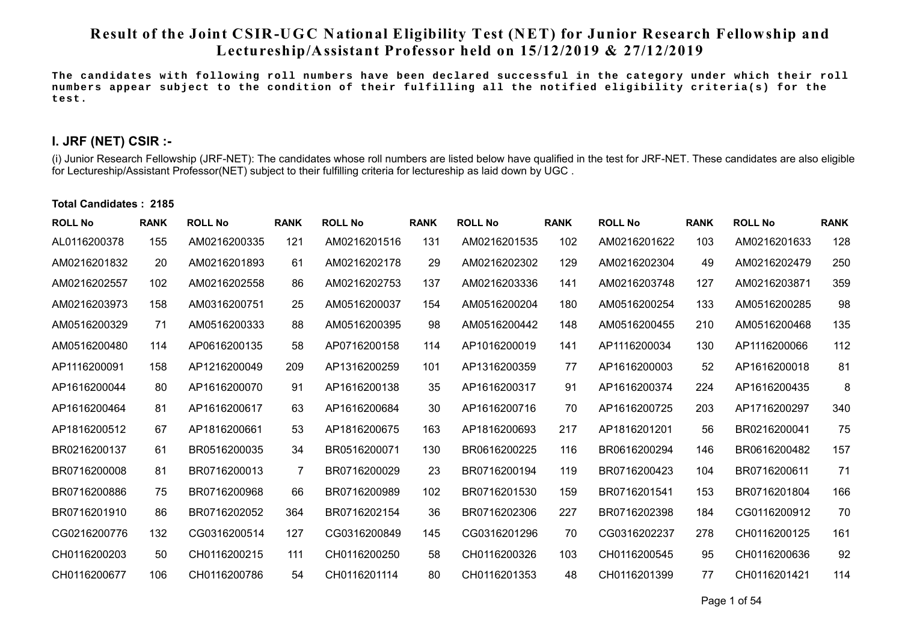# Result of the Joint CSIR-UGC National Eligibility Test (NET) for Junior Research Fellowship and Lectureship/Assistant Professor held on 15/12/2019 & 27/12/2019

**The candidates with following roll numbers have been declared successful in the category under which their roll numbers appear subject to the condition of their fulfilling all the notified eligibility criteria(s) for the test.**

## I. JRF (NET) CSIR :-

(i) Junior Research Fellowship (JRF-NET): The candidates whose roll numbers are listed below have qualified in the test for JRF-NET. These candidates are also eligible for Lectureship/Assistant Professor(NET) subject to their fulfilling criteria for lectureship as laid down by UGC .

**Total Candidates : 2185**

| ROLL No | RANK | ROLL No | RANK | ROLL No | RANK | ROLL No | RANK | ROLL No | RANK | ROLL No | RANK |
|---|---|---|---|---|---|---|---|---|---|---|---|
| AL0116200378 | 155 | AM0216200335 | 121 | AM0216201516 | 131 | AM0216201535 | 102 | AM0216201622 | 103 | AM0216201633 | 128 |
| AM0216201832 | 20 | AM0216201893 | 61 | AM0216202178 | 29 | AM0216202302 | 129 | AM0216202304 | 49 | AM0216202479 | 250 |
| AM0216202557 | 102 | AM0216202558 | 86 | AM0216202753 | 137 | AM0216203336 | 141 | AM0216203748 | 127 | AM0216203871 | 359 |
| AM0216203973 | 158 | AM0316200751 | 25 | AM0516200037 | 154 | AM0516200204 | 180 | AM0516200254 | 133 | AM0516200285 | 98 |
| AM0516200329 | 71 | AM0516200333 | 88 | AM0516200395 | 98 | AM0516200442 | 148 | AM0516200455 | 210 | AM0516200468 | 135 |
| AM0516200480 | 114 | AP0616200135 | 58 | AP0716200158 | 114 | AP1016200019 | 141 | AP1116200034 | 130 | AP1116200066 | 112 |
| AP1116200091 | 158 | AP1216200049 | 209 | AP1316200259 | 101 | AP1316200359 | 77 | AP1616200003 | 52 | AP1616200018 | 81 |
| AP1616200044 | 80 | AP1616200070 | 91 | AP1616200138 | 35 | AP1616200317 | 91 | AP1616200374 | 224 | AP1616200435 | 8 |
| AP1616200464 | 81 | AP1616200617 | 63 | AP1616200684 | 30 | AP1616200716 | 70 | AP1616200725 | 203 | AP1716200297 | 340 |
| AP1816200512 | 67 | AP1816200661 | 53 | AP1816200675 | 163 | AP1816200693 | 217 | AP1816201201 | 56 | BR0216200041 | 75 |
| BR0216200137 | 61 | BR0516200035 | 34 | BR0516200071 | 130 | BR0616200225 | 116 | BR0616200294 | 146 | BR0616200482 | 157 |
| BR0716200008 | 81 | BR0716200013 | 7 | BR0716200029 | 23 | BR0716200194 | 119 | BR0716200423 | 104 | BR0716200611 | 71 |
| BR0716200886 | 75 | BR0716200968 | 66 | BR0716200989 | 102 | BR0716201530 | 159 | BR0716201541 | 153 | BR0716201804 | 166 |
| BR0716201910 | 86 | BR0716202052 | 364 | BR0716202154 | 36 | BR0716202306 | 227 | BR0716202398 | 184 | CG0116200912 | 70 |
| CG0216200776 | 132 | CG0316200514 | 127 | CG0316200849 | 145 | CG0316201296 | 70 | CG0316202237 | 278 | CH0116200125 | 161 |
| CH0116200203 | 50 | CH0116200215 | 111 | CH0116200250 | 58 | CH0116200326 | 103 | CH0116200545 | 95 | CH0116200636 | 92 |
| CH0116200677 | 106 | CH0116200786 | 54 | CH0116201114 | 80 | CH0116201353 | 48 | CH0116201399 | 77 | CH0116201421 | 114 |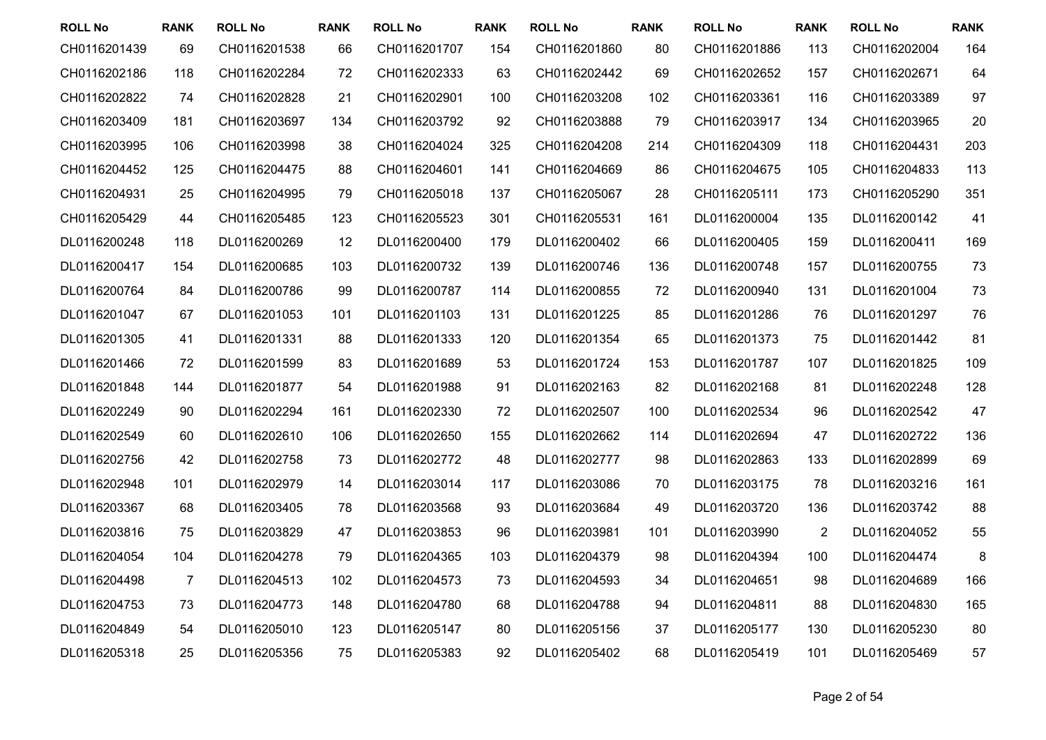| ROLL No | RANK | ROLL No | RANK | ROLL No | RANK | ROLL No | RANK | ROLL No | RANK | ROLL No | RANK |
|---|---|---|---|---|---|---|---|---|---|---|---|
| CH0116201439 | 69 | CH0116201538 | 66 | CH0116201707 | 154 | CH0116201860 | 80 | CH0116201886 | 113 | CH0116202004 | 164 |
| CH0116202186 | 118 | CH0116202284 | 72 | CH0116202333 | 63 | CH0116202442 | 69 | CH0116202652 | 157 | CH0116202671 | 64 |
| CH0116202822 | 74 | CH0116202828 | 21 | CH0116202901 | 100 | CH0116203208 | 102 | CH0116203361 | 116 | CH0116203389 | 97 |
| CH0116203409 | 181 | CH0116203697 | 134 | CH0116203792 | 92 | CH0116203888 | 79 | CH0116203917 | 134 | CH0116203965 | 20 |
| CH0116203995 | 106 | CH0116203998 | 38 | CH0116204024 | 325 | CH0116204208 | 214 | CH0116204309 | 118 | CH0116204431 | 203 |
| CH0116204452 | 125 | CH0116204475 | 88 | CH0116204601 | 141 | CH0116204669 | 86 | CH0116204675 | 105 | CH0116204833 | 113 |
| CH0116204931 | 25 | CH0116204995 | 79 | CH0116205018 | 137 | CH0116205067 | 28 | CH0116205111 | 173 | CH0116205290 | 351 |
| CH0116205429 | 44 | CH0116205485 | 123 | CH0116205523 | 301 | CH0116205531 | 161 | DL0116200004 | 135 | DL0116200142 | 41 |
| DL0116200248 | 118 | DL0116200269 | 12 | DL0116200400 | 179 | DL0116200402 | 66 | DL0116200405 | 159 | DL0116200411 | 169 |
| DL0116200417 | 154 | DL0116200685 | 103 | DL0116200732 | 139 | DL0116200746 | 136 | DL0116200748 | 157 | DL0116200755 | 73 |
| DL0116200764 | 84 | DL0116200786 | 99 | DL0116200787 | 114 | DL0116200855 | 72 | DL0116200940 | 131 | DL0116201004 | 73 |
| DL0116201047 | 67 | DL0116201053 | 101 | DL0116201103 | 131 | DL0116201225 | 85 | DL0116201286 | 76 | DL0116201297 | 76 |
| DL0116201305 | 41 | DL0116201331 | 88 | DL0116201333 | 120 | DL0116201354 | 65 | DL0116201373 | 75 | DL0116201442 | 81 |
| DL0116201466 | 72 | DL0116201599 | 83 | DL0116201689 | 53 | DL0116201724 | 153 | DL0116201787 | 107 | DL0116201825 | 109 |
| DL0116201848 | 144 | DL0116201877 | 54 | DL0116201988 | 91 | DL0116202163 | 82 | DL0116202168 | 81 | DL0116202248 | 128 |
| DL0116202249 | 90 | DL0116202294 | 161 | DL0116202330 | 72 | DL0116202507 | 100 | DL0116202534 | 96 | DL0116202542 | 47 |
| DL0116202549 | 60 | DL0116202610 | 106 | DL0116202650 | 155 | DL0116202662 | 114 | DL0116202694 | 47 | DL0116202722 | 136 |
| DL0116202756 | 42 | DL0116202758 | 73 | DL0116202772 | 48 | DL0116202777 | 98 | DL0116202863 | 133 | DL0116202899 | 69 |
| DL0116202948 | 101 | DL0116202979 | 14 | DL0116203014 | 117 | DL0116203086 | 70 | DL0116203175 | 78 | DL0116203216 | 161 |
| DL0116203367 | 68 | DL0116203405 | 78 | DL0116203568 | 93 | DL0116203684 | 49 | DL0116203720 | 136 | DL0116203742 | 88 |
| DL0116203816 | 75 | DL0116203829 | 47 | DL0116203853 | 96 | DL0116203981 | 101 | DL0116203990 | 2 | DL0116204052 | 55 |
| DL0116204054 | 104 | DL0116204278 | 79 | DL0116204365 | 103 | DL0116204379 | 98 | DL0116204394 | 100 | DL0116204474 | 8 |
| DL0116204498 | 7 | DL0116204513 | 102 | DL0116204573 | 73 | DL0116204593 | 34 | DL0116204651 | 98 | DL0116204689 | 166 |
| DL0116204753 | 73 | DL0116204773 | 148 | DL0116204780 | 68 | DL0116204788 | 94 | DL0116204811 | 88 | DL0116204830 | 165 |
| DL0116204849 | 54 | DL0116205010 | 123 | DL0116205147 | 80 | DL0116205156 | 37 | DL0116205177 | 130 | DL0116205230 | 80 |
| DL0116205318 | 25 | DL0116205356 | 75 | DL0116205383 | 92 | DL0116205402 | 68 | DL0116205419 | 101 | DL0116205469 | 57 |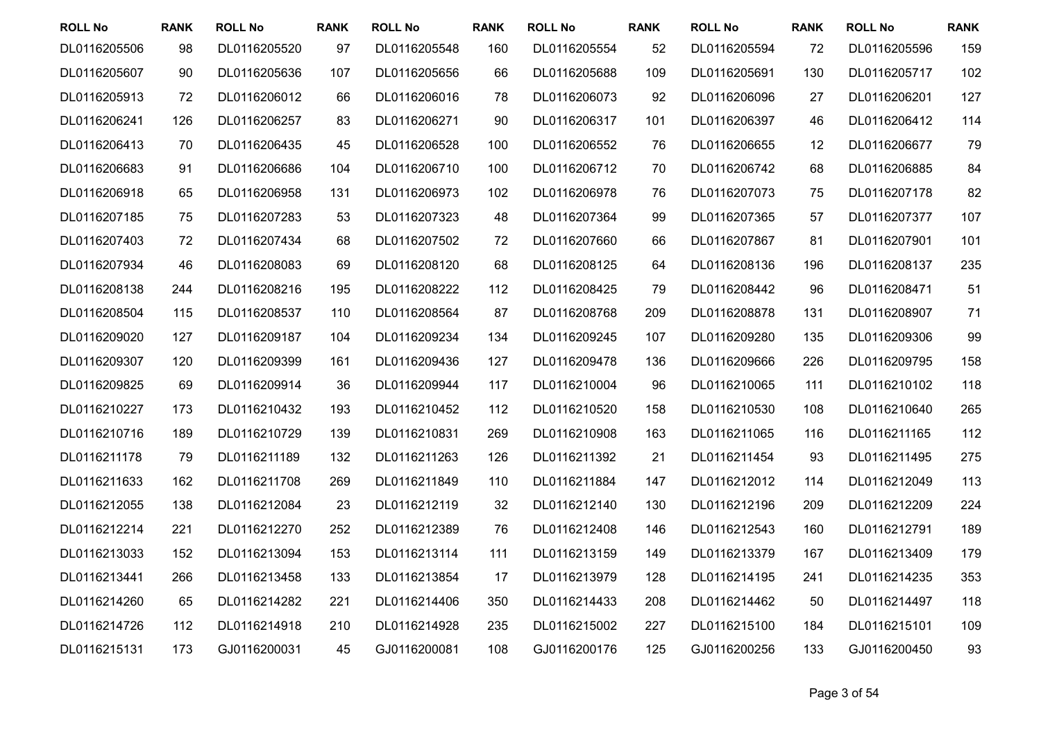| ROLL No | RANK | ROLL No | RANK | ROLL No | RANK | ROLL No | RANK | ROLL No | RANK | ROLL No | RANK |
|---|---|---|---|---|---|---|---|---|---|---|---|
| DL0116205506 | 98 | DL0116205520 | 97 | DL0116205548 | 160 | DL0116205554 | 52 | DL0116205594 | 72 | DL0116205596 | 159 |
| DL0116205607 | 90 | DL0116205636 | 107 | DL0116205656 | 66 | DL0116205688 | 109 | DL0116205691 | 130 | DL0116205717 | 102 |
| DL0116205913 | 72 | DL0116206012 | 66 | DL0116206016 | 78 | DL0116206073 | 92 | DL0116206096 | 27 | DL0116206201 | 127 |
| DL0116206241 | 126 | DL0116206257 | 83 | DL0116206271 | 90 | DL0116206317 | 101 | DL0116206397 | 46 | DL0116206412 | 114 |
| DL0116206413 | 70 | DL0116206435 | 45 | DL0116206528 | 100 | DL0116206552 | 76 | DL0116206655 | 12 | DL0116206677 | 79 |
| DL0116206683 | 91 | DL0116206686 | 104 | DL0116206710 | 100 | DL0116206712 | 70 | DL0116206742 | 68 | DL0116206885 | 84 |
| DL0116206918 | 65 | DL0116206958 | 131 | DL0116206973 | 102 | DL0116206978 | 76 | DL0116207073 | 75 | DL0116207178 | 82 |
| DL0116207185 | 75 | DL0116207283 | 53 | DL0116207323 | 48 | DL0116207364 | 99 | DL0116207365 | 57 | DL0116207377 | 107 |
| DL0116207403 | 72 | DL0116207434 | 68 | DL0116207502 | 72 | DL0116207660 | 66 | DL0116207867 | 81 | DL0116207901 | 101 |
| DL0116207934 | 46 | DL0116208083 | 69 | DL0116208120 | 68 | DL0116208125 | 64 | DL0116208136 | 196 | DL0116208137 | 235 |
| DL0116208138 | 244 | DL0116208216 | 195 | DL0116208222 | 112 | DL0116208425 | 79 | DL0116208442 | 96 | DL0116208471 | 51 |
| DL0116208504 | 115 | DL0116208537 | 110 | DL0116208564 | 87 | DL0116208768 | 209 | DL0116208878 | 131 | DL0116208907 | 71 |
| DL0116209020 | 127 | DL0116209187 | 104 | DL0116209234 | 134 | DL0116209245 | 107 | DL0116209280 | 135 | DL0116209306 | 99 |
| DL0116209307 | 120 | DL0116209399 | 161 | DL0116209436 | 127 | DL0116209478 | 136 | DL0116209666 | 226 | DL0116209795 | 158 |
| DL0116209825 | 69 | DL0116209914 | 36 | DL0116209944 | 117 | DL0116210004 | 96 | DL0116210065 | 111 | DL0116210102 | 118 |
| DL0116210227 | 173 | DL0116210432 | 193 | DL0116210452 | 112 | DL0116210520 | 158 | DL0116210530 | 108 | DL0116210640 | 265 |
| DL0116210716 | 189 | DL0116210729 | 139 | DL0116210831 | 269 | DL0116210908 | 163 | DL0116211065 | 116 | DL0116211165 | 112 |
| DL0116211178 | 79 | DL0116211189 | 132 | DL0116211263 | 126 | DL0116211392 | 21 | DL0116211454 | 93 | DL0116211495 | 275 |
| DL0116211633 | 162 | DL0116211708 | 269 | DL0116211849 | 110 | DL0116211884 | 147 | DL0116212012 | 114 | DL0116212049 | 113 |
| DL0116212055 | 138 | DL0116212084 | 23 | DL0116212119 | 32 | DL0116212140 | 130 | DL0116212196 | 209 | DL0116212209 | 224 |
| DL0116212214 | 221 | DL0116212270 | 252 | DL0116212389 | 76 | DL0116212408 | 146 | DL0116212543 | 160 | DL0116212791 | 189 |
| DL0116213033 | 152 | DL0116213094 | 153 | DL0116213114 | 111 | DL0116213159 | 149 | DL0116213379 | 167 | DL0116213409 | 179 |
| DL0116213441 | 266 | DL0116213458 | 133 | DL0116213854 | 17 | DL0116213979 | 128 | DL0116214195 | 241 | DL0116214235 | 353 |
| DL0116214260 | 65 | DL0116214282 | 221 | DL0116214406 | 350 | DL0116214433 | 208 | DL0116214462 | 50 | DL0116214497 | 118 |
| DL0116214726 | 112 | DL0116214918 | 210 | DL0116214928 | 235 | DL0116215002 | 227 | DL0116215100 | 184 | DL0116215101 | 109 |
| DL0116215131 | 173 | GJ0116200031 | 45 | GJ0116200081 | 108 | GJ0116200176 | 125 | GJ0116200256 | 133 | GJ0116200450 | 93 |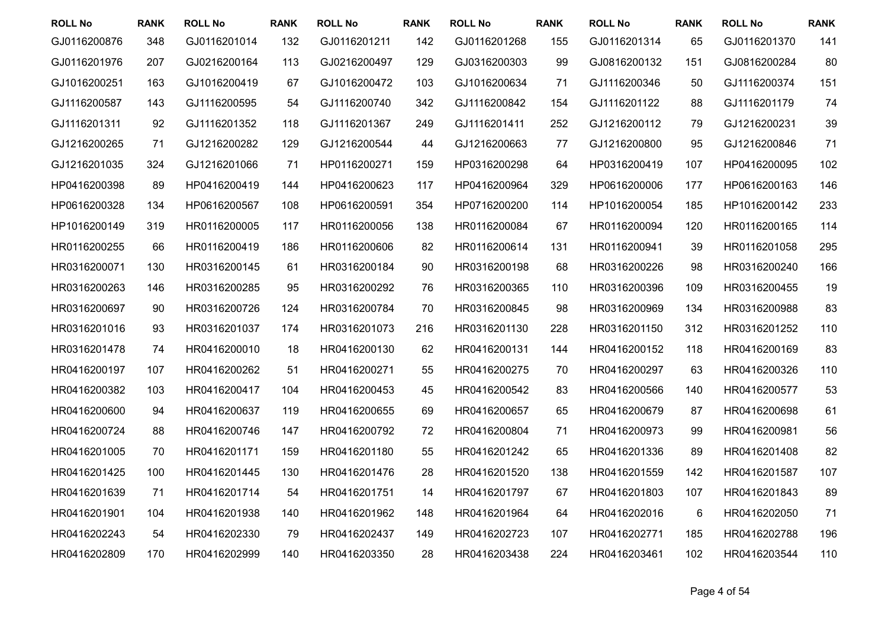| ROLL No | RANK | ROLL No | RANK | ROLL No | RANK | ROLL No | RANK | ROLL No | RANK | ROLL No | RANK |
|---|---|---|---|---|---|---|---|---|---|---|---|
| GJ0116200876 | 348 | GJ0116201014 | 132 | GJ0116201211 | 142 | GJ0116201268 | 155 | GJ0116201314 | 65 | GJ0116201370 | 141 |
| GJ0116201976 | 207 | GJ0216200164 | 113 | GJ0216200497 | 129 | GJ0316200303 | 99 | GJ0816200132 | 151 | GJ0816200284 | 80 |
| GJ1016200251 | 163 | GJ1016200419 | 67 | GJ1016200472 | 103 | GJ1016200634 | 71 | GJ1116200346 | 50 | GJ1116200374 | 151 |
| GJ1116200587 | 143 | GJ1116200595 | 54 | GJ1116200740 | 342 | GJ1116200842 | 154 | GJ1116201122 | 88 | GJ1116201179 | 74 |
| GJ1116201311 | 92 | GJ1116201352 | 118 | GJ1116201367 | 249 | GJ1116201411 | 252 | GJ1216200112 | 79 | GJ1216200231 | 39 |
| GJ1216200265 | 71 | GJ1216200282 | 129 | GJ1216200544 | 44 | GJ1216200663 | 77 | GJ1216200800 | 95 | GJ1216200846 | 71 |
| GJ1216201035 | 324 | GJ1216201066 | 71 | HP0116200271 | 159 | HP0316200298 | 64 | HP0316200419 | 107 | HP0416200095 | 102 |
| HP0416200398 | 89 | HP0416200419 | 144 | HP0416200623 | 117 | HP0416200964 | 329 | HP0616200006 | 177 | HP0616200163 | 146 |
| HP0616200328 | 134 | HP0616200567 | 108 | HP0616200591 | 354 | HP0716200200 | 114 | HP1016200054 | 185 | HP1016200142 | 233 |
| HP1016200149 | 319 | HR0116200005 | 117 | HR0116200056 | 138 | HR0116200084 | 67 | HR0116200094 | 120 | HR0116200165 | 114 |
| HR0116200255 | 66 | HR0116200419 | 186 | HR0116200606 | 82 | HR0116200614 | 131 | HR0116200941 | 39 | HR0116201058 | 295 |
| HR0316200071 | 130 | HR0316200145 | 61 | HR0316200184 | 90 | HR0316200198 | 68 | HR0316200226 | 98 | HR0316200240 | 166 |
| HR0316200263 | 146 | HR0316200285 | 95 | HR0316200292 | 76 | HR0316200365 | 110 | HR0316200396 | 109 | HR0316200455 | 19 |
| HR0316200697 | 90 | HR0316200726 | 124 | HR0316200784 | 70 | HR0316200845 | 98 | HR0316200969 | 134 | HR0316200988 | 83 |
| HR0316201016 | 93 | HR0316201037 | 174 | HR0316201073 | 216 | HR0316201130 | 228 | HR0316201150 | 312 | HR0316201252 | 110 |
| HR0316201478 | 74 | HR0416200010 | 18 | HR0416200130 | 62 | HR0416200131 | 144 | HR0416200152 | 118 | HR0416200169 | 83 |
| HR0416200197 | 107 | HR0416200262 | 51 | HR0416200271 | 55 | HR0416200275 | 70 | HR0416200297 | 63 | HR0416200326 | 110 |
| HR0416200382 | 103 | HR0416200417 | 104 | HR0416200453 | 45 | HR0416200542 | 83 | HR0416200566 | 140 | HR0416200577 | 53 |
| HR0416200600 | 94 | HR0416200637 | 119 | HR0416200655 | 69 | HR0416200657 | 65 | HR0416200679 | 87 | HR0416200698 | 61 |
| HR0416200724 | 88 | HR0416200746 | 147 | HR0416200792 | 72 | HR0416200804 | 71 | HR0416200973 | 99 | HR0416200981 | 56 |
| HR0416201005 | 70 | HR0416201171 | 159 | HR0416201180 | 55 | HR0416201242 | 65 | HR0416201336 | 89 | HR0416201408 | 82 |
| HR0416201425 | 100 | HR0416201445 | 130 | HR0416201476 | 28 | HR0416201520 | 138 | HR0416201559 | 142 | HR0416201587 | 107 |
| HR0416201639 | 71 | HR0416201714 | 54 | HR0416201751 | 14 | HR0416201797 | 67 | HR0416201803 | 107 | HR0416201843 | 89 |
| HR0416201901 | 104 | HR0416201938 | 140 | HR0416201962 | 148 | HR0416201964 | 64 | HR0416202016 | 6 | HR0416202050 | 71 |
| HR0416202243 | 54 | HR0416202330 | 79 | HR0416202437 | 149 | HR0416202723 | 107 | HR0416202771 | 185 | HR0416202788 | 196 |
| HR0416202809 | 170 | HR0416202999 | 140 | HR0416203350 | 28 | HR0416203438 | 224 | HR0416203461 | 102 | HR0416203544 | 110 |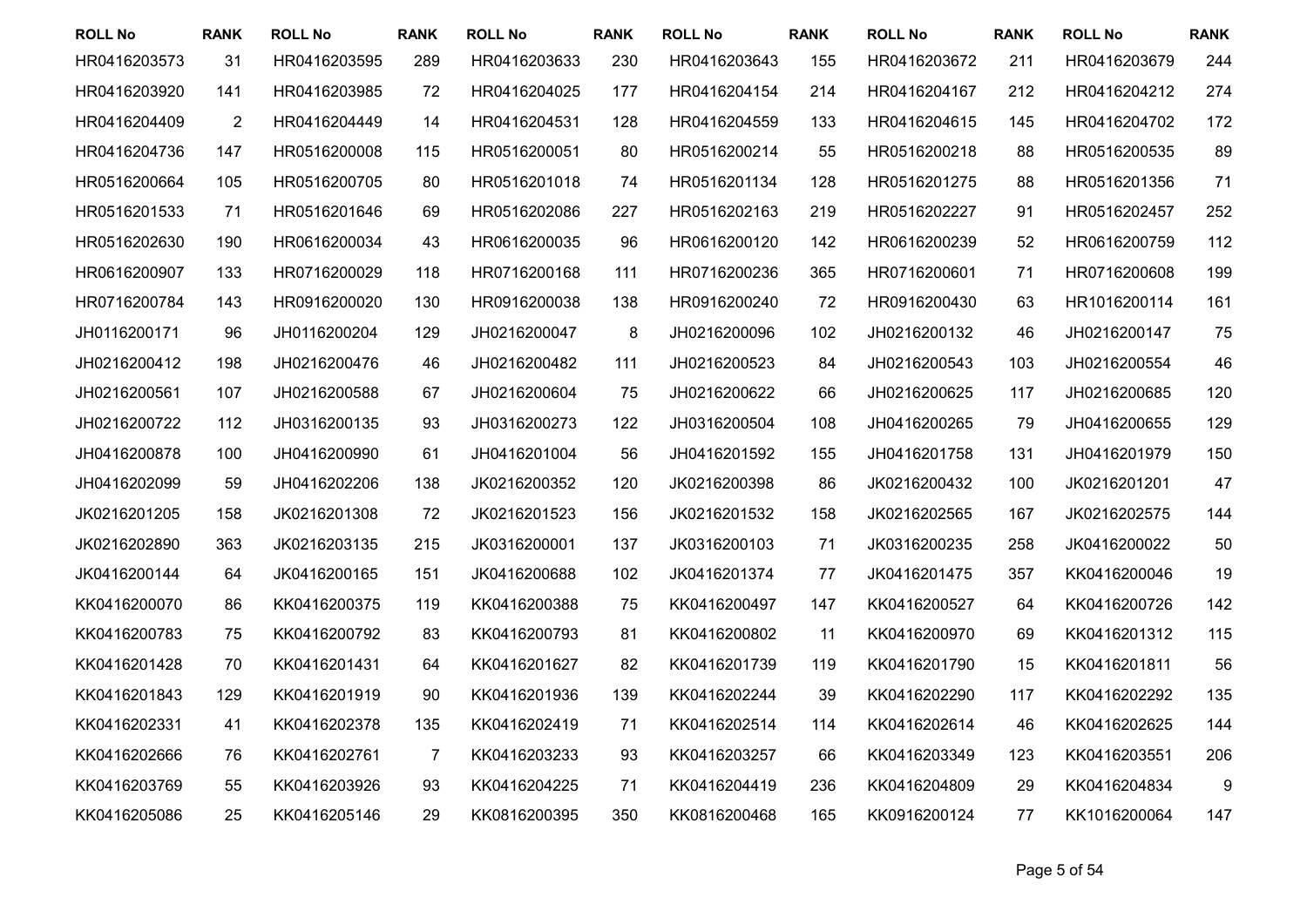| ROLL No | RANK | ROLL No | RANK | ROLL No | RANK | ROLL No | RANK | ROLL No | RANK | ROLL No | RANK |
|---|---|---|---|---|---|---|---|---|---|---|---|
| HR0416203573 | 31 | HR0416203595 | 289 | HR0416203633 | 230 | HR0416203643 | 155 | HR0416203672 | 211 | HR0416203679 | 244 |
| HR0416203920 | 141 | HR0416203985 | 72 | HR0416204025 | 177 | HR0416204154 | 214 | HR0416204167 | 212 | HR0416204212 | 274 |
| HR0416204409 | 2 | HR0416204449 | 14 | HR0416204531 | 128 | HR0416204559 | 133 | HR0416204615 | 145 | HR0416204702 | 172 |
| HR0416204736 | 147 | HR0516200008 | 115 | HR0516200051 | 80 | HR0516200214 | 55 | HR0516200218 | 88 | HR0516200535 | 89 |
| HR0516200664 | 105 | HR0516200705 | 80 | HR0516201018 | 74 | HR0516201134 | 128 | HR0516201275 | 88 | HR0516201356 | 71 |
| HR0516201533 | 71 | HR0516201646 | 69 | HR0516202086 | 227 | HR0516202163 | 219 | HR0516202227 | 91 | HR0516202457 | 252 |
| HR0516202630 | 190 | HR0616200034 | 43 | HR0616200035 | 96 | HR0616200120 | 142 | HR0616200239 | 52 | HR0616200759 | 112 |
| HR0616200907 | 133 | HR0716200029 | 118 | HR0716200168 | 111 | HR0716200236 | 365 | HR0716200601 | 71 | HR0716200608 | 199 |
| HR0716200784 | 143 | HR0916200020 | 130 | HR0916200038 | 138 | HR0916200240 | 72 | HR0916200430 | 63 | HR1016200114 | 161 |
| JH0116200171 | 96 | JH0116200204 | 129 | JH0216200047 | 8 | JH0216200096 | 102 | JH0216200132 | 46 | JH0216200147 | 75 |
| JH0216200412 | 198 | JH0216200476 | 46 | JH0216200482 | 111 | JH0216200523 | 84 | JH0216200543 | 103 | JH0216200554 | 46 |
| JH0216200561 | 107 | JH0216200588 | 67 | JH0216200604 | 75 | JH0216200622 | 66 | JH0216200625 | 117 | JH0216200685 | 120 |
| JH0216200722 | 112 | JH0316200135 | 93 | JH0316200273 | 122 | JH0316200504 | 108 | JH0416200265 | 79 | JH0416200655 | 129 |
| JH0416200878 | 100 | JH0416200990 | 61 | JH0416201004 | 56 | JH0416201592 | 155 | JH0416201758 | 131 | JH0416201979 | 150 |
| JH0416202099 | 59 | JH0416202206 | 138 | JK0216200352 | 120 | JK0216200398 | 86 | JK0216200432 | 100 | JK0216201201 | 47 |
| JK0216201205 | 158 | JK0216201308 | 72 | JK0216201523 | 156 | JK0216201532 | 158 | JK0216202565 | 167 | JK0216202575 | 144 |
| JK0216202890 | 363 | JK0216203135 | 215 | JK0316200001 | 137 | JK0316200103 | 71 | JK0316200235 | 258 | JK0416200022 | 50 |
| JK0416200144 | 64 | JK0416200165 | 151 | JK0416200688 | 102 | JK0416201374 | 77 | JK0416201475 | 357 | KK0416200046 | 19 |
| KK0416200070 | 86 | KK0416200375 | 119 | KK0416200388 | 75 | KK0416200497 | 147 | KK0416200527 | 64 | KK0416200726 | 142 |
| KK0416200783 | 75 | KK0416200792 | 83 | KK0416200793 | 81 | KK0416200802 | 11 | KK0416200970 | 69 | KK0416201312 | 115 |
| KK0416201428 | 70 | KK0416201431 | 64 | KK0416201627 | 82 | KK0416201739 | 119 | KK0416201790 | 15 | KK0416201811 | 56 |
| KK0416201843 | 129 | KK0416201919 | 90 | KK0416201936 | 139 | KK0416202244 | 39 | KK0416202290 | 117 | KK0416202292 | 135 |
| KK0416202331 | 41 | KK0416202378 | 135 | KK0416202419 | 71 | KK0416202514 | 114 | KK0416202614 | 46 | KK0416202625 | 144 |
| KK0416202666 | 76 | KK0416202761 | 7 | KK0416203233 | 93 | KK0416203257 | 66 | KK0416203349 | 123 | KK0416203551 | 206 |
| KK0416203769 | 55 | KK0416203926 | 93 | KK0416204225 | 71 | KK0416204419 | 236 | KK0416204809 | 29 | KK0416204834 | 9 |
| KK0416205086 | 25 | KK0416205146 | 29 | KK0816200395 | 350 | KK0816200468 | 165 | KK0916200124 | 77 | KK1016200064 | 147 |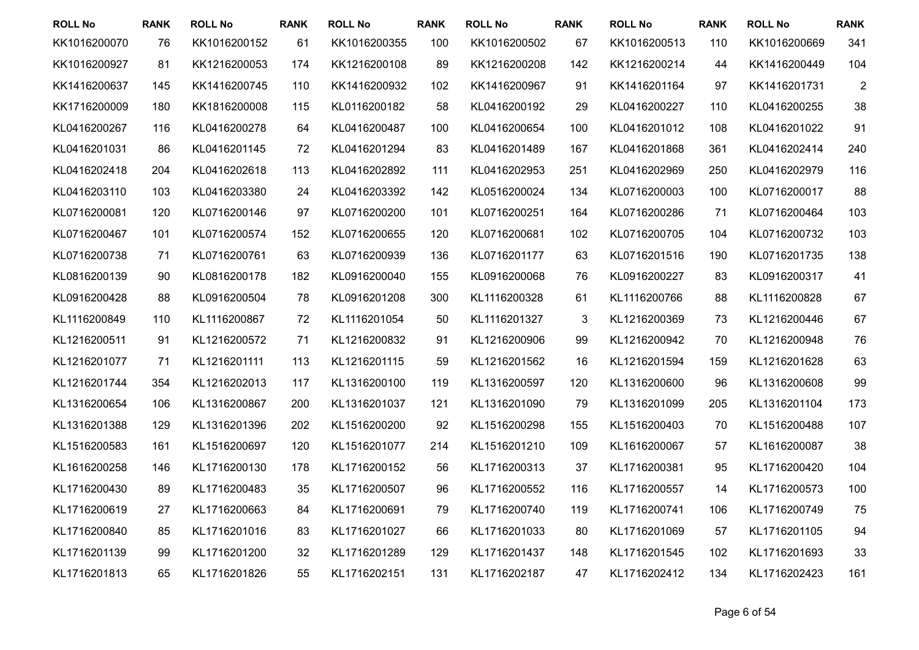| ROLL No | RANK | ROLL No | RANK | ROLL No | RANK | ROLL No | RANK | ROLL No | RANK | ROLL No | RANK |
|---|---|---|---|---|---|---|---|---|---|---|---|
| KK1016200070 | 76 | KK1016200152 | 61 | KK1016200355 | 100 | KK1016200502 | 67 | KK1016200513 | 110 | KK1016200669 | 341 |
| KK1016200927 | 81 | KK1216200053 | 174 | KK1216200108 | 89 | KK1216200208 | 142 | KK1216200214 | 44 | KK1416200449 | 104 |
| KK1416200637 | 145 | KK1416200745 | 110 | KK1416200932 | 102 | KK1416200967 | 91 | KK1416201164 | 97 | KK1416201731 | 2 |
| KK1716200009 | 180 | KK1816200008 | 115 | KL0116200182 | 58 | KL0416200192 | 29 | KL0416200227 | 110 | KL0416200255 | 38 |
| KL0416200267 | 116 | KL0416200278 | 64 | KL0416200487 | 100 | KL0416200654 | 100 | KL0416201012 | 108 | KL0416201022 | 91 |
| KL0416201031 | 86 | KL0416201145 | 72 | KL0416201294 | 83 | KL0416201489 | 167 | KL0416201868 | 361 | KL0416202414 | 240 |
| KL0416202418 | 204 | KL0416202618 | 113 | KL0416202892 | 111 | KL0416202953 | 251 | KL0416202969 | 250 | KL0416202979 | 116 |
| KL0416203110 | 103 | KL0416203380 | 24 | KL0416203392 | 142 | KL0516200024 | 134 | KL0716200003 | 100 | KL0716200017 | 88 |
| KL0716200081 | 120 | KL0716200146 | 97 | KL0716200200 | 101 | KL0716200251 | 164 | KL0716200286 | 71 | KL0716200464 | 103 |
| KL0716200467 | 101 | KL0716200574 | 152 | KL0716200655 | 120 | KL0716200681 | 102 | KL0716200705 | 104 | KL0716200732 | 103 |
| KL0716200738 | 71 | KL0716200761 | 63 | KL0716200939 | 136 | KL0716201177 | 63 | KL0716201516 | 190 | KL0716201735 | 138 |
| KL0816200139 | 90 | KL0816200178 | 182 | KL0916200040 | 155 | KL0916200068 | 76 | KL0916200227 | 83 | KL0916200317 | 41 |
| KL0916200428 | 88 | KL0916200504 | 78 | KL0916201208 | 300 | KL1116200328 | 61 | KL1116200766 | 88 | KL1116200828 | 67 |
| KL1116200849 | 110 | KL1116200867 | 72 | KL1116201054 | 50 | KL1116201327 | 3 | KL1216200369 | 73 | KL1216200446 | 67 |
| KL1216200511 | 91 | KL1216200572 | 71 | KL1216200832 | 91 | KL1216200906 | 99 | KL1216200942 | 70 | KL1216200948 | 76 |
| KL1216201077 | 71 | KL1216201111 | 113 | KL1216201115 | 59 | KL1216201562 | 16 | KL1216201594 | 159 | KL1216201628 | 63 |
| KL1216201744 | 354 | KL1216202013 | 117 | KL1316200100 | 119 | KL1316200597 | 120 | KL1316200600 | 96 | KL1316200608 | 99 |
| KL1316200654 | 106 | KL1316200867 | 200 | KL1316201037 | 121 | KL1316201090 | 79 | KL1316201099 | 205 | KL1316201104 | 173 |
| KL1316201388 | 129 | KL1316201396 | 202 | KL1516200200 | 92 | KL1516200298 | 155 | KL1516200403 | 70 | KL1516200488 | 107 |
| KL1516200583 | 161 | KL1516200697 | 120 | KL1516201077 | 214 | KL1516201210 | 109 | KL1616200067 | 57 | KL1616200087 | 38 |
| KL1616200258 | 146 | KL1716200130 | 178 | KL1716200152 | 56 | KL1716200313 | 37 | KL1716200381 | 95 | KL1716200420 | 104 |
| KL1716200430 | 89 | KL1716200483 | 35 | KL1716200507 | 96 | KL1716200552 | 116 | KL1716200557 | 14 | KL1716200573 | 100 |
| KL1716200619 | 27 | KL1716200663 | 84 | KL1716200691 | 79 | KL1716200740 | 119 | KL1716200741 | 106 | KL1716200749 | 75 |
| KL1716200840 | 85 | KL1716201016 | 83 | KL1716201027 | 66 | KL1716201033 | 80 | KL1716201069 | 57 | KL1716201105 | 94 |
| KL1716201139 | 99 | KL1716201200 | 32 | KL1716201289 | 129 | KL1716201437 | 148 | KL1716201545 | 102 | KL1716201693 | 33 |
| KL1716201813 | 65 | KL1716201826 | 55 | KL1716202151 | 131 | KL1716202187 | 47 | KL1716202412 | 134 | KL1716202423 | 161 |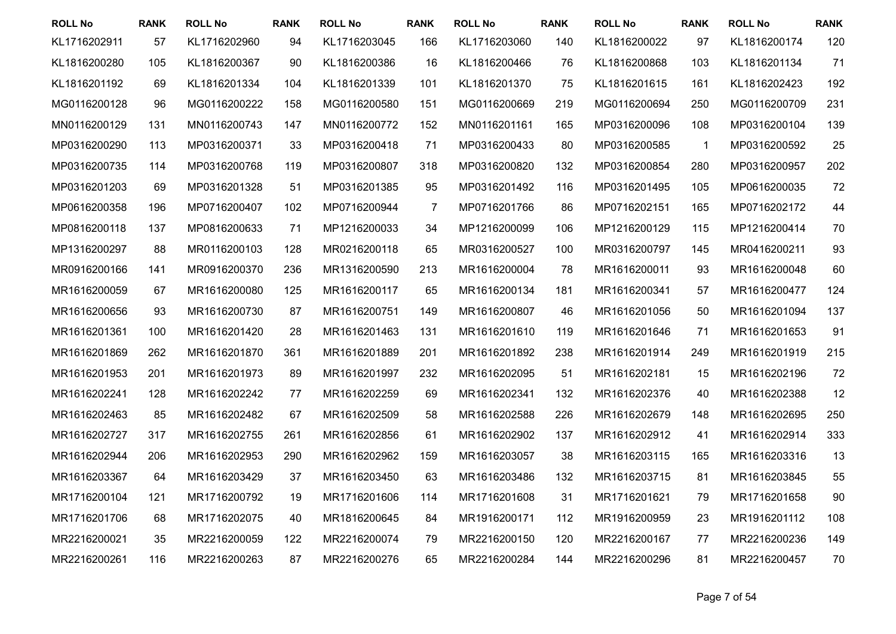| ROLL No | RANK | ROLL No | RANK | ROLL No | RANK | ROLL No | RANK | ROLL No | RANK | ROLL No | RANK |
|---|---|---|---|---|---|---|---|---|---|---|---|
| KL1716202911 | 57 | KL1716202960 | 94 | KL1716203045 | 166 | KL1716203060 | 140 | KL1816200022 | 97 | KL1816200174 | 120 |
| KL1816200280 | 105 | KL1816200367 | 90 | KL1816200386 | 16 | KL1816200466 | 76 | KL1816200868 | 103 | KL1816201134 | 71 |
| KL1816201192 | 69 | KL1816201334 | 104 | KL1816201339 | 101 | KL1816201370 | 75 | KL1816201615 | 161 | KL1816202423 | 192 |
| MG0116200128 | 96 | MG0116200222 | 158 | MG0116200580 | 151 | MG0116200669 | 219 | MG0116200694 | 250 | MG0116200709 | 231 |
| MN0116200129 | 131 | MN0116200743 | 147 | MN0116200772 | 152 | MN0116201161 | 165 | MP0316200096 | 108 | MP0316200104 | 139 |
| MP0316200290 | 113 | MP0316200371 | 33 | MP0316200418 | 71 | MP0316200433 | 80 | MP0316200585 | 1 | MP0316200592 | 25 |
| MP0316200735 | 114 | MP0316200768 | 119 | MP0316200807 | 318 | MP0316200820 | 132 | MP0316200854 | 280 | MP0316200957 | 202 |
| MP0316201203 | 69 | MP0316201328 | 51 | MP0316201385 | 95 | MP0316201492 | 116 | MP0316201495 | 105 | MP0616200035 | 72 |
| MP0616200358 | 196 | MP0716200407 | 102 | MP0716200944 | 7 | MP0716201766 | 86 | MP0716202151 | 165 | MP0716202172 | 44 |
| MP0816200118 | 137 | MP0816200633 | 71 | MP1216200033 | 34 | MP1216200099 | 106 | MP1216200129 | 115 | MP1216200414 | 70 |
| MP1316200297 | 88 | MR0116200103 | 128 | MR0216200118 | 65 | MR0316200527 | 100 | MR0316200797 | 145 | MR0416200211 | 93 |
| MR0916200166 | 141 | MR0916200370 | 236 | MR1316200590 | 213 | MR1616200004 | 78 | MR1616200011 | 93 | MR1616200048 | 60 |
| MR1616200059 | 67 | MR1616200080 | 125 | MR1616200117 | 65 | MR1616200134 | 181 | MR1616200341 | 57 | MR1616200477 | 124 |
| MR1616200656 | 93 | MR1616200730 | 87 | MR1616200751 | 149 | MR1616200807 | 46 | MR1616201056 | 50 | MR1616201094 | 137 |
| MR1616201361 | 100 | MR1616201420 | 28 | MR1616201463 | 131 | MR1616201610 | 119 | MR1616201646 | 71 | MR1616201653 | 91 |
| MR1616201869 | 262 | MR1616201870 | 361 | MR1616201889 | 201 | MR1616201892 | 238 | MR1616201914 | 249 | MR1616201919 | 215 |
| MR1616201953 | 201 | MR1616201973 | 89 | MR1616201997 | 232 | MR1616202095 | 51 | MR1616202181 | 15 | MR1616202196 | 72 |
| MR1616202241 | 128 | MR1616202242 | 77 | MR1616202259 | 69 | MR1616202341 | 132 | MR1616202376 | 40 | MR1616202388 | 12 |
| MR1616202463 | 85 | MR1616202482 | 67 | MR1616202509 | 58 | MR1616202588 | 226 | MR1616202679 | 148 | MR1616202695 | 250 |
| MR1616202727 | 317 | MR1616202755 | 261 | MR1616202856 | 61 | MR1616202902 | 137 | MR1616202912 | 41 | MR1616202914 | 333 |
| MR1616202944 | 206 | MR1616202953 | 290 | MR1616202962 | 159 | MR1616203057 | 38 | MR1616203115 | 165 | MR1616203316 | 13 |
| MR1616203367 | 64 | MR1616203429 | 37 | MR1616203450 | 63 | MR1616203486 | 132 | MR1616203715 | 81 | MR1616203845 | 55 |
| MR1716200104 | 121 | MR1716200792 | 19 | MR1716201606 | 114 | MR1716201608 | 31 | MR1716201621 | 79 | MR1716201658 | 90 |
| MR1716201706 | 68 | MR1716202075 | 40 | MR1816200645 | 84 | MR1916200171 | 112 | MR1916200959 | 23 | MR1916201112 | 108 |
| MR2216200021 | 35 | MR2216200059 | 122 | MR2216200074 | 79 | MR2216200150 | 120 | MR2216200167 | 77 | MR2216200236 | 149 |
| MR2216200261 | 116 | MR2216200263 | 87 | MR2216200276 | 65 | MR2216200284 | 144 | MR2216200296 | 81 | MR2216200457 | 70 |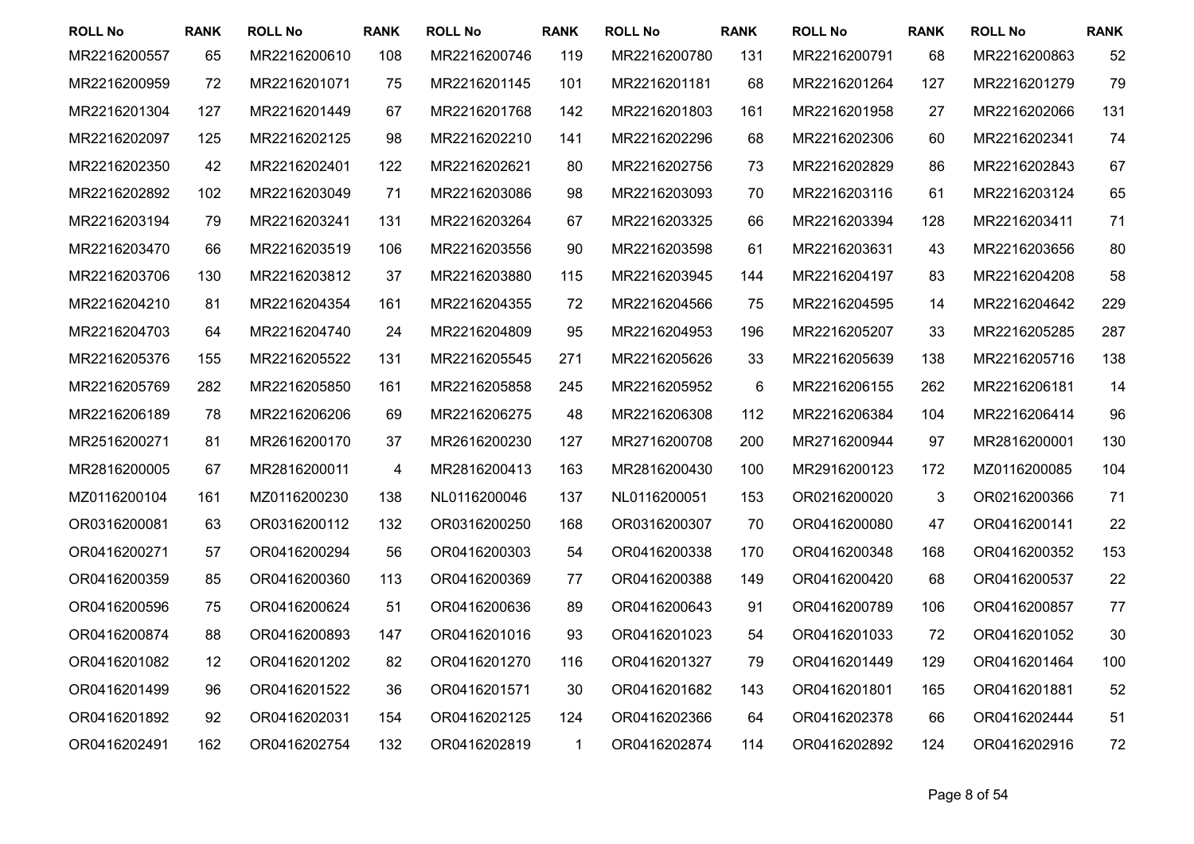| ROLL No | RANK | ROLL No | RANK | ROLL No | RANK | ROLL No | RANK | ROLL No | RANK | ROLL No | RANK |
|---|---|---|---|---|---|---|---|---|---|---|---|
| MR2216200557 | 65 | MR2216200610 | 108 | MR2216200746 | 119 | MR2216200780 | 131 | MR2216200791 | 68 | MR2216200863 | 52 |
| MR2216200959 | 72 | MR2216201071 | 75 | MR2216201145 | 101 | MR2216201181 | 68 | MR2216201264 | 127 | MR2216201279 | 79 |
| MR2216201304 | 127 | MR2216201449 | 67 | MR2216201768 | 142 | MR2216201803 | 161 | MR2216201958 | 27 | MR2216202066 | 131 |
| MR2216202097 | 125 | MR2216202125 | 98 | MR2216202210 | 141 | MR2216202296 | 68 | MR2216202306 | 60 | MR2216202341 | 74 |
| MR2216202350 | 42 | MR2216202401 | 122 | MR2216202621 | 80 | MR2216202756 | 73 | MR2216202829 | 86 | MR2216202843 | 67 |
| MR2216202892 | 102 | MR2216203049 | 71 | MR2216203086 | 98 | MR2216203093 | 70 | MR2216203116 | 61 | MR2216203124 | 65 |
| MR2216203194 | 79 | MR2216203241 | 131 | MR2216203264 | 67 | MR2216203325 | 66 | MR2216203394 | 128 | MR2216203411 | 71 |
| MR2216203470 | 66 | MR2216203519 | 106 | MR2216203556 | 90 | MR2216203598 | 61 | MR2216203631 | 43 | MR2216203656 | 80 |
| MR2216203706 | 130 | MR2216203812 | 37 | MR2216203880 | 115 | MR2216203945 | 144 | MR2216204197 | 83 | MR2216204208 | 58 |
| MR2216204210 | 81 | MR2216204354 | 161 | MR2216204355 | 72 | MR2216204566 | 75 | MR2216204595 | 14 | MR2216204642 | 229 |
| MR2216204703 | 64 | MR2216204740 | 24 | MR2216204809 | 95 | MR2216204953 | 196 | MR2216205207 | 33 | MR2216205285 | 287 |
| MR2216205376 | 155 | MR2216205522 | 131 | MR2216205545 | 271 | MR2216205626 | 33 | MR2216205639 | 138 | MR2216205716 | 138 |
| MR2216205769 | 282 | MR2216205850 | 161 | MR2216205858 | 245 | MR2216205952 | 6 | MR2216206155 | 262 | MR2216206181 | 14 |
| MR2216206189 | 78 | MR2216206206 | 69 | MR2216206275 | 48 | MR2216206308 | 112 | MR2216206384 | 104 | MR2216206414 | 96 |
| MR2516200271 | 81 | MR2616200170 | 37 | MR2616200230 | 127 | MR2716200708 | 200 | MR2716200944 | 97 | MR2816200001 | 130 |
| MR2816200005 | 67 | MR2816200011 | 4 | MR2816200413 | 163 | MR2816200430 | 100 | MR2916200123 | 172 | MZ0116200085 | 104 |
| MZ0116200104 | 161 | MZ0116200230 | 138 | NL0116200046 | 137 | NL0116200051 | 153 | OR0216200020 | 3 | OR0216200366 | 71 |
| OR0316200081 | 63 | OR0316200112 | 132 | OR0316200250 | 168 | OR0316200307 | 70 | OR0416200080 | 47 | OR0416200141 | 22 |
| OR0416200271 | 57 | OR0416200294 | 56 | OR0416200303 | 54 | OR0416200338 | 170 | OR0416200348 | 168 | OR0416200352 | 153 |
| OR0416200359 | 85 | OR0416200360 | 113 | OR0416200369 | 77 | OR0416200388 | 149 | OR0416200420 | 68 | OR0416200537 | 22 |
| OR0416200596 | 75 | OR0416200624 | 51 | OR0416200636 | 89 | OR0416200643 | 91 | OR0416200789 | 106 | OR0416200857 | 77 |
| OR0416200874 | 88 | OR0416200893 | 147 | OR0416201016 | 93 | OR0416201023 | 54 | OR0416201033 | 72 | OR0416201052 | 30 |
| OR0416201082 | 12 | OR0416201202 | 82 | OR0416201270 | 116 | OR0416201327 | 79 | OR0416201449 | 129 | OR0416201464 | 100 |
| OR0416201499 | 96 | OR0416201522 | 36 | OR0416201571 | 30 | OR0416201682 | 143 | OR0416201801 | 165 | OR0416201881 | 52 |
| OR0416201892 | 92 | OR0416202031 | 154 | OR0416202125 | 124 | OR0416202366 | 64 | OR0416202378 | 66 | OR0416202444 | 51 |
| OR0416202491 | 162 | OR0416202754 | 132 | OR0416202819 | 1 | OR0416202874 | 114 | OR0416202892 | 124 | OR0416202916 | 72 |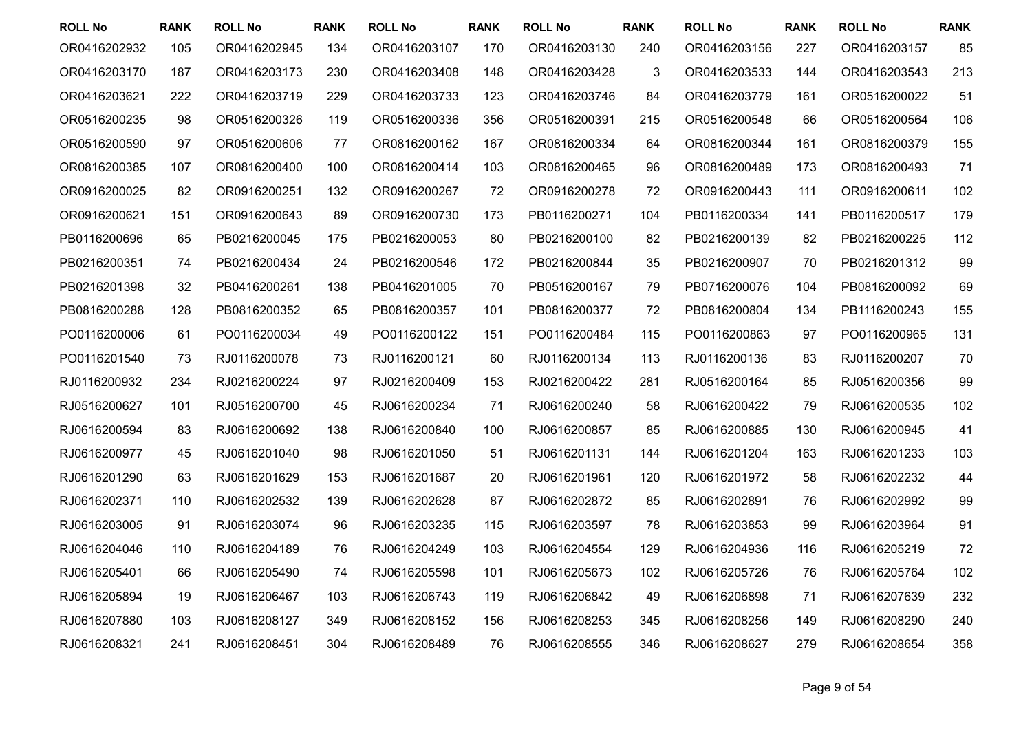| ROLL No | RANK | ROLL No | RANK | ROLL No | RANK | ROLL No | RANK | ROLL No | RANK | ROLL No | RANK |
|---|---|---|---|---|---|---|---|---|---|---|---|
| OR0416202932 | 105 | OR0416202945 | 134 | OR0416203107 | 170 | OR0416203130 | 240 | OR0416203156 | 227 | OR0416203157 | 85 |
| OR0416203170 | 187 | OR0416203173 | 230 | OR0416203408 | 148 | OR0416203428 | 3 | OR0416203533 | 144 | OR0416203543 | 213 |
| OR0416203621 | 222 | OR0416203719 | 229 | OR0416203733 | 123 | OR0416203746 | 84 | OR0416203779 | 161 | OR0516200022 | 51 |
| OR0516200235 | 98 | OR0516200326 | 119 | OR0516200336 | 356 | OR0516200391 | 215 | OR0516200548 | 66 | OR0516200564 | 106 |
| OR0516200590 | 97 | OR0516200606 | 77 | OR0816200162 | 167 | OR0816200334 | 64 | OR0816200344 | 161 | OR0816200379 | 155 |
| OR0816200385 | 107 | OR0816200400 | 100 | OR0816200414 | 103 | OR0816200465 | 96 | OR0816200489 | 173 | OR0816200493 | 71 |
| OR0916200025 | 82 | OR0916200251 | 132 | OR0916200267 | 72 | OR0916200278 | 72 | OR0916200443 | 111 | OR0916200611 | 102 |
| OR0916200621 | 151 | OR0916200643 | 89 | OR0916200730 | 173 | PB0116200271 | 104 | PB0116200334 | 141 | PB0116200517 | 179 |
| PB0116200696 | 65 | PB0216200045 | 175 | PB0216200053 | 80 | PB0216200100 | 82 | PB0216200139 | 82 | PB0216200225 | 112 |
| PB0216200351 | 74 | PB0216200434 | 24 | PB0216200546 | 172 | PB0216200844 | 35 | PB0216200907 | 70 | PB0216201312 | 99 |
| PB0216201398 | 32 | PB0416200261 | 138 | PB0416201005 | 70 | PB0516200167 | 79 | PB0716200076 | 104 | PB0816200092 | 69 |
| PB0816200288 | 128 | PB0816200352 | 65 | PB0816200357 | 101 | PB0816200377 | 72 | PB0816200804 | 134 | PB1116200243 | 155 |
| PO0116200006 | 61 | PO0116200034 | 49 | PO0116200122 | 151 | PO0116200484 | 115 | PO0116200863 | 97 | PO0116200965 | 131 |
| PO0116201540 | 73 | RJ0116200078 | 73 | RJ0116200121 | 60 | RJ0116200134 | 113 | RJ0116200136 | 83 | RJ0116200207 | 70 |
| RJ0116200932 | 234 | RJ0216200224 | 97 | RJ0216200409 | 153 | RJ0216200422 | 281 | RJ0516200164 | 85 | RJ0516200356 | 99 |
| RJ0516200627 | 101 | RJ0516200700 | 45 | RJ0616200234 | 71 | RJ0616200240 | 58 | RJ0616200422 | 79 | RJ0616200535 | 102 |
| RJ0616200594 | 83 | RJ0616200692 | 138 | RJ0616200840 | 100 | RJ0616200857 | 85 | RJ0616200885 | 130 | RJ0616200945 | 41 |
| RJ0616200977 | 45 | RJ0616201040 | 98 | RJ0616201050 | 51 | RJ0616201131 | 144 | RJ0616201204 | 163 | RJ0616201233 | 103 |
| RJ0616201290 | 63 | RJ0616201629 | 153 | RJ0616201687 | 20 | RJ0616201961 | 120 | RJ0616201972 | 58 | RJ0616202232 | 44 |
| RJ0616202371 | 110 | RJ0616202532 | 139 | RJ0616202628 | 87 | RJ0616202872 | 85 | RJ0616202891 | 76 | RJ0616202992 | 99 |
| RJ0616203005 | 91 | RJ0616203074 | 96 | RJ0616203235 | 115 | RJ0616203597 | 78 | RJ0616203853 | 99 | RJ0616203964 | 91 |
| RJ0616204046 | 110 | RJ0616204189 | 76 | RJ0616204249 | 103 | RJ0616204554 | 129 | RJ0616204936 | 116 | RJ0616205219 | 72 |
| RJ0616205401 | 66 | RJ0616205490 | 74 | RJ0616205598 | 101 | RJ0616205673 | 102 | RJ0616205726 | 76 | RJ0616205764 | 102 |
| RJ0616205894 | 19 | RJ0616206467 | 103 | RJ0616206743 | 119 | RJ0616206842 | 49 | RJ0616206898 | 71 | RJ0616207639 | 232 |
| RJ0616207880 | 103 | RJ0616208127 | 349 | RJ0616208152 | 156 | RJ0616208253 | 345 | RJ0616208256 | 149 | RJ0616208290 | 240 |
| RJ0616208321 | 241 | RJ0616208451 | 304 | RJ0616208489 | 76 | RJ0616208555 | 346 | RJ0616208627 | 279 | RJ0616208654 | 358 |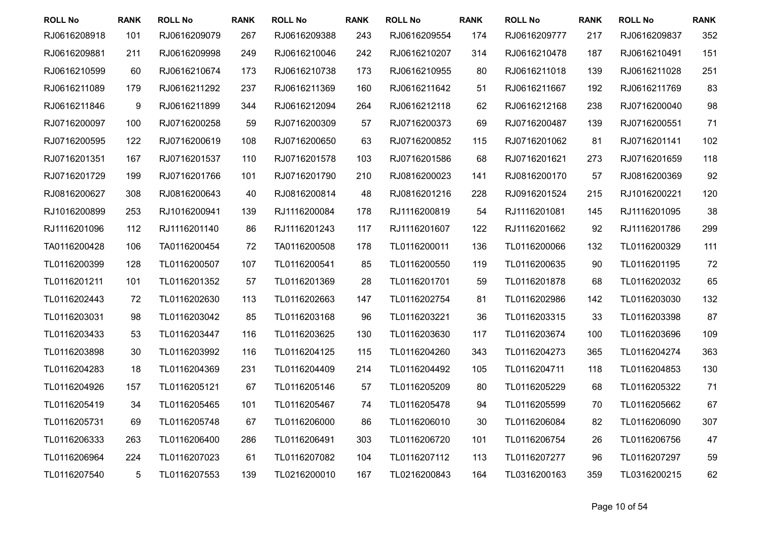| ROLL No | RANK | ROLL No | RANK | ROLL No | RANK | ROLL No | RANK | ROLL No | RANK | ROLL No | RANK |
|---|---|---|---|---|---|---|---|---|---|---|---|
| RJ0616208918 | 101 | RJ0616209079 | 267 | RJ0616209388 | 243 | RJ0616209554 | 174 | RJ0616209777 | 217 | RJ0616209837 | 352 |
| RJ0616209881 | 211 | RJ0616209998 | 249 | RJ0616210046 | 242 | RJ0616210207 | 314 | RJ0616210478 | 187 | RJ0616210491 | 151 |
| RJ0616210599 | 60 | RJ0616210674 | 173 | RJ0616210738 | 173 | RJ0616210955 | 80 | RJ0616211018 | 139 | RJ0616211028 | 251 |
| RJ0616211089 | 179 | RJ0616211292 | 237 | RJ0616211369 | 160 | RJ0616211642 | 51 | RJ0616211667 | 192 | RJ0616211769 | 83 |
| RJ0616211846 | 9 | RJ0616211899 | 344 | RJ0616212094 | 264 | RJ0616212118 | 62 | RJ0616212168 | 238 | RJ0716200040 | 98 |
| RJ0716200097 | 100 | RJ0716200258 | 59 | RJ0716200309 | 57 | RJ0716200373 | 69 | RJ0716200487 | 139 | RJ0716200551 | 71 |
| RJ0716200595 | 122 | RJ0716200619 | 108 | RJ0716200650 | 63 | RJ0716200852 | 115 | RJ0716201062 | 81 | RJ0716201141 | 102 |
| RJ0716201351 | 167 | RJ0716201537 | 110 | RJ0716201578 | 103 | RJ0716201586 | 68 | RJ0716201621 | 273 | RJ0716201659 | 118 |
| RJ0716201729 | 199 | RJ0716201766 | 101 | RJ0716201790 | 210 | RJ0816200023 | 141 | RJ0816200170 | 57 | RJ0816200369 | 92 |
| RJ0816200627 | 308 | RJ0816200643 | 40 | RJ0816200814 | 48 | RJ0816201216 | 228 | RJ0916201524 | 215 | RJ1016200221 | 120 |
| RJ1016200899 | 253 | RJ1016200941 | 139 | RJ1116200084 | 178 | RJ1116200819 | 54 | RJ1116201081 | 145 | RJ1116201095 | 38 |
| RJ1116201096 | 112 | RJ1116201140 | 86 | RJ1116201243 | 117 | RJ1116201607 | 122 | RJ1116201662 | 92 | RJ1116201786 | 299 |
| TA0116200428 | 106 | TA0116200454 | 72 | TA0116200508 | 178 | TL0116200011 | 136 | TL0116200066 | 132 | TL0116200329 | 111 |
| TL0116200399 | 128 | TL0116200507 | 107 | TL0116200541 | 85 | TL0116200550 | 119 | TL0116200635 | 90 | TL0116201195 | 72 |
| TL0116201211 | 101 | TL0116201352 | 57 | TL0116201369 | 28 | TL0116201701 | 59 | TL0116201878 | 68 | TL0116202032 | 65 |
| TL0116202443 | 72 | TL0116202630 | 113 | TL0116202663 | 147 | TL0116202754 | 81 | TL0116202986 | 142 | TL0116203030 | 132 |
| TL0116203031 | 98 | TL0116203042 | 85 | TL0116203168 | 96 | TL0116203221 | 36 | TL0116203315 | 33 | TL0116203398 | 87 |
| TL0116203433 | 53 | TL0116203447 | 116 | TL0116203625 | 130 | TL0116203630 | 117 | TL0116203674 | 100 | TL0116203696 | 109 |
| TL0116203898 | 30 | TL0116203992 | 116 | TL0116204125 | 115 | TL0116204260 | 343 | TL0116204273 | 365 | TL0116204274 | 363 |
| TL0116204283 | 18 | TL0116204369 | 231 | TL0116204409 | 214 | TL0116204492 | 105 | TL0116204711 | 118 | TL0116204853 | 130 |
| TL0116204926 | 157 | TL0116205121 | 67 | TL0116205146 | 57 | TL0116205209 | 80 | TL0116205229 | 68 | TL0116205322 | 71 |
| TL0116205419 | 34 | TL0116205465 | 101 | TL0116205467 | 74 | TL0116205478 | 94 | TL0116205599 | 70 | TL0116205662 | 67 |
| TL0116205731 | 69 | TL0116205748 | 67 | TL0116206000 | 86 | TL0116206010 | 30 | TL0116206084 | 82 | TL0116206090 | 307 |
| TL0116206333 | 263 | TL0116206400 | 286 | TL0116206491 | 303 | TL0116206720 | 101 | TL0116206754 | 26 | TL0116206756 | 47 |
| TL0116206964 | 224 | TL0116207023 | 61 | TL0116207082 | 104 | TL0116207112 | 113 | TL0116207277 | 96 | TL0116207297 | 59 |
| TL0116207540 | 5 | TL0116207553 | 139 | TL0216200010 | 167 | TL0216200843 | 164 | TL0316200163 | 359 | TL0316200215 | 62 |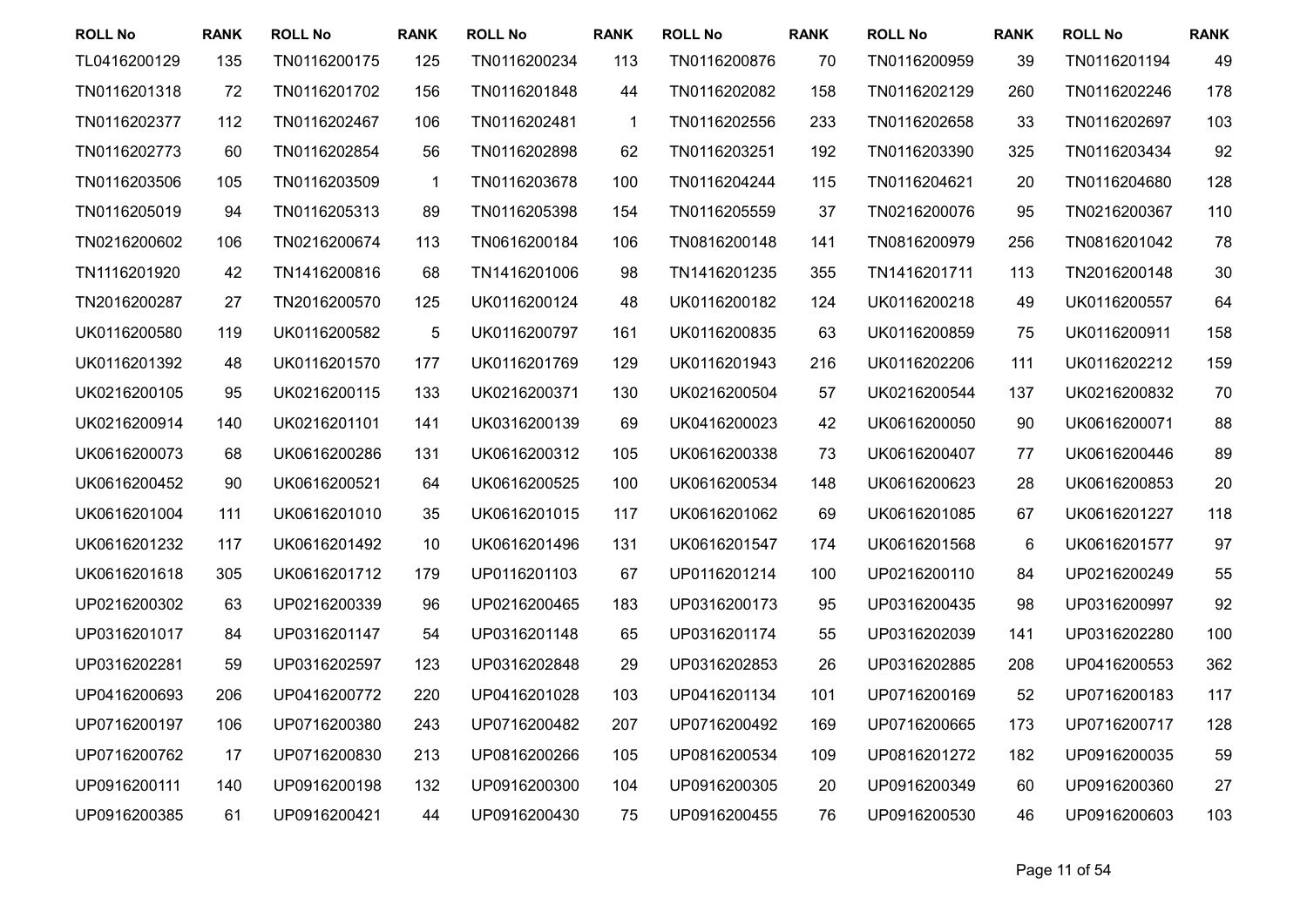| ROLL No | RANK | ROLL No | RANK | ROLL No | RANK | ROLL No | RANK | ROLL No | RANK | ROLL No | RANK |
|---|---|---|---|---|---|---|---|---|---|---|---|
| TL0416200129 | 135 | TN0116200175 | 125 | TN0116200234 | 113 | TN0116200876 | 70 | TN0116200959 | 39 | TN0116201194 | 49 |
| TN0116201318 | 72 | TN0116201702 | 156 | TN0116201848 | 44 | TN0116202082 | 158 | TN0116202129 | 260 | TN0116202246 | 178 |
| TN0116202377 | 112 | TN0116202467 | 106 | TN0116202481 | 1 | TN0116202556 | 233 | TN0116202658 | 33 | TN0116202697 | 103 |
| TN0116202773 | 60 | TN0116202854 | 56 | TN0116202898 | 62 | TN0116203251 | 192 | TN0116203390 | 325 | TN0116203434 | 92 |
| TN0116203506 | 105 | TN0116203509 | 1 | TN0116203678 | 100 | TN0116204244 | 115 | TN0116204621 | 20 | TN0116204680 | 128 |
| TN0116205019 | 94 | TN0116205313 | 89 | TN0116205398 | 154 | TN0116205559 | 37 | TN0216200076 | 95 | TN0216200367 | 110 |
| TN0216200602 | 106 | TN0216200674 | 113 | TN0616200184 | 106 | TN0816200148 | 141 | TN0816200979 | 256 | TN0816201042 | 78 |
| TN1116201920 | 42 | TN1416200816 | 68 | TN1416201006 | 98 | TN1416201235 | 355 | TN1416201711 | 113 | TN2016200148 | 30 |
| TN2016200287 | 27 | TN2016200570 | 125 | UK0116200124 | 48 | UK0116200182 | 124 | UK0116200218 | 49 | UK0116200557 | 64 |
| UK0116200580 | 119 | UK0116200582 | 5 | UK0116200797 | 161 | UK0116200835 | 63 | UK0116200859 | 75 | UK0116200911 | 158 |
| UK0116201392 | 48 | UK0116201570 | 177 | UK0116201769 | 129 | UK0116201943 | 216 | UK0116202206 | 111 | UK0116202212 | 159 |
| UK0216200105 | 95 | UK0216200115 | 133 | UK0216200371 | 130 | UK0216200504 | 57 | UK0216200544 | 137 | UK0216200832 | 70 |
| UK0216200914 | 140 | UK0216201101 | 141 | UK0316200139 | 69 | UK0416200023 | 42 | UK0616200050 | 90 | UK0616200071 | 88 |
| UK0616200073 | 68 | UK0616200286 | 131 | UK0616200312 | 105 | UK0616200338 | 73 | UK0616200407 | 77 | UK0616200446 | 89 |
| UK0616200452 | 90 | UK0616200521 | 64 | UK0616200525 | 100 | UK0616200534 | 148 | UK0616200623 | 28 | UK0616200853 | 20 |
| UK0616201004 | 111 | UK0616201010 | 35 | UK0616201015 | 117 | UK0616201062 | 69 | UK0616201085 | 67 | UK0616201227 | 118 |
| UK0616201232 | 117 | UK0616201492 | 10 | UK0616201496 | 131 | UK0616201547 | 174 | UK0616201568 | 6 | UK0616201577 | 97 |
| UK0616201618 | 305 | UK0616201712 | 179 | UP0116201103 | 67 | UP0116201214 | 100 | UP0216200110 | 84 | UP0216200249 | 55 |
| UP0216200302 | 63 | UP0216200339 | 96 | UP0216200465 | 183 | UP0316200173 | 95 | UP0316200435 | 98 | UP0316200997 | 92 |
| UP0316201017 | 84 | UP0316201147 | 54 | UP0316201148 | 65 | UP0316201174 | 55 | UP0316202039 | 141 | UP0316202280 | 100 |
| UP0316202281 | 59 | UP0316202597 | 123 | UP0316202848 | 29 | UP0316202853 | 26 | UP0316202885 | 208 | UP0416200553 | 362 |
| UP0416200693 | 206 | UP0416200772 | 220 | UP0416201028 | 103 | UP0416201134 | 101 | UP0716200169 | 52 | UP0716200183 | 117 |
| UP0716200197 | 106 | UP0716200380 | 243 | UP0716200482 | 207 | UP0716200492 | 169 | UP0716200665 | 173 | UP0716200717 | 128 |
| UP0716200762 | 17 | UP0716200830 | 213 | UP0816200266 | 105 | UP0816200534 | 109 | UP0816201272 | 182 | UP0916200035 | 59 |
| UP0916200111 | 140 | UP0916200198 | 132 | UP0916200300 | 104 | UP0916200305 | 20 | UP0916200349 | 60 | UP0916200360 | 27 |
| UP0916200385 | 61 | UP0916200421 | 44 | UP0916200430 | 75 | UP0916200455 | 76 | UP0916200530 | 46 | UP0916200603 | 103 |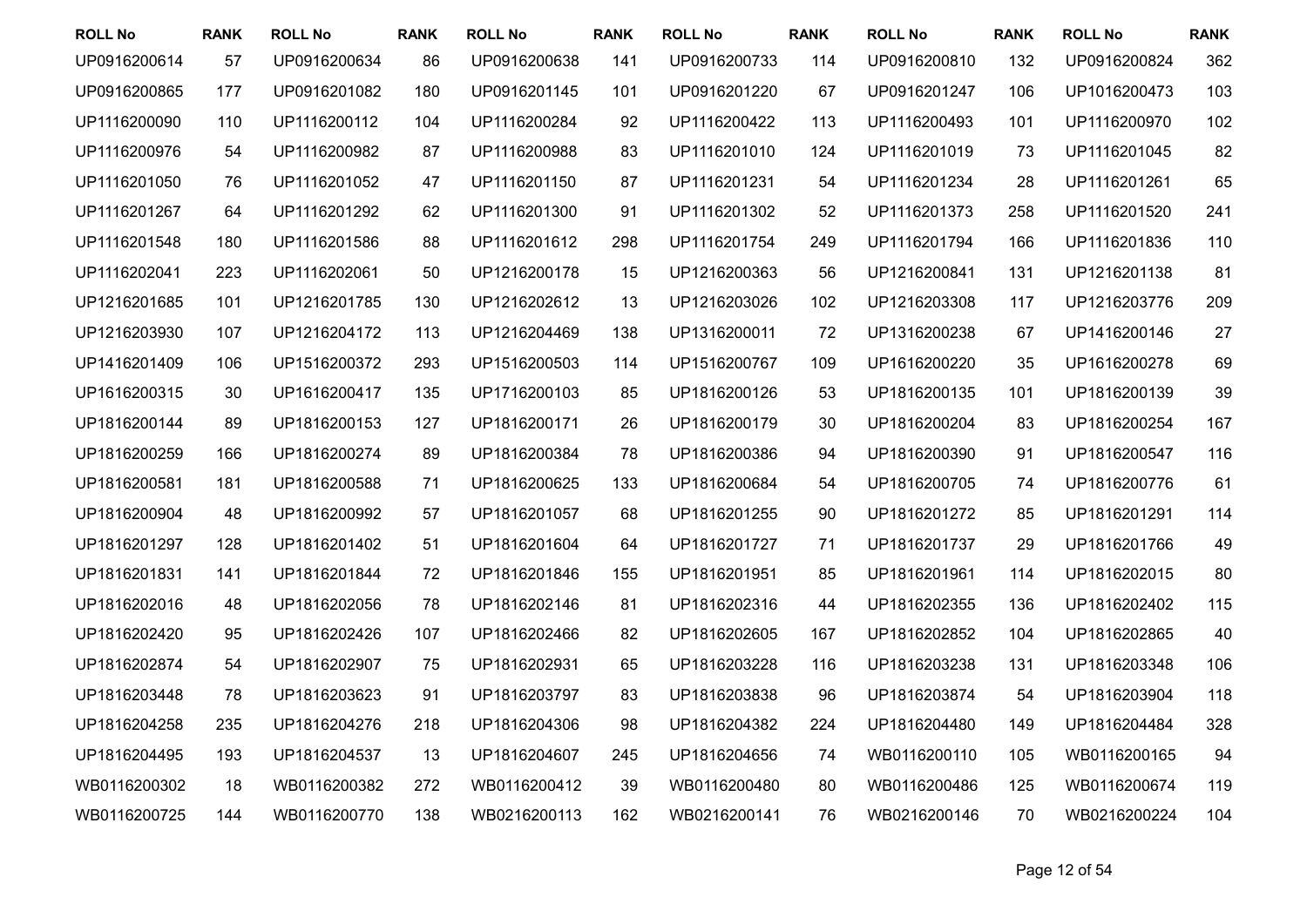| ROLL No | RANK | ROLL No | RANK | ROLL No | RANK | ROLL No | RANK | ROLL No | RANK | ROLL No | RANK |
|---|---|---|---|---|---|---|---|---|---|---|---|
| UP0916200614 | 57 | UP0916200634 | 86 | UP0916200638 | 141 | UP0916200733 | 114 | UP0916200810 | 132 | UP0916200824 | 362 |
| UP0916200865 | 177 | UP0916201082 | 180 | UP0916201145 | 101 | UP0916201220 | 67 | UP0916201247 | 106 | UP1016200473 | 103 |
| UP1116200090 | 110 | UP1116200112 | 104 | UP1116200284 | 92 | UP1116200422 | 113 | UP1116200493 | 101 | UP1116200970 | 102 |
| UP1116200976 | 54 | UP1116200982 | 87 | UP1116200988 | 83 | UP1116201010 | 124 | UP1116201019 | 73 | UP1116201045 | 82 |
| UP1116201050 | 76 | UP1116201052 | 47 | UP1116201150 | 87 | UP1116201231 | 54 | UP1116201234 | 28 | UP1116201261 | 65 |
| UP1116201267 | 64 | UP1116201292 | 62 | UP1116201300 | 91 | UP1116201302 | 52 | UP1116201373 | 258 | UP1116201520 | 241 |
| UP1116201548 | 180 | UP1116201586 | 88 | UP1116201612 | 298 | UP1116201754 | 249 | UP1116201794 | 166 | UP1116201836 | 110 |
| UP1116202041 | 223 | UP1116202061 | 50 | UP1216200178 | 15 | UP1216200363 | 56 | UP1216200841 | 131 | UP1216201138 | 81 |
| UP1216201685 | 101 | UP1216201785 | 130 | UP1216202612 | 13 | UP1216203026 | 102 | UP1216203308 | 117 | UP1216203776 | 209 |
| UP1216203930 | 107 | UP1216204172 | 113 | UP1216204469 | 138 | UP1316200011 | 72 | UP1316200238 | 67 | UP1416200146 | 27 |
| UP1416201409 | 106 | UP1516200372 | 293 | UP1516200503 | 114 | UP1516200767 | 109 | UP1616200220 | 35 | UP1616200278 | 69 |
| UP1616200315 | 30 | UP1616200417 | 135 | UP1716200103 | 85 | UP1816200126 | 53 | UP1816200135 | 101 | UP1816200139 | 39 |
| UP1816200144 | 89 | UP1816200153 | 127 | UP1816200171 | 26 | UP1816200179 | 30 | UP1816200204 | 83 | UP1816200254 | 167 |
| UP1816200259 | 166 | UP1816200274 | 89 | UP1816200384 | 78 | UP1816200386 | 94 | UP1816200390 | 91 | UP1816200547 | 116 |
| UP1816200581 | 181 | UP1816200588 | 71 | UP1816200625 | 133 | UP1816200684 | 54 | UP1816200705 | 74 | UP1816200776 | 61 |
| UP1816200904 | 48 | UP1816200992 | 57 | UP1816201057 | 68 | UP1816201255 | 90 | UP1816201272 | 85 | UP1816201291 | 114 |
| UP1816201297 | 128 | UP1816201402 | 51 | UP1816201604 | 64 | UP1816201727 | 71 | UP1816201737 | 29 | UP1816201766 | 49 |
| UP1816201831 | 141 | UP1816201844 | 72 | UP1816201846 | 155 | UP1816201951 | 85 | UP1816201961 | 114 | UP1816202015 | 80 |
| UP1816202016 | 48 | UP1816202056 | 78 | UP1816202146 | 81 | UP1816202316 | 44 | UP1816202355 | 136 | UP1816202402 | 115 |
| UP1816202420 | 95 | UP1816202426 | 107 | UP1816202466 | 82 | UP1816202605 | 167 | UP1816202852 | 104 | UP1816202865 | 40 |
| UP1816202874 | 54 | UP1816202907 | 75 | UP1816202931 | 65 | UP1816203228 | 116 | UP1816203238 | 131 | UP1816203348 | 106 |
| UP1816203448 | 78 | UP1816203623 | 91 | UP1816203797 | 83 | UP1816203838 | 96 | UP1816203874 | 54 | UP1816203904 | 118 |
| UP1816204258 | 235 | UP1816204276 | 218 | UP1816204306 | 98 | UP1816204382 | 224 | UP1816204480 | 149 | UP1816204484 | 328 |
| UP1816204495 | 193 | UP1816204537 | 13 | UP1816204607 | 245 | UP1816204656 | 74 | WB0116200110 | 105 | WB0116200165 | 94 |
| WB0116200302 | 18 | WB0116200382 | 272 | WB0116200412 | 39 | WB0116200480 | 80 | WB0116200486 | 125 | WB0116200674 | 119 |
| WB0116200725 | 144 | WB0116200770 | 138 | WB0216200113 | 162 | WB0216200141 | 76 | WB0216200146 | 70 | WB0216200224 | 104 |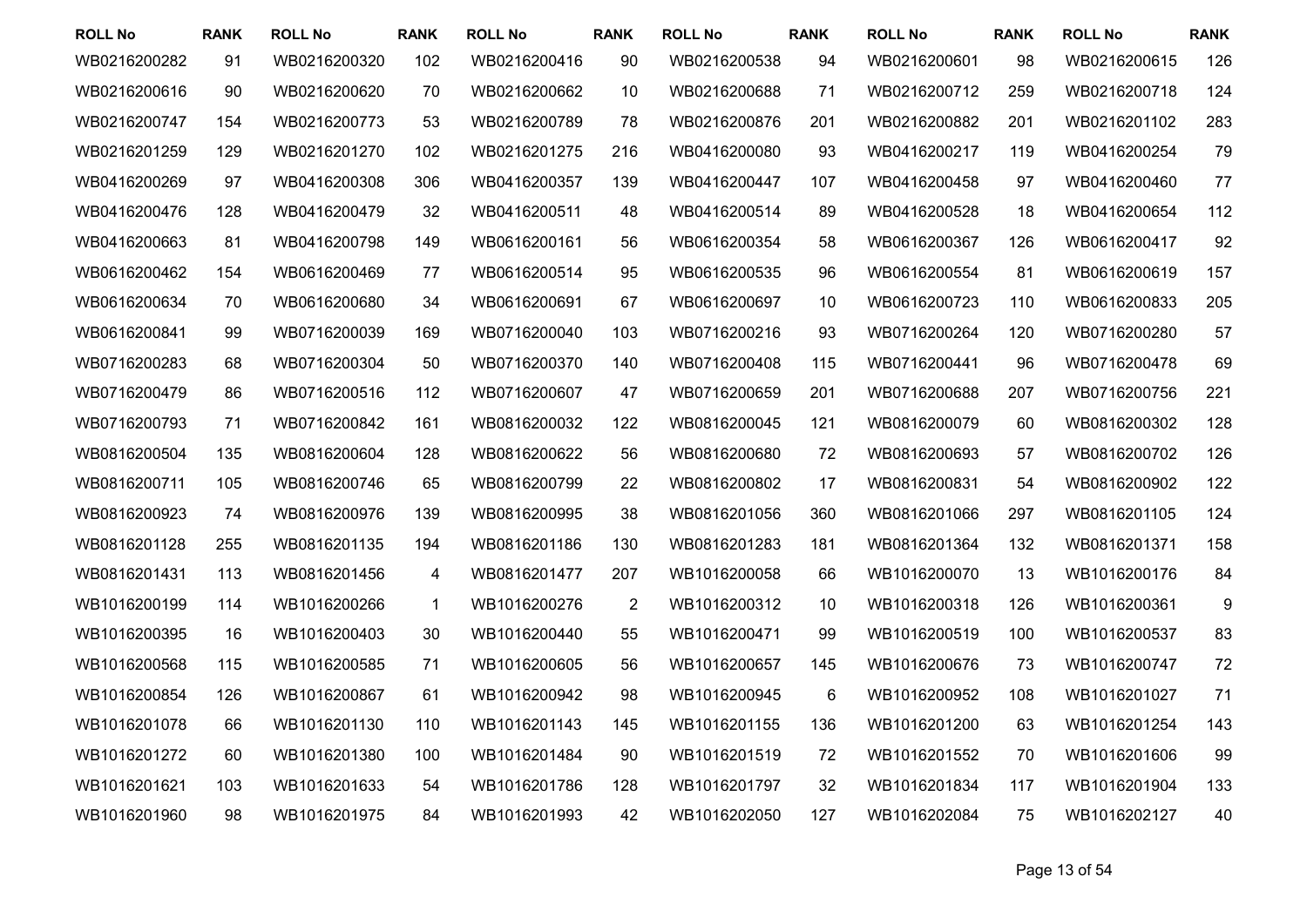| ROLL No | RANK | ROLL No | RANK | ROLL No | RANK | ROLL No | RANK | ROLL No | RANK | ROLL No | RANK |
|---|---|---|---|---|---|---|---|---|---|---|---|
| WB0216200282 | 91 | WB0216200320 | 102 | WB0216200416 | 90 | WB0216200538 | 94 | WB0216200601 | 98 | WB0216200615 | 126 |
| WB0216200616 | 90 | WB0216200620 | 70 | WB0216200662 | 10 | WB0216200688 | 71 | WB0216200712 | 259 | WB0216200718 | 124 |
| WB0216200747 | 154 | WB0216200773 | 53 | WB0216200789 | 78 | WB0216200876 | 201 | WB0216200882 | 201 | WB0216201102 | 283 |
| WB0216201259 | 129 | WB0216201270 | 102 | WB0216201275 | 216 | WB0416200080 | 93 | WB0416200217 | 119 | WB0416200254 | 79 |
| WB0416200269 | 97 | WB0416200308 | 306 | WB0416200357 | 139 | WB0416200447 | 107 | WB0416200458 | 97 | WB0416200460 | 77 |
| WB0416200476 | 128 | WB0416200479 | 32 | WB0416200511 | 48 | WB0416200514 | 89 | WB0416200528 | 18 | WB0416200654 | 112 |
| WB0416200663 | 81 | WB0416200798 | 149 | WB0616200161 | 56 | WB0616200354 | 58 | WB0616200367 | 126 | WB0616200417 | 92 |
| WB0616200462 | 154 | WB0616200469 | 77 | WB0616200514 | 95 | WB0616200535 | 96 | WB0616200554 | 81 | WB0616200619 | 157 |
| WB0616200634 | 70 | WB0616200680 | 34 | WB0616200691 | 67 | WB0616200697 | 10 | WB0616200723 | 110 | WB0616200833 | 205 |
| WB0616200841 | 99 | WB0716200039 | 169 | WB0716200040 | 103 | WB0716200216 | 93 | WB0716200264 | 120 | WB0716200280 | 57 |
| WB0716200283 | 68 | WB0716200304 | 50 | WB0716200370 | 140 | WB0716200408 | 115 | WB0716200441 | 96 | WB0716200478 | 69 |
| WB0716200479 | 86 | WB0716200516 | 112 | WB0716200607 | 47 | WB0716200659 | 201 | WB0716200688 | 207 | WB0716200756 | 221 |
| WB0716200793 | 71 | WB0716200842 | 161 | WB0816200032 | 122 | WB0816200045 | 121 | WB0816200079 | 60 | WB0816200302 | 128 |
| WB0816200504 | 135 | WB0816200604 | 128 | WB0816200622 | 56 | WB0816200680 | 72 | WB0816200693 | 57 | WB0816200702 | 126 |
| WB0816200711 | 105 | WB0816200746 | 65 | WB0816200799 | 22 | WB0816200802 | 17 | WB0816200831 | 54 | WB0816200902 | 122 |
| WB0816200923 | 74 | WB0816200976 | 139 | WB0816200995 | 38 | WB0816201056 | 360 | WB0816201066 | 297 | WB0816201105 | 124 |
| WB0816201128 | 255 | WB0816201135 | 194 | WB0816201186 | 130 | WB0816201283 | 181 | WB0816201364 | 132 | WB0816201371 | 158 |
| WB0816201431 | 113 | WB0816201456 | 4 | WB0816201477 | 207 | WB1016200058 | 66 | WB1016200070 | 13 | WB1016200176 | 84 |
| WB1016200199 | 114 | WB1016200266 | 1 | WB1016200276 | 2 | WB1016200312 | 10 | WB1016200318 | 126 | WB1016200361 | 9 |
| WB1016200395 | 16 | WB1016200403 | 30 | WB1016200440 | 55 | WB1016200471 | 99 | WB1016200519 | 100 | WB1016200537 | 83 |
| WB1016200568 | 115 | WB1016200585 | 71 | WB1016200605 | 56 | WB1016200657 | 145 | WB1016200676 | 73 | WB1016200747 | 72 |
| WB1016200854 | 126 | WB1016200867 | 61 | WB1016200942 | 98 | WB1016200945 | 6 | WB1016200952 | 108 | WB1016201027 | 71 |
| WB1016201078 | 66 | WB1016201130 | 110 | WB1016201143 | 145 | WB1016201155 | 136 | WB1016201200 | 63 | WB1016201254 | 143 |
| WB1016201272 | 60 | WB1016201380 | 100 | WB1016201484 | 90 | WB1016201519 | 72 | WB1016201552 | 70 | WB1016201606 | 99 |
| WB1016201621 | 103 | WB1016201633 | 54 | WB1016201786 | 128 | WB1016201797 | 32 | WB1016201834 | 117 | WB1016201904 | 133 |
| WB1016201960 | 98 | WB1016201975 | 84 | WB1016201993 | 42 | WB1016202050 | 127 | WB1016202084 | 75 | WB1016202127 | 40 |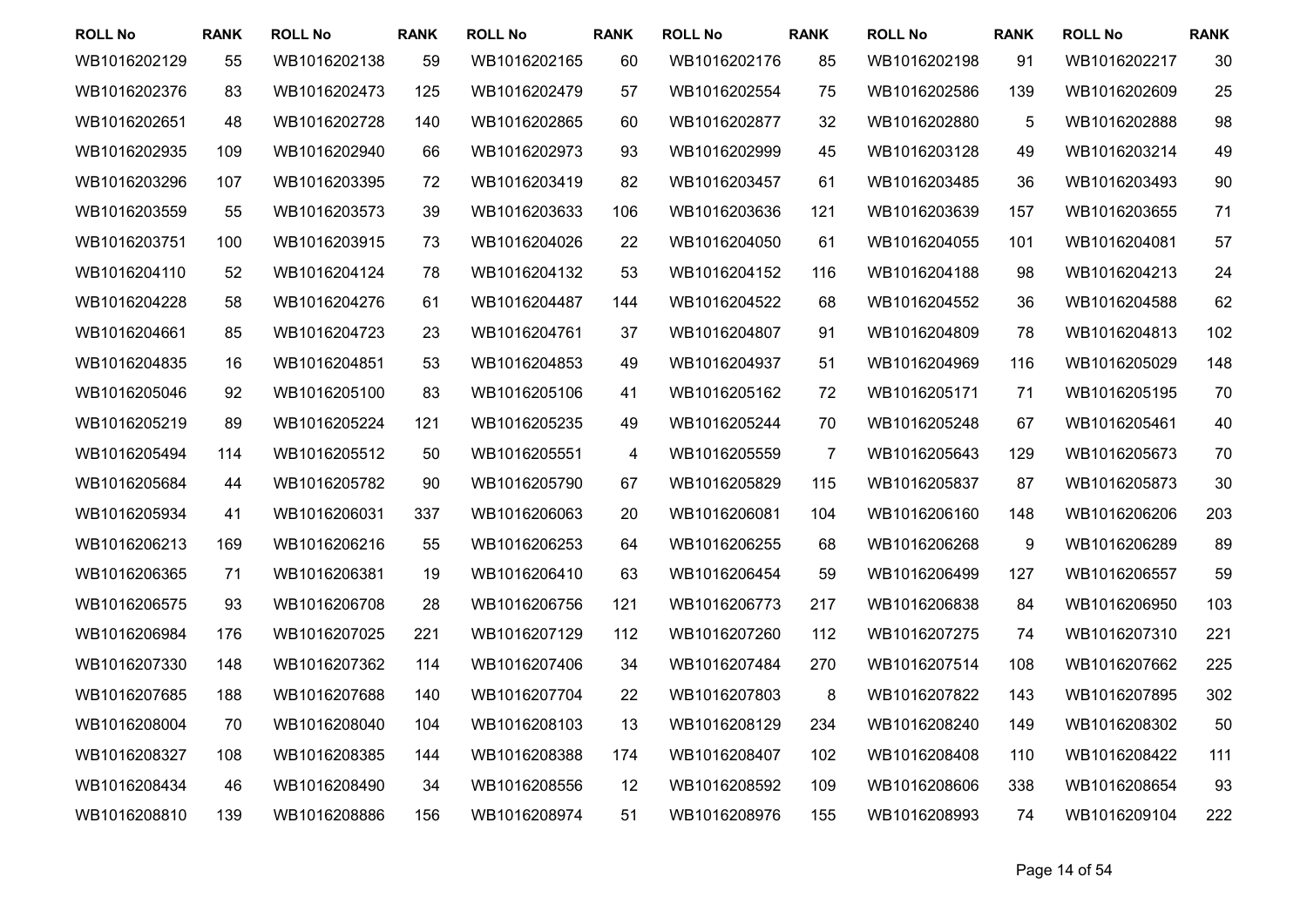| ROLL No | RANK | ROLL No | RANK | ROLL No | RANK | ROLL No | RANK | ROLL No | RANK | ROLL No | RANK |
|---|---|---|---|---|---|---|---|---|---|---|---|
| WB1016202129 | 55 | WB1016202138 | 59 | WB1016202165 | 60 | WB1016202176 | 85 | WB1016202198 | 91 | WB1016202217 | 30 |
| WB1016202376 | 83 | WB1016202473 | 125 | WB1016202479 | 57 | WB1016202554 | 75 | WB1016202586 | 139 | WB1016202609 | 25 |
| WB1016202651 | 48 | WB1016202728 | 140 | WB1016202865 | 60 | WB1016202877 | 32 | WB1016202880 | 5 | WB1016202888 | 98 |
| WB1016202935 | 109 | WB1016202940 | 66 | WB1016202973 | 93 | WB1016202999 | 45 | WB1016203128 | 49 | WB1016203214 | 49 |
| WB1016203296 | 107 | WB1016203395 | 72 | WB1016203419 | 82 | WB1016203457 | 61 | WB1016203485 | 36 | WB1016203493 | 90 |
| WB1016203559 | 55 | WB1016203573 | 39 | WB1016203633 | 106 | WB1016203636 | 121 | WB1016203639 | 157 | WB1016203655 | 71 |
| WB1016203751 | 100 | WB1016203915 | 73 | WB1016204026 | 22 | WB1016204050 | 61 | WB1016204055 | 101 | WB1016204081 | 57 |
| WB1016204110 | 52 | WB1016204124 | 78 | WB1016204132 | 53 | WB1016204152 | 116 | WB1016204188 | 98 | WB1016204213 | 24 |
| WB1016204228 | 58 | WB1016204276 | 61 | WB1016204487 | 144 | WB1016204522 | 68 | WB1016204552 | 36 | WB1016204588 | 62 |
| WB1016204661 | 85 | WB1016204723 | 23 | WB1016204761 | 37 | WB1016204807 | 91 | WB1016204809 | 78 | WB1016204813 | 102 |
| WB1016204835 | 16 | WB1016204851 | 53 | WB1016204853 | 49 | WB1016204937 | 51 | WB1016204969 | 116 | WB1016205029 | 148 |
| WB1016205046 | 92 | WB1016205100 | 83 | WB1016205106 | 41 | WB1016205162 | 72 | WB1016205171 | 71 | WB1016205195 | 70 |
| WB1016205219 | 89 | WB1016205224 | 121 | WB1016205235 | 49 | WB1016205244 | 70 | WB1016205248 | 67 | WB1016205461 | 40 |
| WB1016205494 | 114 | WB1016205512 | 50 | WB1016205551 | 4 | WB1016205559 | 7 | WB1016205643 | 129 | WB1016205673 | 70 |
| WB1016205684 | 44 | WB1016205782 | 90 | WB1016205790 | 67 | WB1016205829 | 115 | WB1016205837 | 87 | WB1016205873 | 30 |
| WB1016205934 | 41 | WB1016206031 | 337 | WB1016206063 | 20 | WB1016206081 | 104 | WB1016206160 | 148 | WB1016206206 | 203 |
| WB1016206213 | 169 | WB1016206216 | 55 | WB1016206253 | 64 | WB1016206255 | 68 | WB1016206268 | 9 | WB1016206289 | 89 |
| WB1016206365 | 71 | WB1016206381 | 19 | WB1016206410 | 63 | WB1016206454 | 59 | WB1016206499 | 127 | WB1016206557 | 59 |
| WB1016206575 | 93 | WB1016206708 | 28 | WB1016206756 | 121 | WB1016206773 | 217 | WB1016206838 | 84 | WB1016206950 | 103 |
| WB1016206984 | 176 | WB1016207025 | 221 | WB1016207129 | 112 | WB1016207260 | 112 | WB1016207275 | 74 | WB1016207310 | 221 |
| WB1016207330 | 148 | WB1016207362 | 114 | WB1016207406 | 34 | WB1016207484 | 270 | WB1016207514 | 108 | WB1016207662 | 225 |
| WB1016207685 | 188 | WB1016207688 | 140 | WB1016207704 | 22 | WB1016207803 | 8 | WB1016207822 | 143 | WB1016207895 | 302 |
| WB1016208004 | 70 | WB1016208040 | 104 | WB1016208103 | 13 | WB1016208129 | 234 | WB1016208240 | 149 | WB1016208302 | 50 |
| WB1016208327 | 108 | WB1016208385 | 144 | WB1016208388 | 174 | WB1016208407 | 102 | WB1016208408 | 110 | WB1016208422 | 111 |
| WB1016208434 | 46 | WB1016208490 | 34 | WB1016208556 | 12 | WB1016208592 | 109 | WB1016208606 | 338 | WB1016208654 | 93 |
| WB1016208810 | 139 | WB1016208886 | 156 | WB1016208974 | 51 | WB1016208976 | 155 | WB1016208993 | 74 | WB1016209104 | 222 |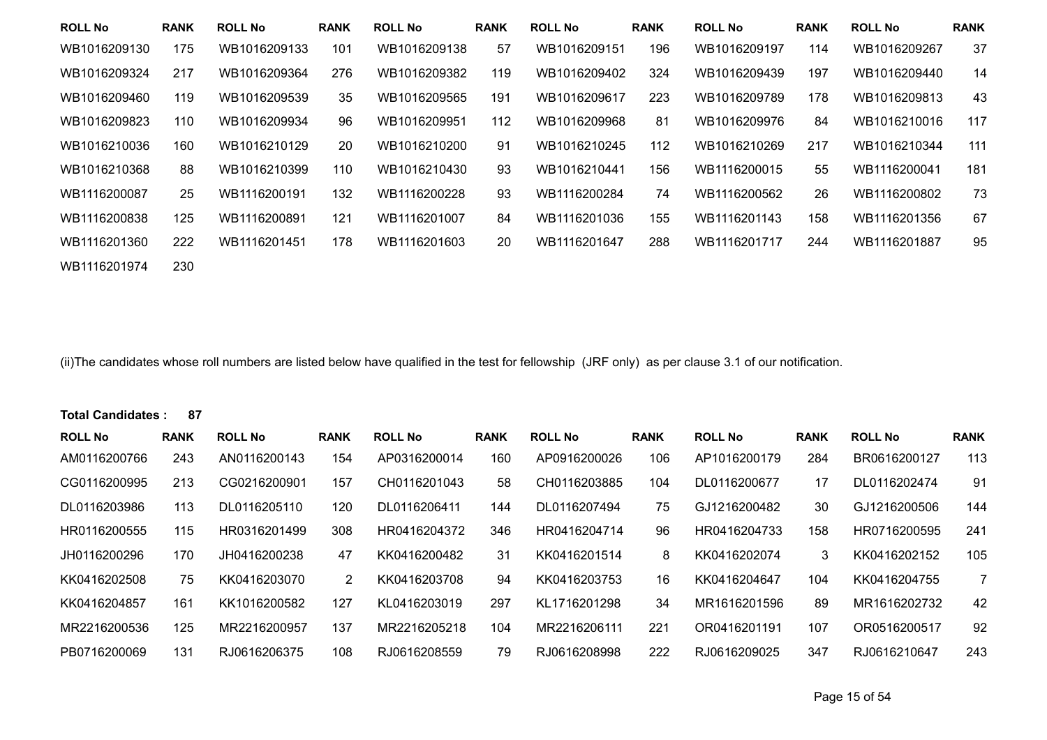| ROLL No | RANK | ROLL No | RANK | ROLL No | RANK | ROLL No | RANK | ROLL No | RANK | ROLL No | RANK |
|---|---|---|---|---|---|---|---|---|---|---|---|
| WB1016209130 | 175 | WB1016209133 | 101 | WB1016209138 | 57 | WB1016209151 | 196 | WB1016209197 | 114 | WB1016209267 | 37 |
| WB1016209324 | 217 | WB1016209364 | 276 | WB1016209382 | 119 | WB1016209402 | 324 | WB1016209439 | 197 | WB1016209440 | 14 |
| WB1016209460 | 119 | WB1016209539 | 35 | WB1016209565 | 191 | WB1016209617 | 223 | WB1016209789 | 178 | WB1016209813 | 43 |
| WB1016209823 | 110 | WB1016209934 | 96 | WB1016209951 | 112 | WB1016209968 | 81 | WB1016209976 | 84 | WB1016210016 | 117 |
| WB1016210036 | 160 | WB1016210129 | 20 | WB1016210200 | 91 | WB1016210245 | 112 | WB1016210269 | 217 | WB1016210344 | 111 |
| WB1016210368 | 88 | WB1016210399 | 110 | WB1016210430 | 93 | WB1016210441 | 156 | WB1116200015 | 55 | WB1116200041 | 181 |
| WB1116200087 | 25 | WB1116200191 | 132 | WB1116200228 | 93 | WB1116200284 | 74 | WB1116200562 | 26 | WB1116200802 | 73 |
| WB1116200838 | 125 | WB1116200891 | 121 | WB1116201007 | 84 | WB1116201036 | 155 | WB1116201143 | 158 | WB1116201356 | 67 |
| WB1116201360 | 222 | WB1116201451 | 178 | WB1116201603 | 20 | WB1116201647 | 288 | WB1116201717 | 244 | WB1116201887 | 95 |
| WB1116201974 | 230 | | | | | | | | | | |

(ii)The candidates whose roll numbers are listed below have qualified in the test for fellowship (JRF only) as per clause 3.1 of our notification.

**Total Candidates : 87**

| ROLL No | RANK | ROLL No | RANK | ROLL No | RANK | ROLL No | RANK | ROLL No | RANK | ROLL No | RANK |
|---|---|---|---|---|---|---|---|---|---|---|---|
| AM0116200766 | 243 | AN0116200143 | 154 | AP0316200014 | 160 | AP0916200026 | 106 | AP1016200179 | 284 | BR0616200127 | 113 |
| CG0116200995 | 213 | CG0216200901 | 157 | CH0116201043 | 58 | CH0116203885 | 104 | DL0116200677 | 17 | DL0116202474 | 91 |
| DL0116203986 | 113 | DL0116205110 | 120 | DL0116206411 | 144 | DL0116207494 | 75 | GJ1216200482 | 30 | GJ1216200506 | 144 |
| HR0116200555 | 115 | HR0316201499 | 308 | HR0416204372 | 346 | HR0416204714 | 96 | HR0416204733 | 158 | HR0716200595 | 241 |
| JH0116200296 | 170 | JH0416200238 | 47 | KK0416200482 | 31 | KK0416201514 | 8 | KK0416202074 | 3 | KK0416202152 | 105 |
| KK0416202508 | 75 | KK0416203070 | 2 | KK0416203708 | 94 | KK0416203753 | 16 | KK0416204647 | 104 | KK0416204755 | 7 |
| KK0416204857 | 161 | KK1016200582 | 127 | KL0416203019 | 297 | KL1716201298 | 34 | MR1616201596 | 89 | MR1616202732 | 42 |
| MR2216200536 | 125 | MR2216200957 | 137 | MR2216205218 | 104 | MR2216206111 | 221 | OR0416201191 | 107 | OR0516200517 | 92 |
| PB0716200069 | 131 | RJ0616206375 | 108 | RJ0616208559 | 79 | RJ0616208998 | 222 | RJ0616209025 | 347 | RJ0616210647 | 243 |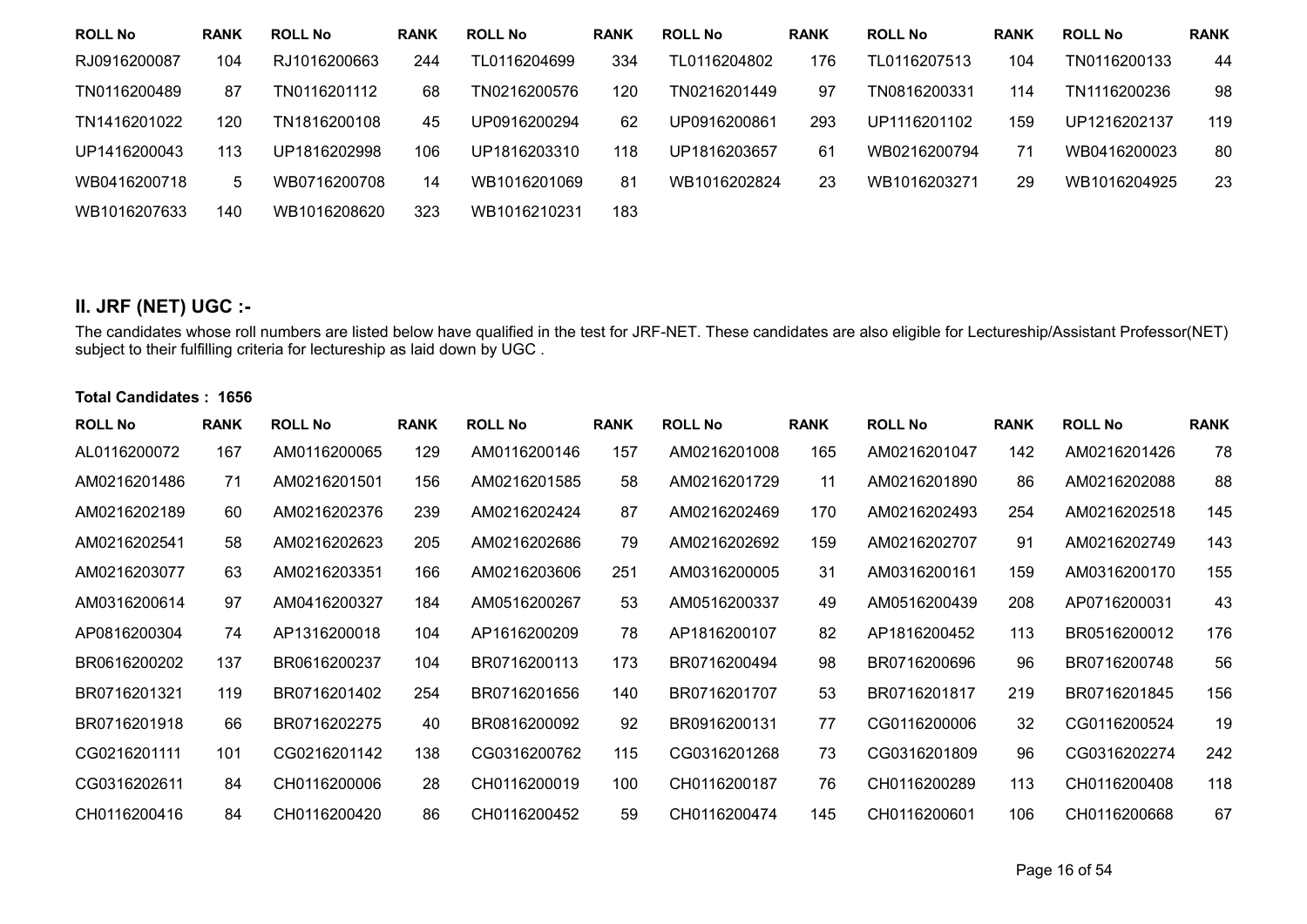| ROLL No | RANK | ROLL No | RANK | ROLL No | RANK | ROLL No | RANK | ROLL No | RANK | ROLL No | RANK |
|---|---|---|---|---|---|---|---|---|---|---|---|
| RJ0916200087 | 104 | RJ1016200663 | 244 | TL0116204699 | 334 | TL0116204802 | 176 | TL0116207513 | 104 | TN0116200133 | 44 |
| TN0116200489 | 87 | TN0116201112 | 68 | TN0216200576 | 120 | TN0216201449 | 97 | TN0816200331 | 114 | TN1116200236 | 98 |
| TN1416201022 | 120 | TN1816200108 | 45 | UP0916200294 | 62 | UP0916200861 | 293 | UP1116201102 | 159 | UP1216202137 | 119 |
| UP1416200043 | 113 | UP1816202998 | 106 | UP1816203310 | 118 | UP1816203657 | 61 | WB0216200794 | 71 | WB0416200023 | 80 |
| WB0416200718 | 5 | WB0716200708 | 14 | WB1016201069 | 81 | WB1016202824 | 23 | WB1016203271 | 29 | WB1016204925 | 23 |
| WB1016207633 | 140 | WB1016208620 | 323 | WB1016210231 | 183 | | | | | | |

## II. JRF (NET) UGC :-

The candidates whose roll numbers are listed below have qualified in the test for JRF-NET. These candidates are also eligible for Lectureship/Assistant Professor(NET) subject to their fulfilling criteria for lectureship as laid down by UGC .

**Total Candidates : 1656**

| ROLL No | RANK | ROLL No | RANK | ROLL No | RANK | ROLL No | RANK | ROLL No | RANK | ROLL No | RANK |
|---|---|---|---|---|---|---|---|---|---|---|---|
| AL0116200072 | 167 | AM0116200065 | 129 | AM0116200146 | 157 | AM0216201008 | 165 | AM0216201047 | 142 | AM0216201426 | 78 |
| AM0216201486 | 71 | AM0216201501 | 156 | AM0216201585 | 58 | AM0216201729 | 11 | AM0216201890 | 86 | AM0216202088 | 88 |
| AM0216202189 | 60 | AM0216202376 | 239 | AM0216202424 | 87 | AM0216202469 | 170 | AM0216202493 | 254 | AM0216202518 | 145 |
| AM0216202541 | 58 | AM0216202623 | 205 | AM0216202686 | 79 | AM0216202692 | 159 | AM0216202707 | 91 | AM0216202749 | 143 |
| AM0216203077 | 63 | AM0216203351 | 166 | AM0216203606 | 251 | AM0316200005 | 31 | AM0316200161 | 159 | AM0316200170 | 155 |
| AM0316200614 | 97 | AM0416200327 | 184 | AM0516200267 | 53 | AM0516200337 | 49 | AM0516200439 | 208 | AP0716200031 | 43 |
| AP0816200304 | 74 | AP1316200018 | 104 | AP1616200209 | 78 | AP1816200107 | 82 | AP1816200452 | 113 | BR0516200012 | 176 |
| BR0616200202 | 137 | BR0616200237 | 104 | BR0716200113 | 173 | BR0716200494 | 98 | BR0716200696 | 96 | BR0716200748 | 56 |
| BR0716201321 | 119 | BR0716201402 | 254 | BR0716201656 | 140 | BR0716201707 | 53 | BR0716201817 | 219 | BR0716201845 | 156 |
| BR0716201918 | 66 | BR0716202275 | 40 | BR0816200092 | 92 | BR0916200131 | 77 | CG0116200006 | 32 | CG0116200524 | 19 |
| CG0216201111 | 101 | CG0216201142 | 138 | CG0316200762 | 115 | CG0316201268 | 73 | CG0316201809 | 96 | CG0316202274 | 242 |
| CG0316202611 | 84 | CH0116200006 | 28 | CH0116200019 | 100 | CH0116200187 | 76 | CH0116200289 | 113 | CH0116200408 | 118 |
| CH0116200416 | 84 | CH0116200420 | 86 | CH0116200452 | 59 | CH0116200474 | 145 | CH0116200601 | 106 | CH0116200668 | 67 |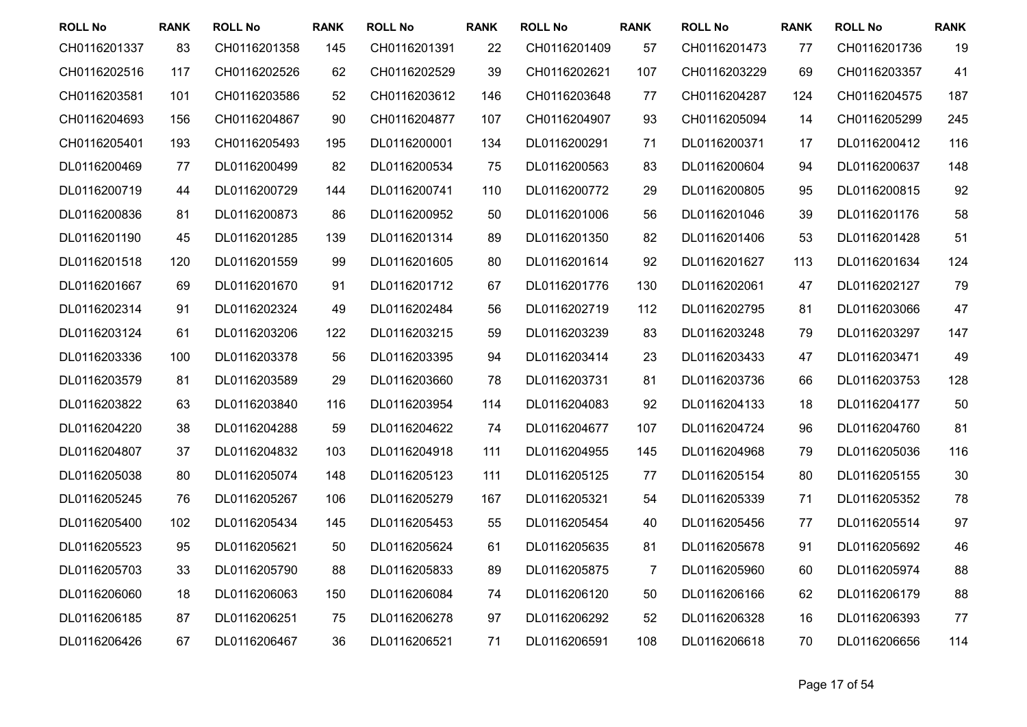| ROLL No | RANK | ROLL No | RANK | ROLL No | RANK | ROLL No | RANK | ROLL No | RANK | ROLL No | RANK |
|---|---|---|---|---|---|---|---|---|---|---|---|
| CH0116201337 | 83 | CH0116201358 | 145 | CH0116201391 | 22 | CH0116201409 | 57 | CH0116201473 | 77 | CH0116201736 | 19 |
| CH0116202516 | 117 | CH0116202526 | 62 | CH0116202529 | 39 | CH0116202621 | 107 | CH0116203229 | 69 | CH0116203357 | 41 |
| CH0116203581 | 101 | CH0116203586 | 52 | CH0116203612 | 146 | CH0116203648 | 77 | CH0116204287 | 124 | CH0116204575 | 187 |
| CH0116204693 | 156 | CH0116204867 | 90 | CH0116204877 | 107 | CH0116204907 | 93 | CH0116205094 | 14 | CH0116205299 | 245 |
| CH0116205401 | 193 | CH0116205493 | 195 | DL0116200001 | 134 | DL0116200291 | 71 | DL0116200371 | 17 | DL0116200412 | 116 |
| DL0116200469 | 77 | DL0116200499 | 82 | DL0116200534 | 75 | DL0116200563 | 83 | DL0116200604 | 94 | DL0116200637 | 148 |
| DL0116200719 | 44 | DL0116200729 | 144 | DL0116200741 | 110 | DL0116200772 | 29 | DL0116200805 | 95 | DL0116200815 | 92 |
| DL0116200836 | 81 | DL0116200873 | 86 | DL0116200952 | 50 | DL0116201006 | 56 | DL0116201046 | 39 | DL0116201176 | 58 |
| DL0116201190 | 45 | DL0116201285 | 139 | DL0116201314 | 89 | DL0116201350 | 82 | DL0116201406 | 53 | DL0116201428 | 51 |
| DL0116201518 | 120 | DL0116201559 | 99 | DL0116201605 | 80 | DL0116201614 | 92 | DL0116201627 | 113 | DL0116201634 | 124 |
| DL0116201667 | 69 | DL0116201670 | 91 | DL0116201712 | 67 | DL0116201776 | 130 | DL0116202061 | 47 | DL0116202127 | 79 |
| DL0116202314 | 91 | DL0116202324 | 49 | DL0116202484 | 56 | DL0116202719 | 112 | DL0116202795 | 81 | DL0116203066 | 47 |
| DL0116203124 | 61 | DL0116203206 | 122 | DL0116203215 | 59 | DL0116203239 | 83 | DL0116203248 | 79 | DL0116203297 | 147 |
| DL0116203336 | 100 | DL0116203378 | 56 | DL0116203395 | 94 | DL0116203414 | 23 | DL0116203433 | 47 | DL0116203471 | 49 |
| DL0116203579 | 81 | DL0116203589 | 29 | DL0116203660 | 78 | DL0116203731 | 81 | DL0116203736 | 66 | DL0116203753 | 128 |
| DL0116203822 | 63 | DL0116203840 | 116 | DL0116203954 | 114 | DL0116204083 | 92 | DL0116204133 | 18 | DL0116204177 | 50 |
| DL0116204220 | 38 | DL0116204288 | 59 | DL0116204622 | 74 | DL0116204677 | 107 | DL0116204724 | 96 | DL0116204760 | 81 |
| DL0116204807 | 37 | DL0116204832 | 103 | DL0116204918 | 111 | DL0116204955 | 145 | DL0116204968 | 79 | DL0116205036 | 116 |
| DL0116205038 | 80 | DL0116205074 | 148 | DL0116205123 | 111 | DL0116205125 | 77 | DL0116205154 | 80 | DL0116205155 | 30 |
| DL0116205245 | 76 | DL0116205267 | 106 | DL0116205279 | 167 | DL0116205321 | 54 | DL0116205339 | 71 | DL0116205352 | 78 |
| DL0116205400 | 102 | DL0116205434 | 145 | DL0116205453 | 55 | DL0116205454 | 40 | DL0116205456 | 77 | DL0116205514 | 97 |
| DL0116205523 | 95 | DL0116205621 | 50 | DL0116205624 | 61 | DL0116205635 | 81 | DL0116205678 | 91 | DL0116205692 | 46 |
| DL0116205703 | 33 | DL0116205790 | 88 | DL0116205833 | 89 | DL0116205875 | 7 | DL0116205960 | 60 | DL0116205974 | 88 |
| DL0116206060 | 18 | DL0116206063 | 150 | DL0116206084 | 74 | DL0116206120 | 50 | DL0116206166 | 62 | DL0116206179 | 88 |
| DL0116206185 | 87 | DL0116206251 | 75 | DL0116206278 | 97 | DL0116206292 | 52 | DL0116206328 | 16 | DL0116206393 | 77 |
| DL0116206426 | 67 | DL0116206467 | 36 | DL0116206521 | 71 | DL0116206591 | 108 | DL0116206618 | 70 | DL0116206656 | 114 |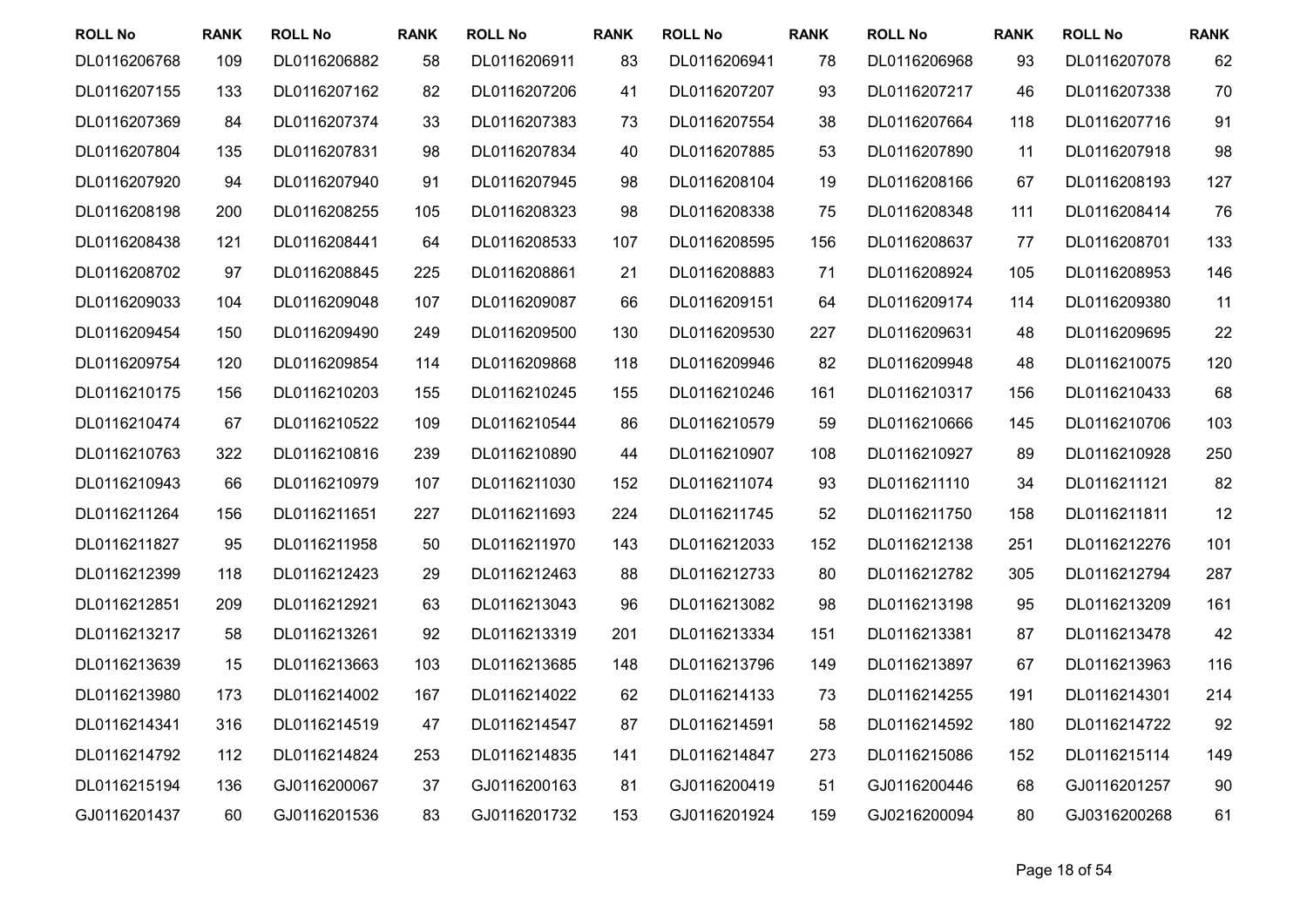| ROLL No | RANK | ROLL No | RANK | ROLL No | RANK | ROLL No | RANK | ROLL No | RANK | ROLL No | RANK |
|---|---|---|---|---|---|---|---|---|---|---|---|
| DL0116206768 | 109 | DL0116206882 | 58 | DL0116206911 | 83 | DL0116206941 | 78 | DL0116206968 | 93 | DL0116207078 | 62 |
| DL0116207155 | 133 | DL0116207162 | 82 | DL0116207206 | 41 | DL0116207207 | 93 | DL0116207217 | 46 | DL0116207338 | 70 |
| DL0116207369 | 84 | DL0116207374 | 33 | DL0116207383 | 73 | DL0116207554 | 38 | DL0116207664 | 118 | DL0116207716 | 91 |
| DL0116207804 | 135 | DL0116207831 | 98 | DL0116207834 | 40 | DL0116207885 | 53 | DL0116207890 | 11 | DL0116207918 | 98 |
| DL0116207920 | 94 | DL0116207940 | 91 | DL0116207945 | 98 | DL0116208104 | 19 | DL0116208166 | 67 | DL0116208193 | 127 |
| DL0116208198 | 200 | DL0116208255 | 105 | DL0116208323 | 98 | DL0116208338 | 75 | DL0116208348 | 111 | DL0116208414 | 76 |
| DL0116208438 | 121 | DL0116208441 | 64 | DL0116208533 | 107 | DL0116208595 | 156 | DL0116208637 | 77 | DL0116208701 | 133 |
| DL0116208702 | 97 | DL0116208845 | 225 | DL0116208861 | 21 | DL0116208883 | 71 | DL0116208924 | 105 | DL0116208953 | 146 |
| DL0116209033 | 104 | DL0116209048 | 107 | DL0116209087 | 66 | DL0116209151 | 64 | DL0116209174 | 114 | DL0116209380 | 11 |
| DL0116209454 | 150 | DL0116209490 | 249 | DL0116209500 | 130 | DL0116209530 | 227 | DL0116209631 | 48 | DL0116209695 | 22 |
| DL0116209754 | 120 | DL0116209854 | 114 | DL0116209868 | 118 | DL0116209946 | 82 | DL0116209948 | 48 | DL0116210075 | 120 |
| DL0116210175 | 156 | DL0116210203 | 155 | DL0116210245 | 155 | DL0116210246 | 161 | DL0116210317 | 156 | DL0116210433 | 68 |
| DL0116210474 | 67 | DL0116210522 | 109 | DL0116210544 | 86 | DL0116210579 | 59 | DL0116210666 | 145 | DL0116210706 | 103 |
| DL0116210763 | 322 | DL0116210816 | 239 | DL0116210890 | 44 | DL0116210907 | 108 | DL0116210927 | 89 | DL0116210928 | 250 |
| DL0116210943 | 66 | DL0116210979 | 107 | DL0116211030 | 152 | DL0116211074 | 93 | DL0116211110 | 34 | DL0116211121 | 82 |
| DL0116211264 | 156 | DL0116211651 | 227 | DL0116211693 | 224 | DL0116211745 | 52 | DL0116211750 | 158 | DL0116211811 | 12 |
| DL0116211827 | 95 | DL0116211958 | 50 | DL0116211970 | 143 | DL0116212033 | 152 | DL0116212138 | 251 | DL0116212276 | 101 |
| DL0116212399 | 118 | DL0116212423 | 29 | DL0116212463 | 88 | DL0116212733 | 80 | DL0116212782 | 305 | DL0116212794 | 287 |
| DL0116212851 | 209 | DL0116212921 | 63 | DL0116213043 | 96 | DL0116213082 | 98 | DL0116213198 | 95 | DL0116213209 | 161 |
| DL0116213217 | 58 | DL0116213261 | 92 | DL0116213319 | 201 | DL0116213334 | 151 | DL0116213381 | 87 | DL0116213478 | 42 |
| DL0116213639 | 15 | DL0116213663 | 103 | DL0116213685 | 148 | DL0116213796 | 149 | DL0116213897 | 67 | DL0116213963 | 116 |
| DL0116213980 | 173 | DL0116214002 | 167 | DL0116214022 | 62 | DL0116214133 | 73 | DL0116214255 | 191 | DL0116214301 | 214 |
| DL0116214341 | 316 | DL0116214519 | 47 | DL0116214547 | 87 | DL0116214591 | 58 | DL0116214592 | 180 | DL0116214722 | 92 |
| DL0116214792 | 112 | DL0116214824 | 253 | DL0116214835 | 141 | DL0116214847 | 273 | DL0116215086 | 152 | DL0116215114 | 149 |
| DL0116215194 | 136 | GJ0116200067 | 37 | GJ0116200163 | 81 | GJ0116200419 | 51 | GJ0116200446 | 68 | GJ0116201257 | 90 |
| GJ0116201437 | 60 | GJ0116201536 | 83 | GJ0116201732 | 153 | GJ0116201924 | 159 | GJ0216200094 | 80 | GJ0316200268 | 61 |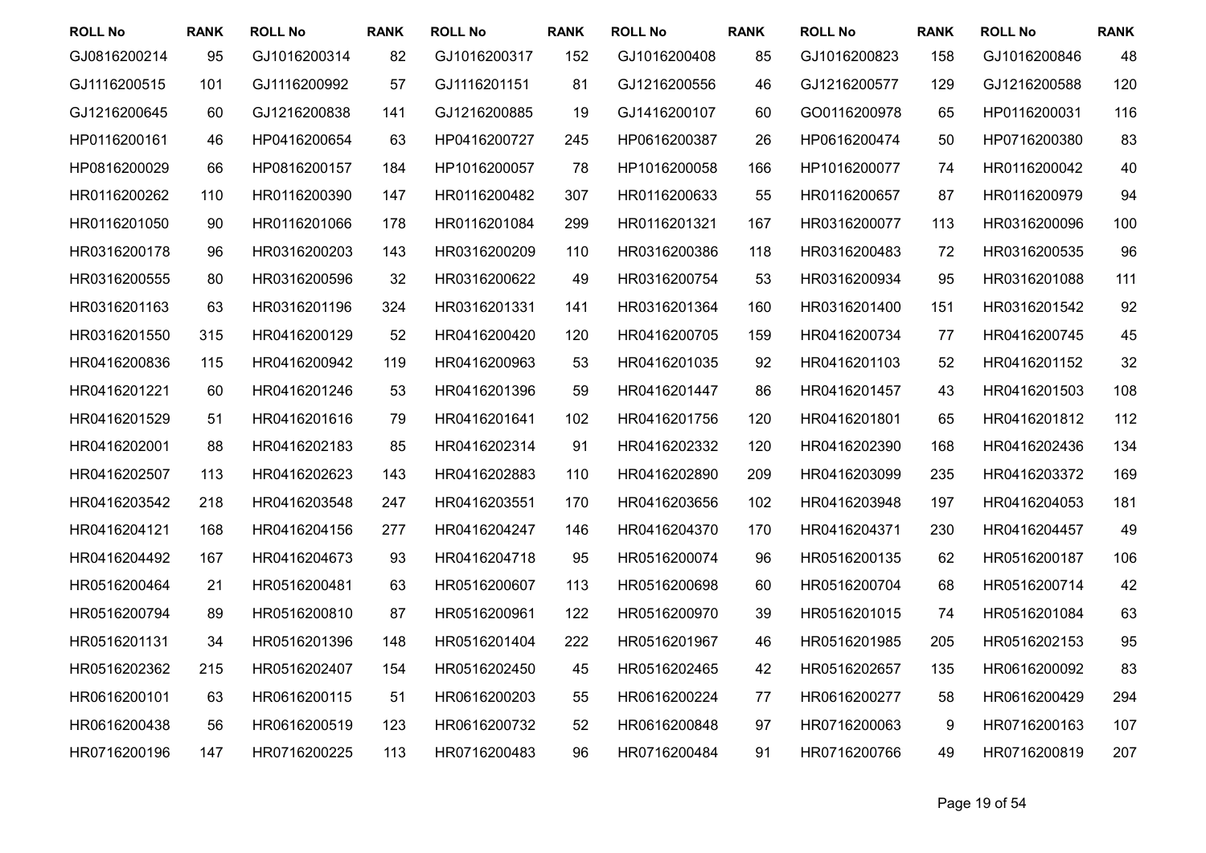| ROLL No | RANK | ROLL No | RANK | ROLL No | RANK | ROLL No | RANK | ROLL No | RANK | ROLL No | RANK |
|---|---|---|---|---|---|---|---|---|---|---|---|
| GJ0816200214 | 95 | GJ1016200314 | 82 | GJ1016200317 | 152 | GJ1016200408 | 85 | GJ1016200823 | 158 | GJ1016200846 | 48 |
| GJ1116200515 | 101 | GJ1116200992 | 57 | GJ1116201151 | 81 | GJ1216200556 | 46 | GJ1216200577 | 129 | GJ1216200588 | 120 |
| GJ1216200645 | 60 | GJ1216200838 | 141 | GJ1216200885 | 19 | GJ1416200107 | 60 | GO0116200978 | 65 | HP0116200031 | 116 |
| HP0116200161 | 46 | HP0416200654 | 63 | HP0416200727 | 245 | HP0616200387 | 26 | HP0616200474 | 50 | HP0716200380 | 83 |
| HP0816200029 | 66 | HP0816200157 | 184 | HP1016200057 | 78 | HP1016200058 | 166 | HP1016200077 | 74 | HR0116200042 | 40 |
| HR0116200262 | 110 | HR0116200390 | 147 | HR0116200482 | 307 | HR0116200633 | 55 | HR0116200657 | 87 | HR0116200979 | 94 |
| HR0116201050 | 90 | HR0116201066 | 178 | HR0116201084 | 299 | HR0116201321 | 167 | HR0316200077 | 113 | HR0316200096 | 100 |
| HR0316200178 | 96 | HR0316200203 | 143 | HR0316200209 | 110 | HR0316200386 | 118 | HR0316200483 | 72 | HR0316200535 | 96 |
| HR0316200555 | 80 | HR0316200596 | 32 | HR0316200622 | 49 | HR0316200754 | 53 | HR0316200934 | 95 | HR0316201088 | 111 |
| HR0316201163 | 63 | HR0316201196 | 324 | HR0316201331 | 141 | HR0316201364 | 160 | HR0316201400 | 151 | HR0316201542 | 92 |
| HR0316201550 | 315 | HR0416200129 | 52 | HR0416200420 | 120 | HR0416200705 | 159 | HR0416200734 | 77 | HR0416200745 | 45 |
| HR0416200836 | 115 | HR0416200942 | 119 | HR0416200963 | 53 | HR0416201035 | 92 | HR0416201103 | 52 | HR0416201152 | 32 |
| HR0416201221 | 60 | HR0416201246 | 53 | HR0416201396 | 59 | HR0416201447 | 86 | HR0416201457 | 43 | HR0416201503 | 108 |
| HR0416201529 | 51 | HR0416201616 | 79 | HR0416201641 | 102 | HR0416201756 | 120 | HR0416201801 | 65 | HR0416201812 | 112 |
| HR0416202001 | 88 | HR0416202183 | 85 | HR0416202314 | 91 | HR0416202332 | 120 | HR0416202390 | 168 | HR0416202436 | 134 |
| HR0416202507 | 113 | HR0416202623 | 143 | HR0416202883 | 110 | HR0416202890 | 209 | HR0416203099 | 235 | HR0416203372 | 169 |
| HR0416203542 | 218 | HR0416203548 | 247 | HR0416203551 | 170 | HR0416203656 | 102 | HR0416203948 | 197 | HR0416204053 | 181 |
| HR0416204121 | 168 | HR0416204156 | 277 | HR0416204247 | 146 | HR0416204370 | 170 | HR0416204371 | 230 | HR0416204457 | 49 |
| HR0416204492 | 167 | HR0416204673 | 93 | HR0416204718 | 95 | HR0516200074 | 96 | HR0516200135 | 62 | HR0516200187 | 106 |
| HR0516200464 | 21 | HR0516200481 | 63 | HR0516200607 | 113 | HR0516200698 | 60 | HR0516200704 | 68 | HR0516200714 | 42 |
| HR0516200794 | 89 | HR0516200810 | 87 | HR0516200961 | 122 | HR0516200970 | 39 | HR0516201015 | 74 | HR0516201084 | 63 |
| HR0516201131 | 34 | HR0516201396 | 148 | HR0516201404 | 222 | HR0516201967 | 46 | HR0516201985 | 205 | HR0516202153 | 95 |
| HR0516202362 | 215 | HR0516202407 | 154 | HR0516202450 | 45 | HR0516202465 | 42 | HR0516202657 | 135 | HR0616200092 | 83 |
| HR0616200101 | 63 | HR0616200115 | 51 | HR0616200203 | 55 | HR0616200224 | 77 | HR0616200277 | 58 | HR0616200429 | 294 |
| HR0616200438 | 56 | HR0616200519 | 123 | HR0616200732 | 52 | HR0616200848 | 97 | HR0716200063 | 9 | HR0716200163 | 107 |
| HR0716200196 | 147 | HR0716200225 | 113 | HR0716200483 | 96 | HR0716200484 | 91 | HR0716200766 | 49 | HR0716200819 | 207 |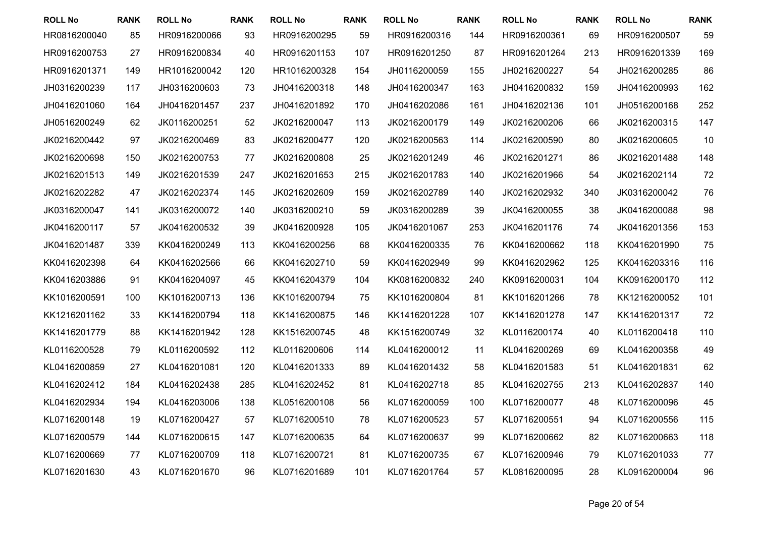| ROLL No | RANK | ROLL No | RANK | ROLL No | RANK | ROLL No | RANK | ROLL No | RANK | ROLL No | RANK |
|---|---|---|---|---|---|---|---|---|---|---|---|
| HR0816200040 | 85 | HR0916200066 | 93 | HR0916200295 | 59 | HR0916200316 | 144 | HR0916200361 | 69 | HR0916200507 | 59 |
| HR0916200753 | 27 | HR0916200834 | 40 | HR0916201153 | 107 | HR0916201250 | 87 | HR0916201264 | 213 | HR0916201339 | 169 |
| HR0916201371 | 149 | HR1016200042 | 120 | HR1016200328 | 154 | JH0116200059 | 155 | JH0216200227 | 54 | JH0216200285 | 86 |
| JH0316200239 | 117 | JH0316200603 | 73 | JH0416200318 | 148 | JH0416200347 | 163 | JH0416200832 | 159 | JH0416200993 | 162 |
| JH0416201060 | 164 | JH0416201457 | 237 | JH0416201892 | 170 | JH0416202086 | 161 | JH0416202136 | 101 | JH0516200168 | 252 |
| JH0516200249 | 62 | JK0116200251 | 52 | JK0216200047 | 113 | JK0216200179 | 149 | JK0216200206 | 66 | JK0216200315 | 147 |
| JK0216200442 | 97 | JK0216200469 | 83 | JK0216200477 | 120 | JK0216200563 | 114 | JK0216200590 | 80 | JK0216200605 | 10 |
| JK0216200698 | 150 | JK0216200753 | 77 | JK0216200808 | 25 | JK0216201249 | 46 | JK0216201271 | 86 | JK0216201488 | 148 |
| JK0216201513 | 149 | JK0216201539 | 247 | JK0216201653 | 215 | JK0216201783 | 140 | JK0216201966 | 54 | JK0216202114 | 72 |
| JK0216202282 | 47 | JK0216202374 | 145 | JK0216202609 | 159 | JK0216202789 | 140 | JK0216202932 | 340 | JK0316200042 | 76 |
| JK0316200047 | 141 | JK0316200072 | 140 | JK0316200210 | 59 | JK0316200289 | 39 | JK0416200055 | 38 | JK0416200088 | 98 |
| JK0416200117 | 57 | JK0416200532 | 39 | JK0416200928 | 105 | JK0416201067 | 253 | JK0416201176 | 74 | JK0416201356 | 153 |
| JK0416201487 | 339 | KK0416200249 | 113 | KK0416200256 | 68 | KK0416200335 | 76 | KK0416200662 | 118 | KK0416201990 | 75 |
| KK0416202398 | 64 | KK0416202566 | 66 | KK0416202710 | 59 | KK0416202949 | 99 | KK0416202962 | 125 | KK0416203316 | 116 |
| KK0416203886 | 91 | KK0416204097 | 45 | KK0416204379 | 104 | KK0816200832 | 240 | KK0916200031 | 104 | KK0916200170 | 112 |
| KK1016200591 | 100 | KK1016200713 | 136 | KK1016200794 | 75 | KK1016200804 | 81 | KK1016201266 | 78 | KK1216200052 | 101 |
| KK1216201162 | 33 | KK1416200794 | 118 | KK1416200875 | 146 | KK1416201228 | 107 | KK1416201278 | 147 | KK1416201317 | 72 |
| KK1416201779 | 88 | KK1416201942 | 128 | KK1516200745 | 48 | KK1516200749 | 32 | KL0116200174 | 40 | KL0116200418 | 110 |
| KL0116200528 | 79 | KL0116200592 | 112 | KL0116200606 | 114 | KL0416200012 | 11 | KL0416200269 | 69 | KL0416200358 | 49 |
| KL0416200859 | 27 | KL0416201081 | 120 | KL0416201333 | 89 | KL0416201432 | 58 | KL0416201583 | 51 | KL0416201831 | 62 |
| KL0416202412 | 184 | KL0416202438 | 285 | KL0416202452 | 81 | KL0416202718 | 85 | KL0416202755 | 213 | KL0416202837 | 140 |
| KL0416202934 | 194 | KL0416203006 | 138 | KL0516200108 | 56 | KL0716200059 | 100 | KL0716200077 | 48 | KL0716200096 | 45 |
| KL0716200148 | 19 | KL0716200427 | 57 | KL0716200510 | 78 | KL0716200523 | 57 | KL0716200551 | 94 | KL0716200556 | 115 |
| KL0716200579 | 144 | KL0716200615 | 147 | KL0716200635 | 64 | KL0716200637 | 99 | KL0716200662 | 82 | KL0716200663 | 118 |
| KL0716200669 | 77 | KL0716200709 | 118 | KL0716200721 | 81 | KL0716200735 | 67 | KL0716200946 | 79 | KL0716201033 | 77 |
| KL0716201630 | 43 | KL0716201670 | 96 | KL0716201689 | 101 | KL0716201764 | 57 | KL0816200095 | 28 | KL0916200004 | 96 |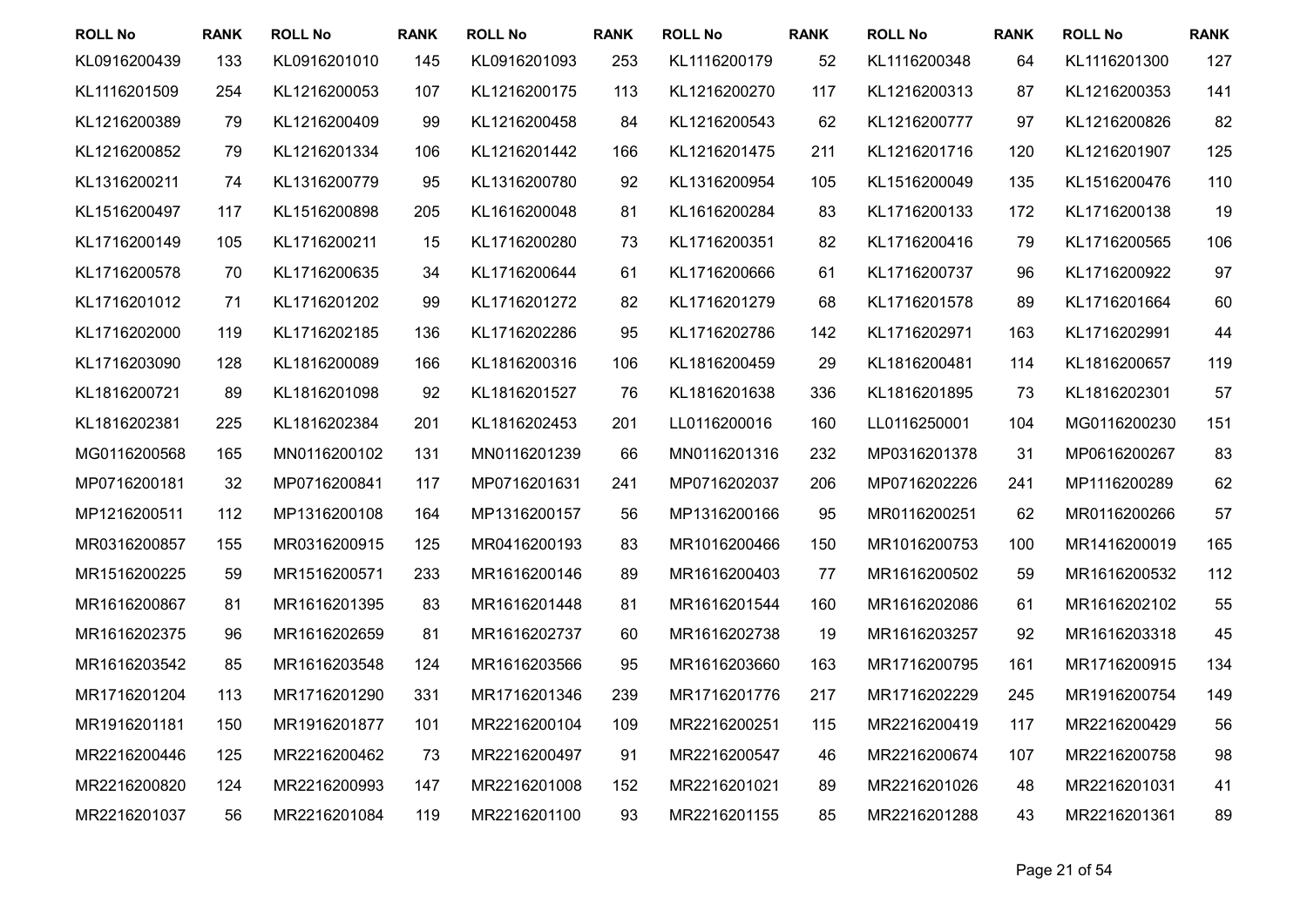| ROLL No | RANK | ROLL No | RANK | ROLL No | RANK | ROLL No | RANK | ROLL No | RANK | ROLL No | RANK |
|---|---|---|---|---|---|---|---|---|---|---|---|
| KL0916200439 | 133 | KL0916201010 | 145 | KL0916201093 | 253 | KL1116200179 | 52 | KL1116200348 | 64 | KL1116201300 | 127 |
| KL1116201509 | 254 | KL1216200053 | 107 | KL1216200175 | 113 | KL1216200270 | 117 | KL1216200313 | 87 | KL1216200353 | 141 |
| KL1216200389 | 79 | KL1216200409 | 99 | KL1216200458 | 84 | KL1216200543 | 62 | KL1216200777 | 97 | KL1216200826 | 82 |
| KL1216200852 | 79 | KL1216201334 | 106 | KL1216201442 | 166 | KL1216201475 | 211 | KL1216201716 | 120 | KL1216201907 | 125 |
| KL1316200211 | 74 | KL1316200779 | 95 | KL1316200780 | 92 | KL1316200954 | 105 | KL1516200049 | 135 | KL1516200476 | 110 |
| KL1516200497 | 117 | KL1516200898 | 205 | KL1616200048 | 81 | KL1616200284 | 83 | KL1716200133 | 172 | KL1716200138 | 19 |
| KL1716200149 | 105 | KL1716200211 | 15 | KL1716200280 | 73 | KL1716200351 | 82 | KL1716200416 | 79 | KL1716200565 | 106 |
| KL1716200578 | 70 | KL1716200635 | 34 | KL1716200644 | 61 | KL1716200666 | 61 | KL1716200737 | 96 | KL1716200922 | 97 |
| KL1716201012 | 71 | KL1716201202 | 99 | KL1716201272 | 82 | KL1716201279 | 68 | KL1716201578 | 89 | KL1716201664 | 60 |
| KL1716202000 | 119 | KL1716202185 | 136 | KL1716202286 | 95 | KL1716202786 | 142 | KL1716202971 | 163 | KL1716202991 | 44 |
| KL1716203090 | 128 | KL1816200089 | 166 | KL1816200316 | 106 | KL1816200459 | 29 | KL1816200481 | 114 | KL1816200657 | 119 |
| KL1816200721 | 89 | KL1816201098 | 92 | KL1816201527 | 76 | KL1816201638 | 336 | KL1816201895 | 73 | KL1816202301 | 57 |
| KL1816202381 | 225 | KL1816202384 | 201 | KL1816202453 | 201 | LL0116200016 | 160 | LL0116250001 | 104 | MG0116200230 | 151 |
| MG0116200568 | 165 | MN0116200102 | 131 | MN0116201239 | 66 | MN0116201316 | 232 | MP0316201378 | 31 | MP0616200267 | 83 |
| MP0716200181 | 32 | MP0716200841 | 117 | MP0716201631 | 241 | MP0716202037 | 206 | MP0716202226 | 241 | MP1116200289 | 62 |
| MP1216200511 | 112 | MP1316200108 | 164 | MP1316200157 | 56 | MP1316200166 | 95 | MR0116200251 | 62 | MR0116200266 | 57 |
| MR0316200857 | 155 | MR0316200915 | 125 | MR0416200193 | 83 | MR1016200466 | 150 | MR1016200753 | 100 | MR1416200019 | 165 |
| MR1516200225 | 59 | MR1516200571 | 233 | MR1616200146 | 89 | MR1616200403 | 77 | MR1616200502 | 59 | MR1616200532 | 112 |
| MR1616200867 | 81 | MR1616201395 | 83 | MR1616201448 | 81 | MR1616201544 | 160 | MR1616202086 | 61 | MR1616202102 | 55 |
| MR1616202375 | 96 | MR1616202659 | 81 | MR1616202737 | 60 | MR1616202738 | 19 | MR1616203257 | 92 | MR1616203318 | 45 |
| MR1616203542 | 85 | MR1616203548 | 124 | MR1616203566 | 95 | MR1616203660 | 163 | MR1716200795 | 161 | MR1716200915 | 134 |
| MR1716201204 | 113 | MR1716201290 | 331 | MR1716201346 | 239 | MR1716201776 | 217 | MR1716202229 | 245 | MR1916200754 | 149 |
| MR1916201181 | 150 | MR1916201877 | 101 | MR2216200104 | 109 | MR2216200251 | 115 | MR2216200419 | 117 | MR2216200429 | 56 |
| MR2216200446 | 125 | MR2216200462 | 73 | MR2216200497 | 91 | MR2216200547 | 46 | MR2216200674 | 107 | MR2216200758 | 98 |
| MR2216200820 | 124 | MR2216200993 | 147 | MR2216201008 | 152 | MR2216201021 | 89 | MR2216201026 | 48 | MR2216201031 | 41 |
| MR2216201037 | 56 | MR2216201084 | 119 | MR2216201100 | 93 | MR2216201155 | 85 | MR2216201288 | 43 | MR2216201361 | 89 |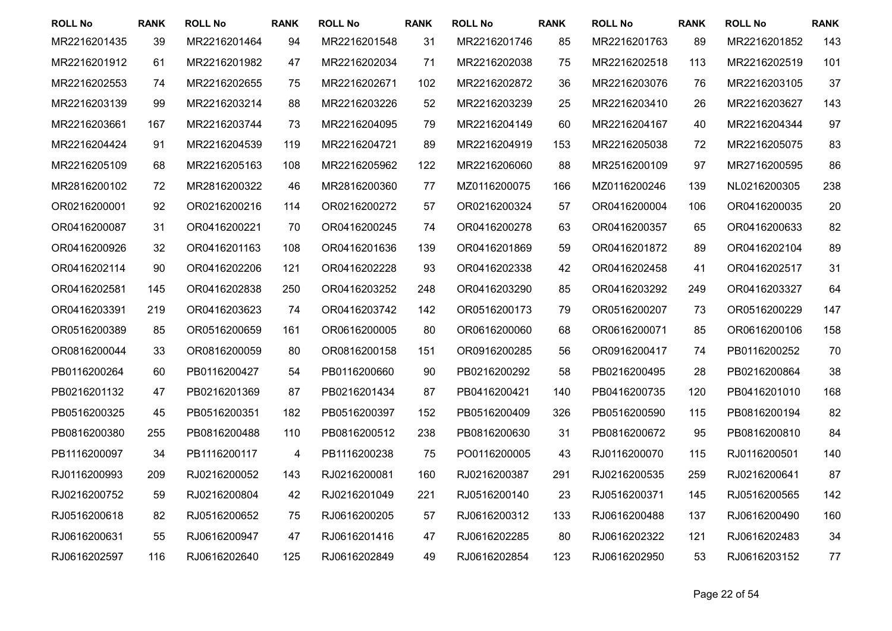| ROLL No | RANK | ROLL No | RANK | ROLL No | RANK | ROLL No | RANK | ROLL No | RANK | ROLL No | RANK |
|---|---|---|---|---|---|---|---|---|---|---|---|
| MR2216201435 | 39 | MR2216201464 | 94 | MR2216201548 | 31 | MR2216201746 | 85 | MR2216201763 | 89 | MR2216201852 | 143 |
| MR2216201912 | 61 | MR2216201982 | 47 | MR2216202034 | 71 | MR2216202038 | 75 | MR2216202518 | 113 | MR2216202519 | 101 |
| MR2216202553 | 74 | MR2216202655 | 75 | MR2216202671 | 102 | MR2216202872 | 36 | MR2216203076 | 76 | MR2216203105 | 37 |
| MR2216203139 | 99 | MR2216203214 | 88 | MR2216203226 | 52 | MR2216203239 | 25 | MR2216203410 | 26 | MR2216203627 | 143 |
| MR2216203661 | 167 | MR2216203744 | 73 | MR2216204095 | 79 | MR2216204149 | 60 | MR2216204167 | 40 | MR2216204344 | 97 |
| MR2216204424 | 91 | MR2216204539 | 119 | MR2216204721 | 89 | MR2216204919 | 153 | MR2216205038 | 72 | MR2216205075 | 83 |
| MR2216205109 | 68 | MR2216205163 | 108 | MR2216205962 | 122 | MR2216206060 | 88 | MR2516200109 | 97 | MR2716200595 | 86 |
| MR2816200102 | 72 | MR2816200322 | 46 | MR2816200360 | 77 | MZ0116200075 | 166 | MZ0116200246 | 139 | NL0216200305 | 238 |
| OR0216200001 | 92 | OR0216200216 | 114 | OR0216200272 | 57 | OR0216200324 | 57 | OR0416200004 | 106 | OR0416200035 | 20 |
| OR0416200087 | 31 | OR0416200221 | 70 | OR0416200245 | 74 | OR0416200278 | 63 | OR0416200357 | 65 | OR0416200633 | 82 |
| OR0416200926 | 32 | OR0416201163 | 108 | OR0416201636 | 139 | OR0416201869 | 59 | OR0416201872 | 89 | OR0416202104 | 89 |
| OR0416202114 | 90 | OR0416202206 | 121 | OR0416202228 | 93 | OR0416202338 | 42 | OR0416202458 | 41 | OR0416202517 | 31 |
| OR0416202581 | 145 | OR0416202838 | 250 | OR0416203252 | 248 | OR0416203290 | 85 | OR0416203292 | 249 | OR0416203327 | 64 |
| OR0416203391 | 219 | OR0416203623 | 74 | OR0416203742 | 142 | OR0516200173 | 79 | OR0516200207 | 73 | OR0516200229 | 147 |
| OR0516200389 | 85 | OR0516200659 | 161 | OR0616200005 | 80 | OR0616200060 | 68 | OR0616200071 | 85 | OR0616200106 | 158 |
| OR0816200044 | 33 | OR0816200059 | 80 | OR0816200158 | 151 | OR0916200285 | 56 | OR0916200417 | 74 | PB0116200252 | 70 |
| PB0116200264 | 60 | PB0116200427 | 54 | PB0116200660 | 90 | PB0216200292 | 58 | PB0216200495 | 28 | PB0216200864 | 38 |
| PB0216201132 | 47 | PB0216201369 | 87 | PB0216201434 | 87 | PB0416200421 | 140 | PB0416200735 | 120 | PB0416201010 | 168 |
| PB0516200325 | 45 | PB0516200351 | 182 | PB0516200397 | 152 | PB0516200409 | 326 | PB0516200590 | 115 | PB0816200194 | 82 |
| PB0816200380 | 255 | PB0816200488 | 110 | PB0816200512 | 238 | PB0816200630 | 31 | PB0816200672 | 95 | PB0816200810 | 84 |
| PB1116200097 | 34 | PB1116200117 | 4 | PB1116200238 | 75 | PO0116200005 | 43 | RJ0116200070 | 115 | RJ0116200501 | 140 |
| RJ0116200993 | 209 | RJ0216200052 | 143 | RJ0216200081 | 160 | RJ0216200387 | 291 | RJ0216200535 | 259 | RJ0216200641 | 87 |
| RJ0216200752 | 59 | RJ0216200804 | 42 | RJ0216201049 | 221 | RJ0516200140 | 23 | RJ0516200371 | 145 | RJ0516200565 | 142 |
| RJ0516200618 | 82 | RJ0516200652 | 75 | RJ0616200205 | 57 | RJ0616200312 | 133 | RJ0616200488 | 137 | RJ0616200490 | 160 |
| RJ0616200631 | 55 | RJ0616200947 | 47 | RJ0616201416 | 47 | RJ0616202285 | 80 | RJ0616202322 | 121 | RJ0616202483 | 34 |
| RJ0616202597 | 116 | RJ0616202640 | 125 | RJ0616202849 | 49 | RJ0616202854 | 123 | RJ0616202950 | 53 | RJ0616203152 | 77 |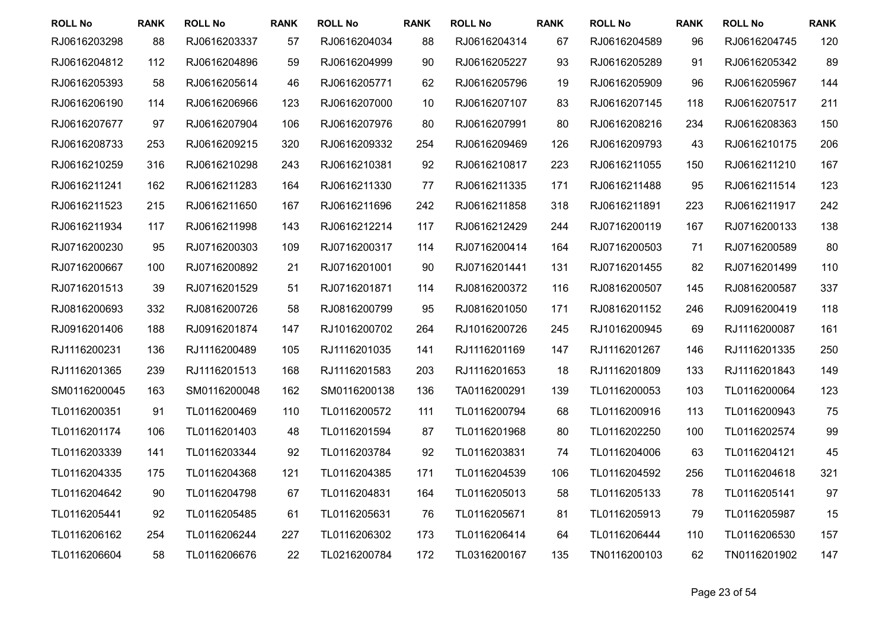| ROLL No | RANK | ROLL No | RANK | ROLL No | RANK | ROLL No | RANK | ROLL No | RANK | ROLL No | RANK |
|---|---|---|---|---|---|---|---|---|---|---|---|
| RJ0616203298 | 88 | RJ0616203337 | 57 | RJ0616204034 | 88 | RJ0616204314 | 67 | RJ0616204589 | 96 | RJ0616204745 | 120 |
| RJ0616204812 | 112 | RJ0616204896 | 59 | RJ0616204999 | 90 | RJ0616205227 | 93 | RJ0616205289 | 91 | RJ0616205342 | 89 |
| RJ0616205393 | 58 | RJ0616205614 | 46 | RJ0616205771 | 62 | RJ0616205796 | 19 | RJ0616205909 | 96 | RJ0616205967 | 144 |
| RJ0616206190 | 114 | RJ0616206966 | 123 | RJ0616207000 | 10 | RJ0616207107 | 83 | RJ0616207145 | 118 | RJ0616207517 | 211 |
| RJ0616207677 | 97 | RJ0616207904 | 106 | RJ0616207976 | 80 | RJ0616207991 | 80 | RJ0616208216 | 234 | RJ0616208363 | 150 |
| RJ0616208733 | 253 | RJ0616209215 | 320 | RJ0616209332 | 254 | RJ0616209469 | 126 | RJ0616209793 | 43 | RJ0616210175 | 206 |
| RJ0616210259 | 316 | RJ0616210298 | 243 | RJ0616210381 | 92 | RJ0616210817 | 223 | RJ0616211055 | 150 | RJ0616211210 | 167 |
| RJ0616211241 | 162 | RJ0616211283 | 164 | RJ0616211330 | 77 | RJ0616211335 | 171 | RJ0616211488 | 95 | RJ0616211514 | 123 |
| RJ0616211523 | 215 | RJ0616211650 | 167 | RJ0616211696 | 242 | RJ0616211858 | 318 | RJ0616211891 | 223 | RJ0616211917 | 242 |
| RJ0616211934 | 117 | RJ0616211998 | 143 | RJ0616212214 | 117 | RJ0616212429 | 244 | RJ0716200119 | 167 | RJ0716200133 | 138 |
| RJ0716200230 | 95 | RJ0716200303 | 109 | RJ0716200317 | 114 | RJ0716200414 | 164 | RJ0716200503 | 71 | RJ0716200589 | 80 |
| RJ0716200667 | 100 | RJ0716200892 | 21 | RJ0716201001 | 90 | RJ0716201441 | 131 | RJ0716201455 | 82 | RJ0716201499 | 110 |
| RJ0716201513 | 39 | RJ0716201529 | 51 | RJ0716201871 | 114 | RJ0816200372 | 116 | RJ0816200507 | 145 | RJ0816200587 | 337 |
| RJ0816200693 | 332 | RJ0816200726 | 58 | RJ0816200799 | 95 | RJ0816201050 | 171 | RJ0816201152 | 246 | RJ0916200419 | 118 |
| RJ0916201406 | 188 | RJ0916201874 | 147 | RJ1016200702 | 264 | RJ1016200726 | 245 | RJ1016200945 | 69 | RJ1116200087 | 161 |
| RJ1116200231 | 136 | RJ1116200489 | 105 | RJ1116201035 | 141 | RJ1116201169 | 147 | RJ1116201267 | 146 | RJ1116201335 | 250 |
| RJ1116201365 | 239 | RJ1116201513 | 168 | RJ1116201583 | 203 | RJ1116201653 | 18 | RJ1116201809 | 133 | RJ1116201843 | 149 |
| SM0116200045 | 163 | SM0116200048 | 162 | SM0116200138 | 136 | TA0116200291 | 139 | TL0116200053 | 103 | TL0116200064 | 123 |
| TL0116200351 | 91 | TL0116200469 | 110 | TL0116200572 | 111 | TL0116200794 | 68 | TL0116200916 | 113 | TL0116200943 | 75 |
| TL0116201174 | 106 | TL0116201403 | 48 | TL0116201594 | 87 | TL0116201968 | 80 | TL0116202250 | 100 | TL0116202574 | 99 |
| TL0116203339 | 141 | TL0116203344 | 92 | TL0116203784 | 92 | TL0116203831 | 74 | TL0116204006 | 63 | TL0116204121 | 45 |
| TL0116204335 | 175 | TL0116204368 | 121 | TL0116204385 | 171 | TL0116204539 | 106 | TL0116204592 | 256 | TL0116204618 | 321 |
| TL0116204642 | 90 | TL0116204798 | 67 | TL0116204831 | 164 | TL0116205013 | 58 | TL0116205133 | 78 | TL0116205141 | 97 |
| TL0116205441 | 92 | TL0116205485 | 61 | TL0116205631 | 76 | TL0116205671 | 81 | TL0116205913 | 79 | TL0116205987 | 15 |
| TL0116206162 | 254 | TL0116206244 | 227 | TL0116206302 | 173 | TL0116206414 | 64 | TL0116206444 | 110 | TL0116206530 | 157 |
| TL0116206604 | 58 | TL0116206676 | 22 | TL0216200784 | 172 | TL0316200167 | 135 | TN0116200103 | 62 | TN0116201902 | 147 |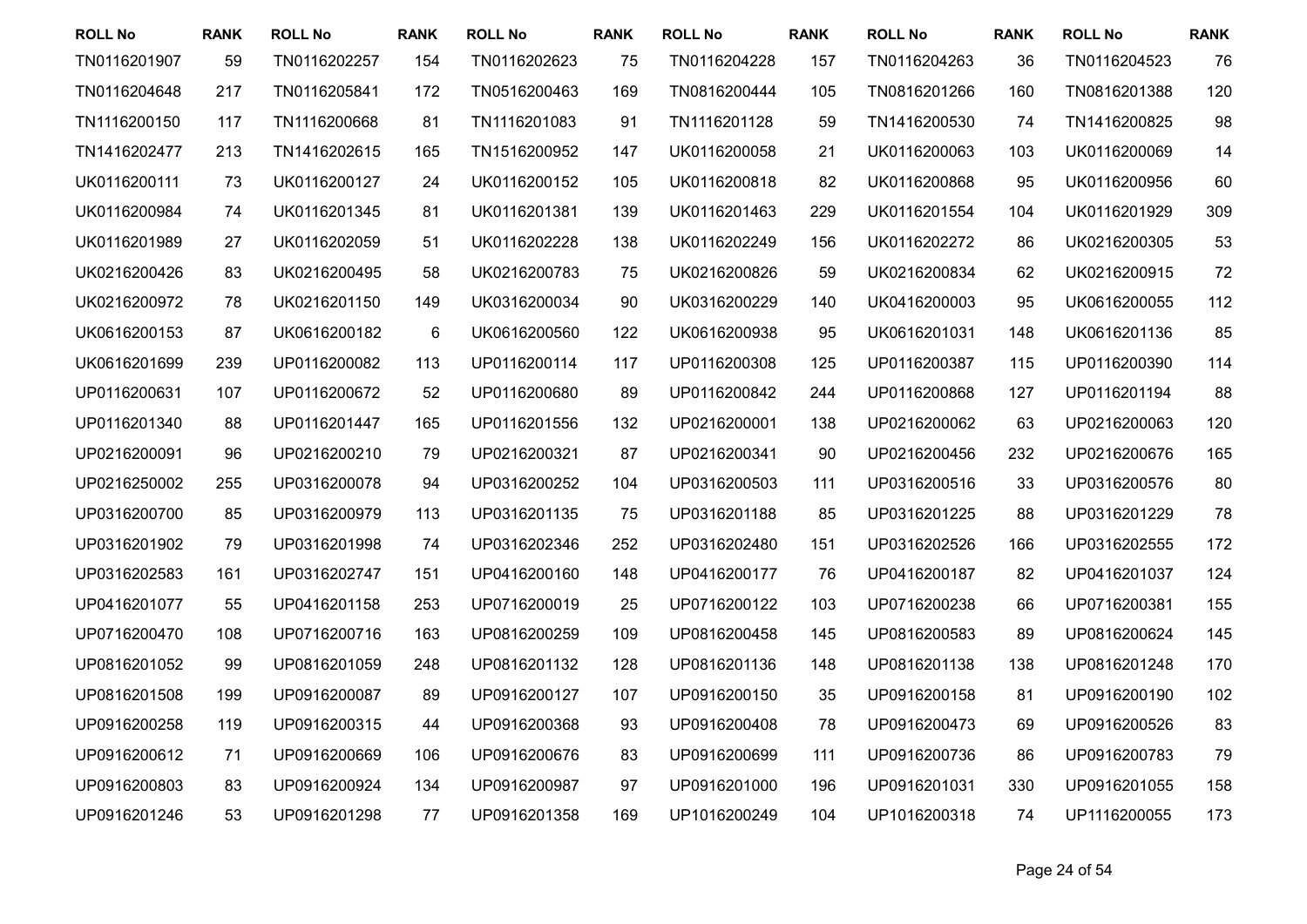| ROLL No | RANK | ROLL No | RANK | ROLL No | RANK | ROLL No | RANK | ROLL No | RANK | ROLL No | RANK |
|---|---|---|---|---|---|---|---|---|---|---|---|
| TN0116201907 | 59 | TN0116202257 | 154 | TN0116202623 | 75 | TN0116204228 | 157 | TN0116204263 | 36 | TN0116204523 | 76 |
| TN0116204648 | 217 | TN0116205841 | 172 | TN0516200463 | 169 | TN0816200444 | 105 | TN0816201266 | 160 | TN0816201388 | 120 |
| TN1116200150 | 117 | TN1116200668 | 81 | TN1116201083 | 91 | TN1116201128 | 59 | TN1416200530 | 74 | TN1416200825 | 98 |
| TN1416202477 | 213 | TN1416202615 | 165 | TN1516200952 | 147 | UK0116200058 | 21 | UK0116200063 | 103 | UK0116200069 | 14 |
| UK0116200111 | 73 | UK0116200127 | 24 | UK0116200152 | 105 | UK0116200818 | 82 | UK0116200868 | 95 | UK0116200956 | 60 |
| UK0116200984 | 74 | UK0116201345 | 81 | UK0116201381 | 139 | UK0116201463 | 229 | UK0116201554 | 104 | UK0116201929 | 309 |
| UK0116201989 | 27 | UK0116202059 | 51 | UK0116202228 | 138 | UK0116202249 | 156 | UK0116202272 | 86 | UK0216200305 | 53 |
| UK0216200426 | 83 | UK0216200495 | 58 | UK0216200783 | 75 | UK0216200826 | 59 | UK0216200834 | 62 | UK0216200915 | 72 |
| UK0216200972 | 78 | UK0216201150 | 149 | UK0316200034 | 90 | UK0316200229 | 140 | UK0416200003 | 95 | UK0616200055 | 112 |
| UK0616200153 | 87 | UK0616200182 | 6 | UK0616200560 | 122 | UK0616200938 | 95 | UK0616201031 | 148 | UK0616201136 | 85 |
| UK0616201699 | 239 | UP0116200082 | 113 | UP0116200114 | 117 | UP0116200308 | 125 | UP0116200387 | 115 | UP0116200390 | 114 |
| UP0116200631 | 107 | UP0116200672 | 52 | UP0116200680 | 89 | UP0116200842 | 244 | UP0116200868 | 127 | UP0116201194 | 88 |
| UP0116201340 | 88 | UP0116201447 | 165 | UP0116201556 | 132 | UP0216200001 | 138 | UP0216200062 | 63 | UP0216200063 | 120 |
| UP0216200091 | 96 | UP0216200210 | 79 | UP0216200321 | 87 | UP0216200341 | 90 | UP0216200456 | 232 | UP0216200676 | 165 |
| UP0216250002 | 255 | UP0316200078 | 94 | UP0316200252 | 104 | UP0316200503 | 111 | UP0316200516 | 33 | UP0316200576 | 80 |
| UP0316200700 | 85 | UP0316200979 | 113 | UP0316201135 | 75 | UP0316201188 | 85 | UP0316201225 | 88 | UP0316201229 | 78 |
| UP0316201902 | 79 | UP0316201998 | 74 | UP0316202346 | 252 | UP0316202480 | 151 | UP0316202526 | 166 | UP0316202555 | 172 |
| UP0316202583 | 161 | UP0316202747 | 151 | UP0416200160 | 148 | UP0416200177 | 76 | UP0416200187 | 82 | UP0416201037 | 124 |
| UP0416201077 | 55 | UP0416201158 | 253 | UP0716200019 | 25 | UP0716200122 | 103 | UP0716200238 | 66 | UP0716200381 | 155 |
| UP0716200470 | 108 | UP0716200716 | 163 | UP0816200259 | 109 | UP0816200458 | 145 | UP0816200583 | 89 | UP0816200624 | 145 |
| UP0816201052 | 99 | UP0816201059 | 248 | UP0816201132 | 128 | UP0816201136 | 148 | UP0816201138 | 138 | UP0816201248 | 170 |
| UP0816201508 | 199 | UP0916200087 | 89 | UP0916200127 | 107 | UP0916200150 | 35 | UP0916200158 | 81 | UP0916200190 | 102 |
| UP0916200258 | 119 | UP0916200315 | 44 | UP0916200368 | 93 | UP0916200408 | 78 | UP0916200473 | 69 | UP0916200526 | 83 |
| UP0916200612 | 71 | UP0916200669 | 106 | UP0916200676 | 83 | UP0916200699 | 111 | UP0916200736 | 86 | UP0916200783 | 79 |
| UP0916200803 | 83 | UP0916200924 | 134 | UP0916200987 | 97 | UP0916201000 | 196 | UP0916201031 | 330 | UP0916201055 | 158 |
| UP0916201246 | 53 | UP0916201298 | 77 | UP0916201358 | 169 | UP1016200249 | 104 | UP1016200318 | 74 | UP1116200055 | 173 |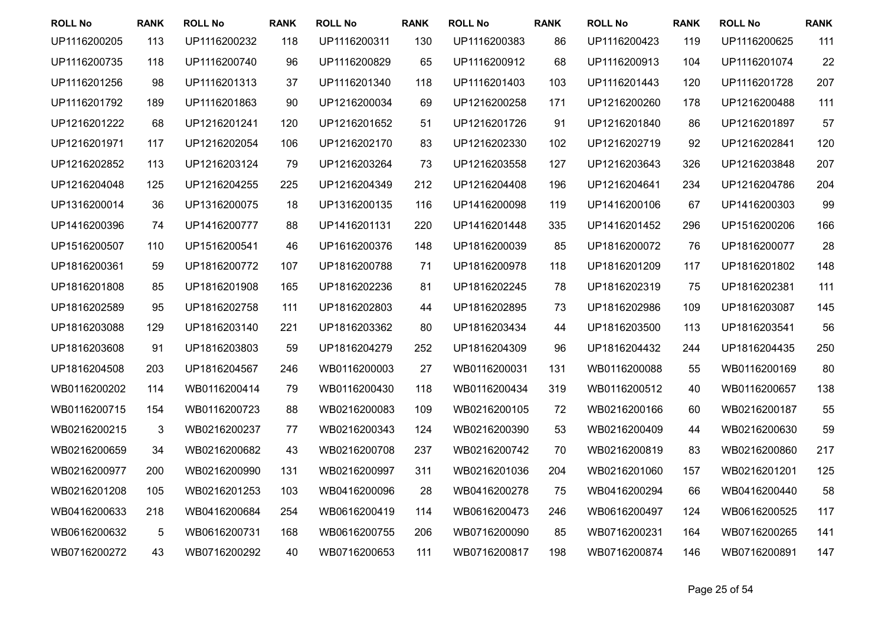| ROLL No | RANK | ROLL No | RANK | ROLL No | RANK | ROLL No | RANK | ROLL No | RANK | ROLL No | RANK |
|---|---|---|---|---|---|---|---|---|---|---|---|
| UP1116200205 | 113 | UP1116200232 | 118 | UP1116200311 | 130 | UP1116200383 | 86 | UP1116200423 | 119 | UP1116200625 | 111 |
| UP1116200735 | 118 | UP1116200740 | 96 | UP1116200829 | 65 | UP1116200912 | 68 | UP1116200913 | 104 | UP1116201074 | 22 |
| UP1116201256 | 98 | UP1116201313 | 37 | UP1116201340 | 118 | UP1116201403 | 103 | UP1116201443 | 120 | UP1116201728 | 207 |
| UP1116201792 | 189 | UP1116201863 | 90 | UP1216200034 | 69 | UP1216200258 | 171 | UP1216200260 | 178 | UP1216200488 | 111 |
| UP1216201222 | 68 | UP1216201241 | 120 | UP1216201652 | 51 | UP1216201726 | 91 | UP1216201840 | 86 | UP1216201897 | 57 |
| UP1216201971 | 117 | UP1216202054 | 106 | UP1216202170 | 83 | UP1216202330 | 102 | UP1216202719 | 92 | UP1216202841 | 120 |
| UP1216202852 | 113 | UP1216203124 | 79 | UP1216203264 | 73 | UP1216203558 | 127 | UP1216203643 | 326 | UP1216203848 | 207 |
| UP1216204048 | 125 | UP1216204255 | 225 | UP1216204349 | 212 | UP1216204408 | 196 | UP1216204641 | 234 | UP1216204786 | 204 |
| UP1316200014 | 36 | UP1316200075 | 18 | UP1316200135 | 116 | UP1416200098 | 119 | UP1416200106 | 67 | UP1416200303 | 99 |
| UP1416200396 | 74 | UP1416200777 | 88 | UP1416201131 | 220 | UP1416201448 | 335 | UP1416201452 | 296 | UP1516200206 | 166 |
| UP1516200507 | 110 | UP1516200541 | 46 | UP1616200376 | 148 | UP1816200039 | 85 | UP1816200072 | 76 | UP1816200077 | 28 |
| UP1816200361 | 59 | UP1816200772 | 107 | UP1816200788 | 71 | UP1816200978 | 118 | UP1816201209 | 117 | UP1816201802 | 148 |
| UP1816201808 | 85 | UP1816201908 | 165 | UP1816202236 | 81 | UP1816202245 | 78 | UP1816202319 | 75 | UP1816202381 | 111 |
| UP1816202589 | 95 | UP1816202758 | 111 | UP1816202803 | 44 | UP1816202895 | 73 | UP1816202986 | 109 | UP1816203087 | 145 |
| UP1816203088 | 129 | UP1816203140 | 221 | UP1816203362 | 80 | UP1816203434 | 44 | UP1816203500 | 113 | UP1816203541 | 56 |
| UP1816203608 | 91 | UP1816203803 | 59 | UP1816204279 | 252 | UP1816204309 | 96 | UP1816204432 | 244 | UP1816204435 | 250 |
| UP1816204508 | 203 | UP1816204567 | 246 | WB0116200003 | 27 | WB0116200031 | 131 | WB0116200088 | 55 | WB0116200169 | 80 |
| WB0116200202 | 114 | WB0116200414 | 79 | WB0116200430 | 118 | WB0116200434 | 319 | WB0116200512 | 40 | WB0116200657 | 138 |
| WB0116200715 | 154 | WB0116200723 | 88 | WB0216200083 | 109 | WB0216200105 | 72 | WB0216200166 | 60 | WB0216200187 | 55 |
| WB0216200215 | 3 | WB0216200237 | 77 | WB0216200343 | 124 | WB0216200390 | 53 | WB0216200409 | 44 | WB0216200630 | 59 |
| WB0216200659 | 34 | WB0216200682 | 43 | WB0216200708 | 237 | WB0216200742 | 70 | WB0216200819 | 83 | WB0216200860 | 217 |
| WB0216200977 | 200 | WB0216200990 | 131 | WB0216200997 | 311 | WB0216201036 | 204 | WB0216201060 | 157 | WB0216201201 | 125 |
| WB0216201208 | 105 | WB0216201253 | 103 | WB0416200096 | 28 | WB0416200278 | 75 | WB0416200294 | 66 | WB0416200440 | 58 |
| WB0416200633 | 218 | WB0416200684 | 254 | WB0616200419 | 114 | WB0616200473 | 246 | WB0616200497 | 124 | WB0616200525 | 117 |
| WB0616200632 | 5 | WB0616200731 | 168 | WB0616200755 | 206 | WB0716200090 | 85 | WB0716200231 | 164 | WB0716200265 | 141 |
| WB0716200272 | 43 | WB0716200292 | 40 | WB0716200653 | 111 | WB0716200817 | 198 | WB0716200874 | 146 | WB0716200891 | 147 |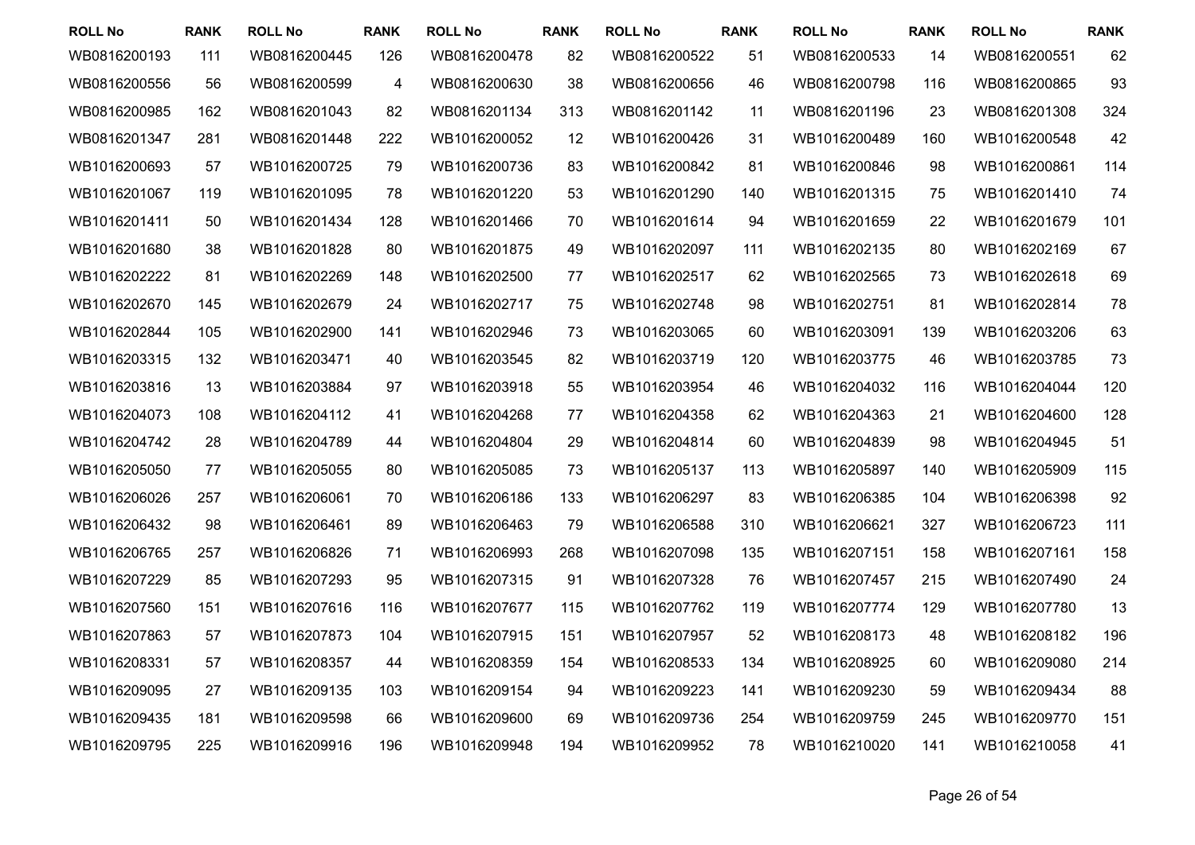| ROLL No | RANK | ROLL No | RANK | ROLL No | RANK | ROLL No | RANK | ROLL No | RANK | ROLL No | RANK |
|---|---|---|---|---|---|---|---|---|---|---|---|
| WB0816200193 | 111 | WB0816200445 | 126 | WB0816200478 | 82 | WB0816200522 | 51 | WB0816200533 | 14 | WB0816200551 | 62 |
| WB0816200556 | 56 | WB0816200599 | 4 | WB0816200630 | 38 | WB0816200656 | 46 | WB0816200798 | 116 | WB0816200865 | 93 |
| WB0816200985 | 162 | WB0816201043 | 82 | WB0816201134 | 313 | WB0816201142 | 11 | WB0816201196 | 23 | WB0816201308 | 324 |
| WB0816201347 | 281 | WB0816201448 | 222 | WB1016200052 | 12 | WB1016200426 | 31 | WB1016200489 | 160 | WB1016200548 | 42 |
| WB1016200693 | 57 | WB1016200725 | 79 | WB1016200736 | 83 | WB1016200842 | 81 | WB1016200846 | 98 | WB1016200861 | 114 |
| WB1016201067 | 119 | WB1016201095 | 78 | WB1016201220 | 53 | WB1016201290 | 140 | WB1016201315 | 75 | WB1016201410 | 74 |
| WB1016201411 | 50 | WB1016201434 | 128 | WB1016201466 | 70 | WB1016201614 | 94 | WB1016201659 | 22 | WB1016201679 | 101 |
| WB1016201680 | 38 | WB1016201828 | 80 | WB1016201875 | 49 | WB1016202097 | 111 | WB1016202135 | 80 | WB1016202169 | 67 |
| WB1016202222 | 81 | WB1016202269 | 148 | WB1016202500 | 77 | WB1016202517 | 62 | WB1016202565 | 73 | WB1016202618 | 69 |
| WB1016202670 | 145 | WB1016202679 | 24 | WB1016202717 | 75 | WB1016202748 | 98 | WB1016202751 | 81 | WB1016202814 | 78 |
| WB1016202844 | 105 | WB1016202900 | 141 | WB1016202946 | 73 | WB1016203065 | 60 | WB1016203091 | 139 | WB1016203206 | 63 |
| WB1016203315 | 132 | WB1016203471 | 40 | WB1016203545 | 82 | WB1016203719 | 120 | WB1016203775 | 46 | WB1016203785 | 73 |
| WB1016203816 | 13 | WB1016203884 | 97 | WB1016203918 | 55 | WB1016203954 | 46 | WB1016204032 | 116 | WB1016204044 | 120 |
| WB1016204073 | 108 | WB1016204112 | 41 | WB1016204268 | 77 | WB1016204358 | 62 | WB1016204363 | 21 | WB1016204600 | 128 |
| WB1016204742 | 28 | WB1016204789 | 44 | WB1016204804 | 29 | WB1016204814 | 60 | WB1016204839 | 98 | WB1016204945 | 51 |
| WB1016205050 | 77 | WB1016205055 | 80 | WB1016205085 | 73 | WB1016205137 | 113 | WB1016205897 | 140 | WB1016205909 | 115 |
| WB1016206026 | 257 | WB1016206061 | 70 | WB1016206186 | 133 | WB1016206297 | 83 | WB1016206385 | 104 | WB1016206398 | 92 |
| WB1016206432 | 98 | WB1016206461 | 89 | WB1016206463 | 79 | WB1016206588 | 310 | WB1016206621 | 327 | WB1016206723 | 111 |
| WB1016206765 | 257 | WB1016206826 | 71 | WB1016206993 | 268 | WB1016207098 | 135 | WB1016207151 | 158 | WB1016207161 | 158 |
| WB1016207229 | 85 | WB1016207293 | 95 | WB1016207315 | 91 | WB1016207328 | 76 | WB1016207457 | 215 | WB1016207490 | 24 |
| WB1016207560 | 151 | WB1016207616 | 116 | WB1016207677 | 115 | WB1016207762 | 119 | WB1016207774 | 129 | WB1016207780 | 13 |
| WB1016207863 | 57 | WB1016207873 | 104 | WB1016207915 | 151 | WB1016207957 | 52 | WB1016208173 | 48 | WB1016208182 | 196 |
| WB1016208331 | 57 | WB1016208357 | 44 | WB1016208359 | 154 | WB1016208533 | 134 | WB1016208925 | 60 | WB1016209080 | 214 |
| WB1016209095 | 27 | WB1016209135 | 103 | WB1016209154 | 94 | WB1016209223 | 141 | WB1016209230 | 59 | WB1016209434 | 88 |
| WB1016209435 | 181 | WB1016209598 | 66 | WB1016209600 | 69 | WB1016209736 | 254 | WB1016209759 | 245 | WB1016209770 | 151 |
| WB1016209795 | 225 | WB1016209916 | 196 | WB1016209948 | 194 | WB1016209952 | 78 | WB1016210020 | 141 | WB1016210058 | 41 |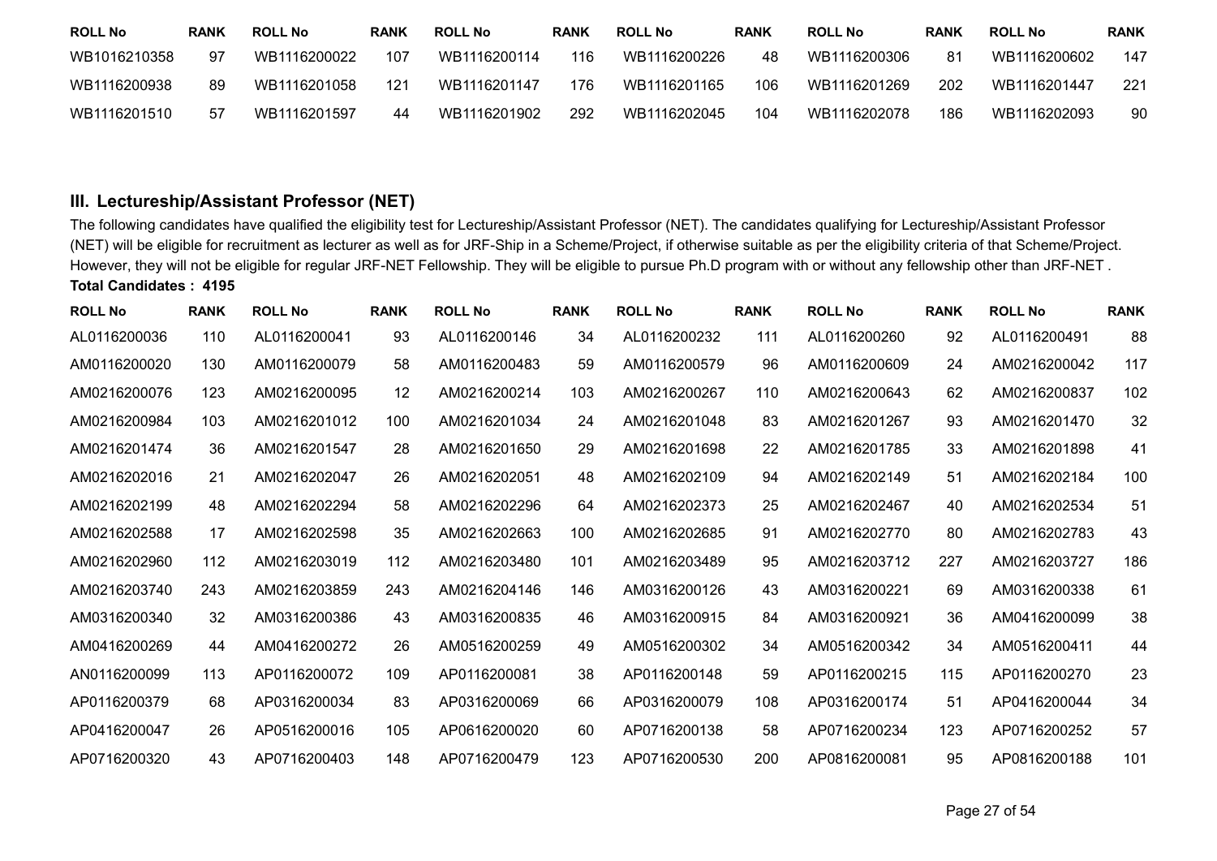| ROLL No | RANK | ROLL No | RANK | ROLL No | RANK | ROLL No | RANK | ROLL No | RANK | ROLL No | RANK |
|---|---|---|---|---|---|---|---|---|---|---|---|
| WB1016210358 | 97 | WB1116200022 | 107 | WB1116200114 | 116 | WB1116200226 | 48 | WB1116200306 | 81 | WB1116200602 | 147 |
| WB1116200938 | 89 | WB1116201058 | 121 | WB1116201147 | 176 | WB1116201165 | 106 | WB1116201269 | 202 | WB1116201447 | 221 |
| WB1116201510 | 57 | WB1116201597 | 44 | WB1116201902 | 292 | WB1116202045 | 104 | WB1116202078 | 186 | WB1116202093 | 90 |

### III. Lectureship/Assistant Professor (NET)

The following candidates have qualified the eligibility test for Lectureship/Assistant Professor (NET). The candidates qualifying for Lectureship/Assistant Professor (NET) will be eligible for recruitment as lecturer as well as for JRF-Ship in a Scheme/Project, if otherwise suitable as per the eligibility criteria of that Scheme/Project. However, they will not be eligible for regular JRF-NET Fellowship. They will be eligible to pursue Ph.D program with or without any fellowship other than JRF-NET .

**Total Candidates : 4195**

| ROLL No | RANK | ROLL No | RANK | ROLL No | RANK | ROLL No | RANK | ROLL No | RANK | ROLL No | RANK |
|---|---|---|---|---|---|---|---|---|---|---|---|
| AL0116200036 | 110 | AL0116200041 | 93 | AL0116200146 | 34 | AL0116200232 | 111 | AL0116200260 | 92 | AL0116200491 | 88 |
| AM0116200020 | 130 | AM0116200079 | 58 | AM0116200483 | 59 | AM0116200579 | 96 | AM0116200609 | 24 | AM0216200042 | 117 |
| AM0216200076 | 123 | AM0216200095 | 12 | AM0216200214 | 103 | AM0216200267 | 110 | AM0216200643 | 62 | AM0216200837 | 102 |
| AM0216200984 | 103 | AM0216201012 | 100 | AM0216201034 | 24 | AM0216201048 | 83 | AM0216201267 | 93 | AM0216201470 | 32 |
| AM0216201474 | 36 | AM0216201547 | 28 | AM0216201650 | 29 | AM0216201698 | 22 | AM0216201785 | 33 | AM0216201898 | 41 |
| AM0216202016 | 21 | AM0216202047 | 26 | AM0216202051 | 48 | AM0216202109 | 94 | AM0216202149 | 51 | AM0216202184 | 100 |
| AM0216202199 | 48 | AM0216202294 | 58 | AM0216202296 | 64 | AM0216202373 | 25 | AM0216202467 | 40 | AM0216202534 | 51 |
| AM0216202588 | 17 | AM0216202598 | 35 | AM0216202663 | 100 | AM0216202685 | 91 | AM0216202770 | 80 | AM0216202783 | 43 |
| AM0216202960 | 112 | AM0216203019 | 112 | AM0216203480 | 101 | AM0216203489 | 95 | AM0216203712 | 227 | AM0216203727 | 186 |
| AM0216203740 | 243 | AM0216203859 | 243 | AM0216204146 | 146 | AM0316200126 | 43 | AM0316200221 | 69 | AM0316200338 | 61 |
| AM0316200340 | 32 | AM0316200386 | 43 | AM0316200835 | 46 | AM0316200915 | 84 | AM0316200921 | 36 | AM0416200099 | 38 |
| AM0416200269 | 44 | AM0416200272 | 26 | AM0516200259 | 49 | AM0516200302 | 34 | AM0516200342 | 34 | AM0516200411 | 44 |
| AN0116200099 | 113 | AP0116200072 | 109 | AP0116200081 | 38 | AP0116200148 | 59 | AP0116200215 | 115 | AP0116200270 | 23 |
| AP0116200379 | 68 | AP0316200034 | 83 | AP0316200069 | 66 | AP0316200079 | 108 | AP0316200174 | 51 | AP0416200044 | 34 |
| AP0416200047 | 26 | AP0516200016 | 105 | AP0616200020 | 60 | AP0716200138 | 58 | AP0716200234 | 123 | AP0716200252 | 57 |
| AP0716200320 | 43 | AP0716200403 | 148 | AP0716200479 | 123 | AP0716200530 | 200 | AP0816200081 | 95 | AP0816200188 | 101 |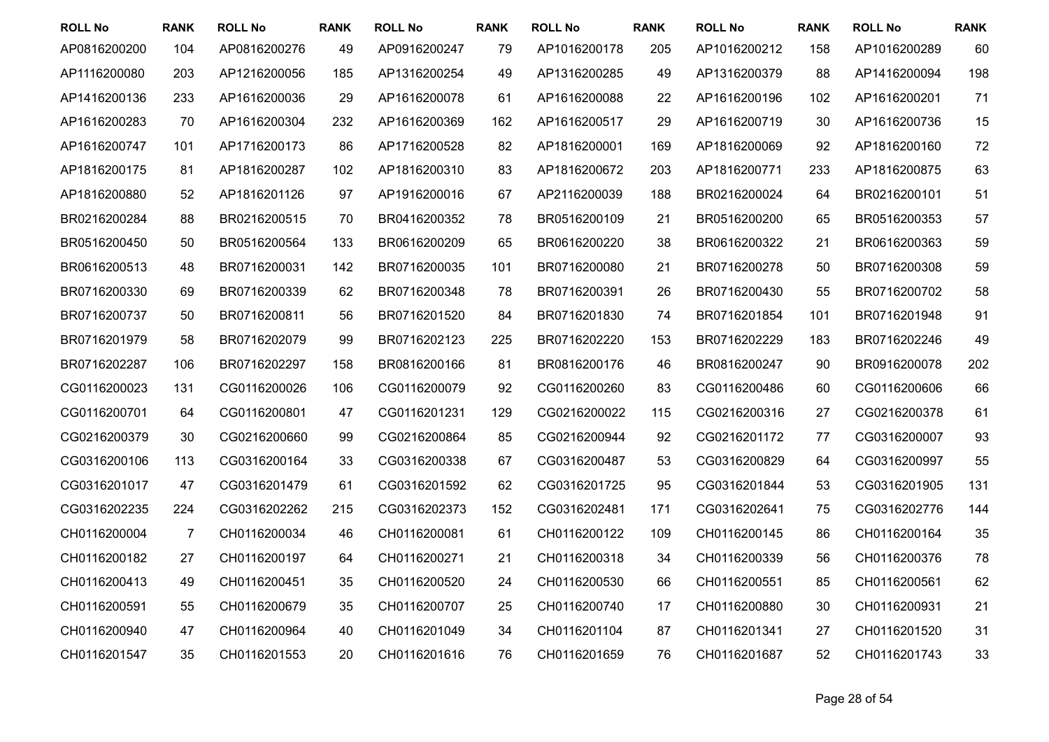| ROLL No | RANK | ROLL No | RANK | ROLL No | RANK | ROLL No | RANK | ROLL No | RANK | ROLL No | RANK |
|---|---|---|---|---|---|---|---|---|---|---|---|
| AP0816200200 | 104 | AP0816200276 | 49 | AP0916200247 | 79 | AP1016200178 | 205 | AP1016200212 | 158 | AP1016200289 | 60 |
| AP1116200080 | 203 | AP1216200056 | 185 | AP1316200254 | 49 | AP1316200285 | 49 | AP1316200379 | 88 | AP1416200094 | 198 |
| AP1416200136 | 233 | AP1616200036 | 29 | AP1616200078 | 61 | AP1616200088 | 22 | AP1616200196 | 102 | AP1616200201 | 71 |
| AP1616200283 | 70 | AP1616200304 | 232 | AP1616200369 | 162 | AP1616200517 | 29 | AP1616200719 | 30 | AP1616200736 | 15 |
| AP1616200747 | 101 | AP1716200173 | 86 | AP1716200528 | 82 | AP1816200001 | 169 | AP1816200069 | 92 | AP1816200160 | 72 |
| AP1816200175 | 81 | AP1816200287 | 102 | AP1816200310 | 83 | AP1816200672 | 203 | AP1816200771 | 233 | AP1816200875 | 63 |
| AP1816200880 | 52 | AP1816201126 | 97 | AP1916200016 | 67 | AP2116200039 | 188 | BR0216200024 | 64 | BR0216200101 | 51 |
| BR0216200284 | 88 | BR0216200515 | 70 | BR0416200352 | 78 | BR0516200109 | 21 | BR0516200200 | 65 | BR0516200353 | 57 |
| BR0516200450 | 50 | BR0516200564 | 133 | BR0616200209 | 65 | BR0616200220 | 38 | BR0616200322 | 21 | BR0616200363 | 59 |
| BR0616200513 | 48 | BR0716200031 | 142 | BR0716200035 | 101 | BR0716200080 | 21 | BR0716200278 | 50 | BR0716200308 | 59 |
| BR0716200330 | 69 | BR0716200339 | 62 | BR0716200348 | 78 | BR0716200391 | 26 | BR0716200430 | 55 | BR0716200702 | 58 |
| BR0716200737 | 50 | BR0716200811 | 56 | BR0716201520 | 84 | BR0716201830 | 74 | BR0716201854 | 101 | BR0716201948 | 91 |
| BR0716201979 | 58 | BR0716202079 | 99 | BR0716202123 | 225 | BR0716202220 | 153 | BR0716202229 | 183 | BR0716202246 | 49 |
| BR0716202287 | 106 | BR0716202297 | 158 | BR0816200166 | 81 | BR0816200176 | 46 | BR0816200247 | 90 | BR0916200078 | 202 |
| CG0116200023 | 131 | CG0116200026 | 106 | CG0116200079 | 92 | CG0116200260 | 83 | CG0116200486 | 60 | CG0116200606 | 66 |
| CG0116200701 | 64 | CG0116200801 | 47 | CG0116201231 | 129 | CG0216200022 | 115 | CG0216200316 | 27 | CG0216200378 | 61 |
| CG0216200379 | 30 | CG0216200660 | 99 | CG0216200864 | 85 | CG0216200944 | 92 | CG0216201172 | 77 | CG0316200007 | 93 |
| CG0316200106 | 113 | CG0316200164 | 33 | CG0316200338 | 67 | CG0316200487 | 53 | CG0316200829 | 64 | CG0316200997 | 55 |
| CG0316201017 | 47 | CG0316201479 | 61 | CG0316201592 | 62 | CG0316201725 | 95 | CG0316201844 | 53 | CG0316201905 | 131 |
| CG0316202235 | 224 | CG0316202262 | 215 | CG0316202373 | 152 | CG0316202481 | 171 | CG0316202641 | 75 | CG0316202776 | 144 |
| CH0116200004 | 7 | CH0116200034 | 46 | CH0116200081 | 61 | CH0116200122 | 109 | CH0116200145 | 86 | CH0116200164 | 35 |
| CH0116200182 | 27 | CH0116200197 | 64 | CH0116200271 | 21 | CH0116200318 | 34 | CH0116200339 | 56 | CH0116200376 | 78 |
| CH0116200413 | 49 | CH0116200451 | 35 | CH0116200520 | 24 | CH0116200530 | 66 | CH0116200551 | 85 | CH0116200561 | 62 |
| CH0116200591 | 55 | CH0116200679 | 35 | CH0116200707 | 25 | CH0116200740 | 17 | CH0116200880 | 30 | CH0116200931 | 21 |
| CH0116200940 | 47 | CH0116200964 | 40 | CH0116201049 | 34 | CH0116201104 | 87 | CH0116201341 | 27 | CH0116201520 | 31 |
| CH0116201547 | 35 | CH0116201553 | 20 | CH0116201616 | 76 | CH0116201659 | 76 | CH0116201687 | 52 | CH0116201743 | 33 |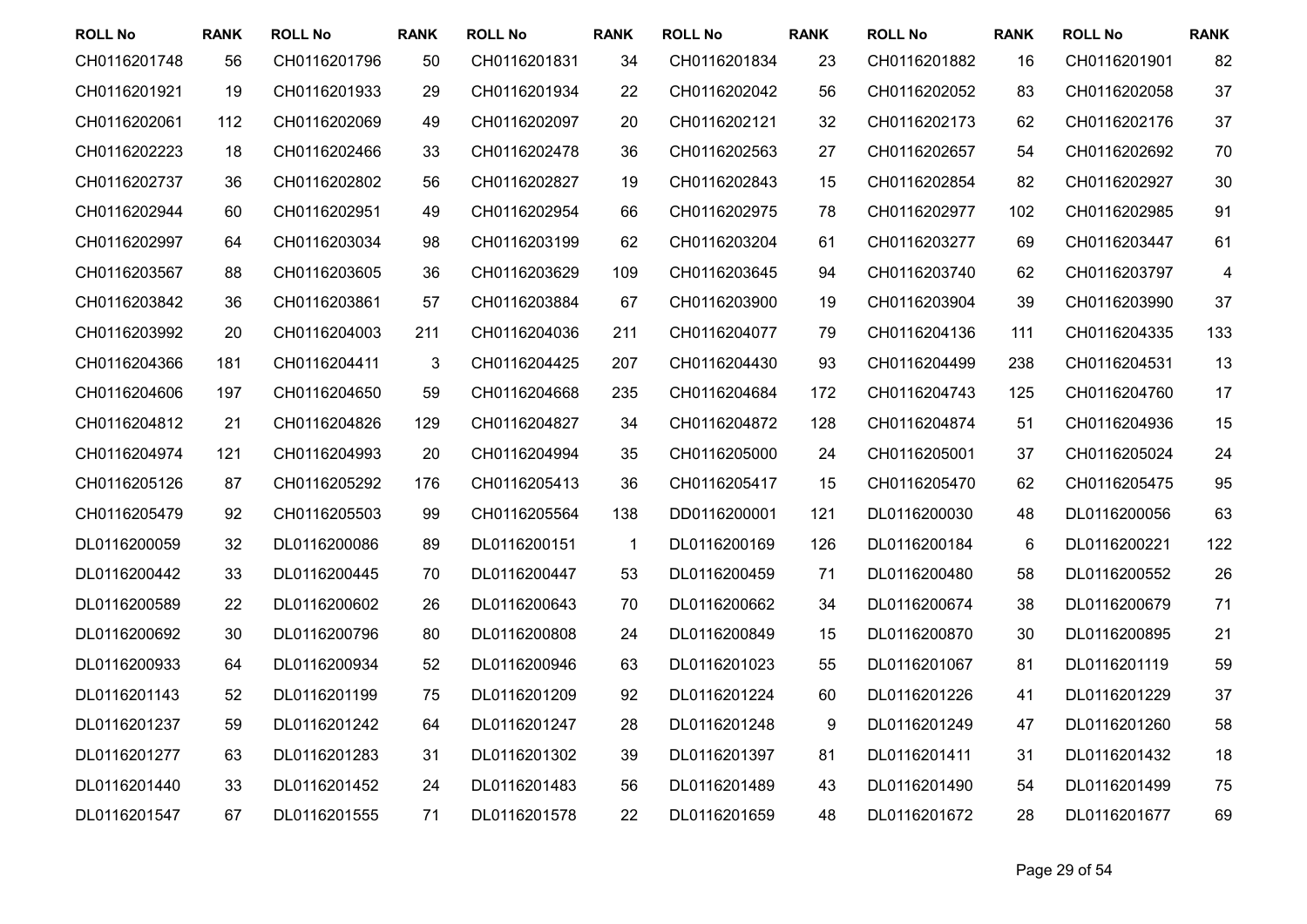| ROLL No | RANK | ROLL No | RANK | ROLL No | RANK | ROLL No | RANK | ROLL No | RANK | ROLL No | RANK |
|---|---|---|---|---|---|---|---|---|---|---|---|
| CH0116201748 | 56 | CH0116201796 | 50 | CH0116201831 | 34 | CH0116201834 | 23 | CH0116201882 | 16 | CH0116201901 | 82 |
| CH0116201921 | 19 | CH0116201933 | 29 | CH0116201934 | 22 | CH0116202042 | 56 | CH0116202052 | 83 | CH0116202058 | 37 |
| CH0116202061 | 112 | CH0116202069 | 49 | CH0116202097 | 20 | CH0116202121 | 32 | CH0116202173 | 62 | CH0116202176 | 37 |
| CH0116202223 | 18 | CH0116202466 | 33 | CH0116202478 | 36 | CH0116202563 | 27 | CH0116202657 | 54 | CH0116202692 | 70 |
| CH0116202737 | 36 | CH0116202802 | 56 | CH0116202827 | 19 | CH0116202843 | 15 | CH0116202854 | 82 | CH0116202927 | 30 |
| CH0116202944 | 60 | CH0116202951 | 49 | CH0116202954 | 66 | CH0116202975 | 78 | CH0116202977 | 102 | CH0116202985 | 91 |
| CH0116202997 | 64 | CH0116203034 | 98 | CH0116203199 | 62 | CH0116203204 | 61 | CH0116203277 | 69 | CH0116203447 | 61 |
| CH0116203567 | 88 | CH0116203605 | 36 | CH0116203629 | 109 | CH0116203645 | 94 | CH0116203740 | 62 | CH0116203797 | 4 |
| CH0116203842 | 36 | CH0116203861 | 57 | CH0116203884 | 67 | CH0116203900 | 19 | CH0116203904 | 39 | CH0116203990 | 37 |
| CH0116203992 | 20 | CH0116204003 | 211 | CH0116204036 | 211 | CH0116204077 | 79 | CH0116204136 | 111 | CH0116204335 | 133 |
| CH0116204366 | 181 | CH0116204411 | 3 | CH0116204425 | 207 | CH0116204430 | 93 | CH0116204499 | 238 | CH0116204531 | 13 |
| CH0116204606 | 197 | CH0116204650 | 59 | CH0116204668 | 235 | CH0116204684 | 172 | CH0116204743 | 125 | CH0116204760 | 17 |
| CH0116204812 | 21 | CH0116204826 | 129 | CH0116204827 | 34 | CH0116204872 | 128 | CH0116204874 | 51 | CH0116204936 | 15 |
| CH0116204974 | 121 | CH0116204993 | 20 | CH0116204994 | 35 | CH0116205000 | 24 | CH0116205001 | 37 | CH0116205024 | 24 |
| CH0116205126 | 87 | CH0116205292 | 176 | CH0116205413 | 36 | CH0116205417 | 15 | CH0116205470 | 62 | CH0116205475 | 95 |
| CH0116205479 | 92 | CH0116205503 | 99 | CH0116205564 | 138 | DD0116200001 | 121 | DL0116200030 | 48 | DL0116200056 | 63 |
| DL0116200059 | 32 | DL0116200086 | 89 | DL0116200151 | 1 | DL0116200169 | 126 | DL0116200184 | 6 | DL0116200221 | 122 |
| DL0116200442 | 33 | DL0116200445 | 70 | DL0116200447 | 53 | DL0116200459 | 71 | DL0116200480 | 58 | DL0116200552 | 26 |
| DL0116200589 | 22 | DL0116200602 | 26 | DL0116200643 | 70 | DL0116200662 | 34 | DL0116200674 | 38 | DL0116200679 | 71 |
| DL0116200692 | 30 | DL0116200796 | 80 | DL0116200808 | 24 | DL0116200849 | 15 | DL0116200870 | 30 | DL0116200895 | 21 |
| DL0116200933 | 64 | DL0116200934 | 52 | DL0116200946 | 63 | DL0116201023 | 55 | DL0116201067 | 81 | DL0116201119 | 59 |
| DL0116201143 | 52 | DL0116201199 | 75 | DL0116201209 | 92 | DL0116201224 | 60 | DL0116201226 | 41 | DL0116201229 | 37 |
| DL0116201237 | 59 | DL0116201242 | 64 | DL0116201247 | 28 | DL0116201248 | 9 | DL0116201249 | 47 | DL0116201260 | 58 |
| DL0116201277 | 63 | DL0116201283 | 31 | DL0116201302 | 39 | DL0116201397 | 81 | DL0116201411 | 31 | DL0116201432 | 18 |
| DL0116201440 | 33 | DL0116201452 | 24 | DL0116201483 | 56 | DL0116201489 | 43 | DL0116201490 | 54 | DL0116201499 | 75 |
| DL0116201547 | 67 | DL0116201555 | 71 | DL0116201578 | 22 | DL0116201659 | 48 | DL0116201672 | 28 | DL0116201677 | 69 |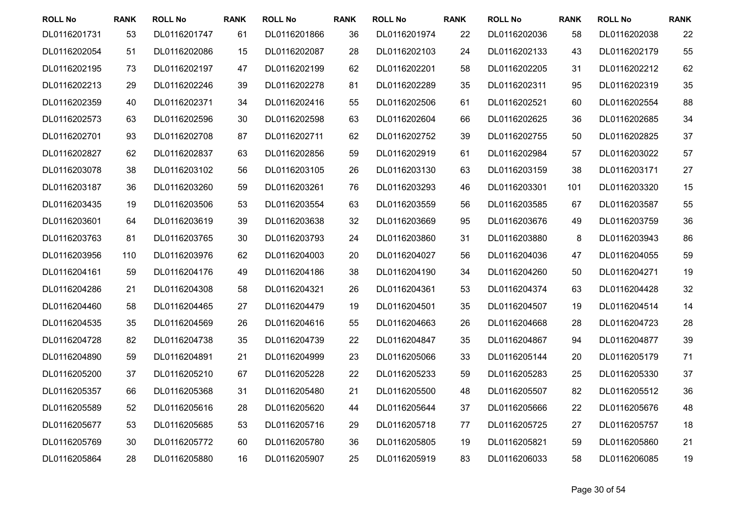| ROLL No | RANK | ROLL No | RANK | ROLL No | RANK | ROLL No | RANK | ROLL No | RANK | ROLL No | RANK |
|---|---|---|---|---|---|---|---|---|---|---|---|
| DL0116201731 | 53 | DL0116201747 | 61 | DL0116201866 | 36 | DL0116201974 | 22 | DL0116202036 | 58 | DL0116202038 | 22 |
| DL0116202054 | 51 | DL0116202086 | 15 | DL0116202087 | 28 | DL0116202103 | 24 | DL0116202133 | 43 | DL0116202179 | 55 |
| DL0116202195 | 73 | DL0116202197 | 47 | DL0116202199 | 62 | DL0116202201 | 58 | DL0116202205 | 31 | DL0116202212 | 62 |
| DL0116202213 | 29 | DL0116202246 | 39 | DL0116202278 | 81 | DL0116202289 | 35 | DL0116202311 | 95 | DL0116202319 | 35 |
| DL0116202359 | 40 | DL0116202371 | 34 | DL0116202416 | 55 | DL0116202506 | 61 | DL0116202521 | 60 | DL0116202554 | 88 |
| DL0116202573 | 63 | DL0116202596 | 30 | DL0116202598 | 63 | DL0116202604 | 66 | DL0116202625 | 36 | DL0116202685 | 34 |
| DL0116202701 | 93 | DL0116202708 | 87 | DL0116202711 | 62 | DL0116202752 | 39 | DL0116202755 | 50 | DL0116202825 | 37 |
| DL0116202827 | 62 | DL0116202837 | 63 | DL0116202856 | 59 | DL0116202919 | 61 | DL0116202984 | 57 | DL0116203022 | 57 |
| DL0116203078 | 38 | DL0116203102 | 56 | DL0116203105 | 26 | DL0116203130 | 63 | DL0116203159 | 38 | DL0116203171 | 27 |
| DL0116203187 | 36 | DL0116203260 | 59 | DL0116203261 | 76 | DL0116203293 | 46 | DL0116203301 | 101 | DL0116203320 | 15 |
| DL0116203435 | 19 | DL0116203506 | 53 | DL0116203554 | 63 | DL0116203559 | 56 | DL0116203585 | 67 | DL0116203587 | 55 |
| DL0116203601 | 64 | DL0116203619 | 39 | DL0116203638 | 32 | DL0116203669 | 95 | DL0116203676 | 49 | DL0116203759 | 36 |
| DL0116203763 | 81 | DL0116203765 | 30 | DL0116203793 | 24 | DL0116203860 | 31 | DL0116203880 | 8 | DL0116203943 | 86 |
| DL0116203956 | 110 | DL0116203976 | 62 | DL0116204003 | 20 | DL0116204027 | 56 | DL0116204036 | 47 | DL0116204055 | 59 |
| DL0116204161 | 59 | DL0116204176 | 49 | DL0116204186 | 38 | DL0116204190 | 34 | DL0116204260 | 50 | DL0116204271 | 19 |
| DL0116204286 | 21 | DL0116204308 | 58 | DL0116204321 | 26 | DL0116204361 | 53 | DL0116204374 | 63 | DL0116204428 | 32 |
| DL0116204460 | 58 | DL0116204465 | 27 | DL0116204479 | 19 | DL0116204501 | 35 | DL0116204507 | 19 | DL0116204514 | 14 |
| DL0116204535 | 35 | DL0116204569 | 26 | DL0116204616 | 55 | DL0116204663 | 26 | DL0116204668 | 28 | DL0116204723 | 28 |
| DL0116204728 | 82 | DL0116204738 | 35 | DL0116204739 | 22 | DL0116204847 | 35 | DL0116204867 | 94 | DL0116204877 | 39 |
| DL0116204890 | 59 | DL0116204891 | 21 | DL0116204999 | 23 | DL0116205066 | 33 | DL0116205144 | 20 | DL0116205179 | 71 |
| DL0116205200 | 37 | DL0116205210 | 67 | DL0116205228 | 22 | DL0116205233 | 59 | DL0116205283 | 25 | DL0116205330 | 37 |
| DL0116205357 | 66 | DL0116205368 | 31 | DL0116205480 | 21 | DL0116205500 | 48 | DL0116205507 | 82 | DL0116205512 | 36 |
| DL0116205589 | 52 | DL0116205616 | 28 | DL0116205620 | 44 | DL0116205644 | 37 | DL0116205666 | 22 | DL0116205676 | 48 |
| DL0116205677 | 53 | DL0116205685 | 53 | DL0116205716 | 29 | DL0116205718 | 77 | DL0116205725 | 27 | DL0116205757 | 18 |
| DL0116205769 | 30 | DL0116205772 | 60 | DL0116205780 | 36 | DL0116205805 | 19 | DL0116205821 | 59 | DL0116205860 | 21 |
| DL0116205864 | 28 | DL0116205880 | 16 | DL0116205907 | 25 | DL0116205919 | 83 | DL0116206033 | 58 | DL0116206085 | 19 |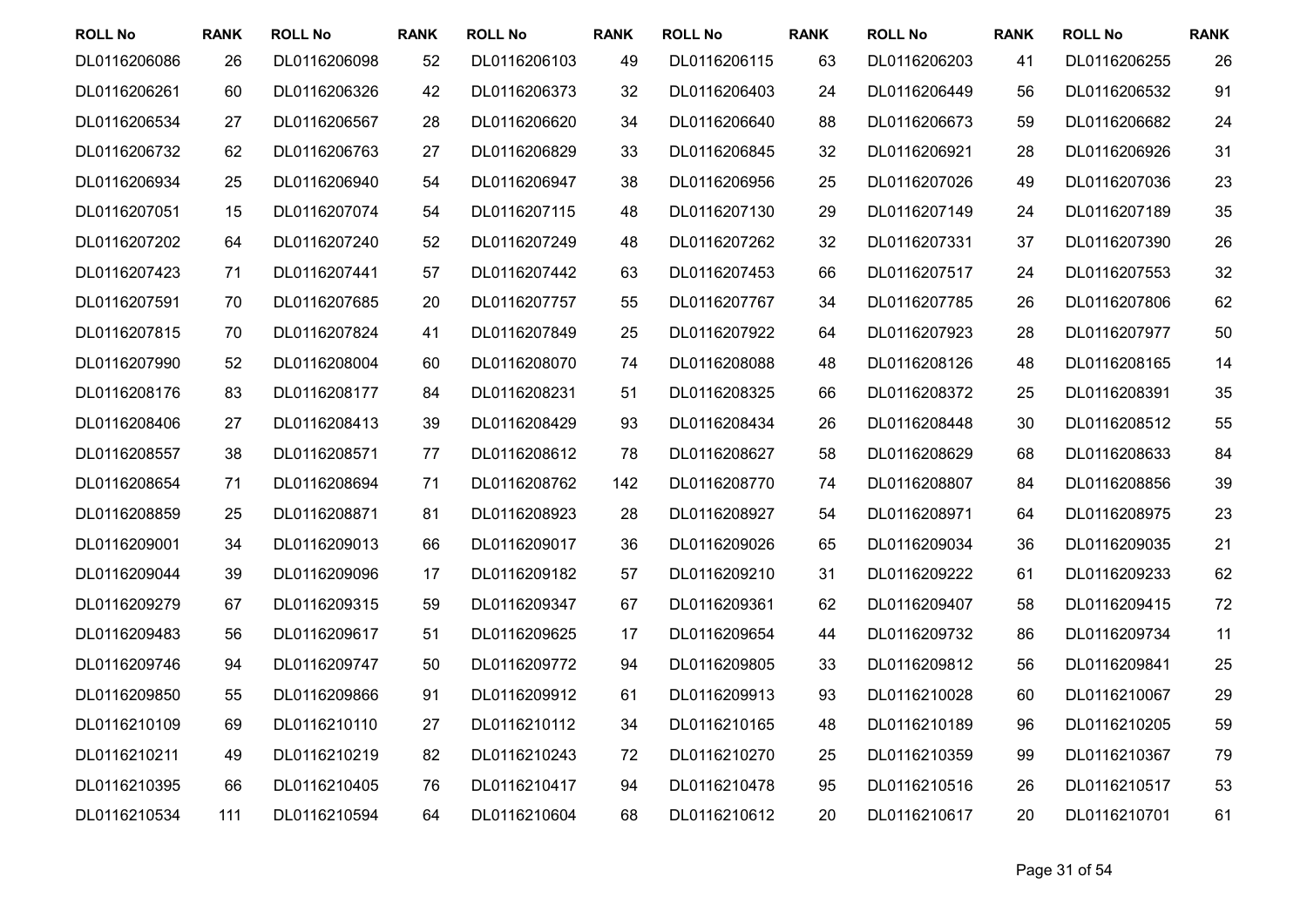| ROLL No | RANK | ROLL No | RANK | ROLL No | RANK | ROLL No | RANK | ROLL No | RANK | ROLL No | RANK |
|---|---|---|---|---|---|---|---|---|---|---|---|
| DL0116206086 | 26 | DL0116206098 | 52 | DL0116206103 | 49 | DL0116206115 | 63 | DL0116206203 | 41 | DL0116206255 | 26 |
| DL0116206261 | 60 | DL0116206326 | 42 | DL0116206373 | 32 | DL0116206403 | 24 | DL0116206449 | 56 | DL0116206532 | 91 |
| DL0116206534 | 27 | DL0116206567 | 28 | DL0116206620 | 34 | DL0116206640 | 88 | DL0116206673 | 59 | DL0116206682 | 24 |
| DL0116206732 | 62 | DL0116206763 | 27 | DL0116206829 | 33 | DL0116206845 | 32 | DL0116206921 | 28 | DL0116206926 | 31 |
| DL0116206934 | 25 | DL0116206940 | 54 | DL0116206947 | 38 | DL0116206956 | 25 | DL0116207026 | 49 | DL0116207036 | 23 |
| DL0116207051 | 15 | DL0116207074 | 54 | DL0116207115 | 48 | DL0116207130 | 29 | DL0116207149 | 24 | DL0116207189 | 35 |
| DL0116207202 | 64 | DL0116207240 | 52 | DL0116207249 | 48 | DL0116207262 | 32 | DL0116207331 | 37 | DL0116207390 | 26 |
| DL0116207423 | 71 | DL0116207441 | 57 | DL0116207442 | 63 | DL0116207453 | 66 | DL0116207517 | 24 | DL0116207553 | 32 |
| DL0116207591 | 70 | DL0116207685 | 20 | DL0116207757 | 55 | DL0116207767 | 34 | DL0116207785 | 26 | DL0116207806 | 62 |
| DL0116207815 | 70 | DL0116207824 | 41 | DL0116207849 | 25 | DL0116207922 | 64 | DL0116207923 | 28 | DL0116207977 | 50 |
| DL0116207990 | 52 | DL0116208004 | 60 | DL0116208070 | 74 | DL0116208088 | 48 | DL0116208126 | 48 | DL0116208165 | 14 |
| DL0116208176 | 83 | DL0116208177 | 84 | DL0116208231 | 51 | DL0116208325 | 66 | DL0116208372 | 25 | DL0116208391 | 35 |
| DL0116208406 | 27 | DL0116208413 | 39 | DL0116208429 | 93 | DL0116208434 | 26 | DL0116208448 | 30 | DL0116208512 | 55 |
| DL0116208557 | 38 | DL0116208571 | 77 | DL0116208612 | 78 | DL0116208627 | 58 | DL0116208629 | 68 | DL0116208633 | 84 |
| DL0116208654 | 71 | DL0116208694 | 71 | DL0116208762 | 142 | DL0116208770 | 74 | DL0116208807 | 84 | DL0116208856 | 39 |
| DL0116208859 | 25 | DL0116208871 | 81 | DL0116208923 | 28 | DL0116208927 | 54 | DL0116208971 | 64 | DL0116208975 | 23 |
| DL0116209001 | 34 | DL0116209013 | 66 | DL0116209017 | 36 | DL0116209026 | 65 | DL0116209034 | 36 | DL0116209035 | 21 |
| DL0116209044 | 39 | DL0116209096 | 17 | DL0116209182 | 57 | DL0116209210 | 31 | DL0116209222 | 61 | DL0116209233 | 62 |
| DL0116209279 | 67 | DL0116209315 | 59 | DL0116209347 | 67 | DL0116209361 | 62 | DL0116209407 | 58 | DL0116209415 | 72 |
| DL0116209483 | 56 | DL0116209617 | 51 | DL0116209625 | 17 | DL0116209654 | 44 | DL0116209732 | 86 | DL0116209734 | 11 |
| DL0116209746 | 94 | DL0116209747 | 50 | DL0116209772 | 94 | DL0116209805 | 33 | DL0116209812 | 56 | DL0116209841 | 25 |
| DL0116209850 | 55 | DL0116209866 | 91 | DL0116209912 | 61 | DL0116209913 | 93 | DL0116210028 | 60 | DL0116210067 | 29 |
| DL0116210109 | 69 | DL0116210110 | 27 | DL0116210112 | 34 | DL0116210165 | 48 | DL0116210189 | 96 | DL0116210205 | 59 |
| DL0116210211 | 49 | DL0116210219 | 82 | DL0116210243 | 72 | DL0116210270 | 25 | DL0116210359 | 99 | DL0116210367 | 79 |
| DL0116210395 | 66 | DL0116210405 | 76 | DL0116210417 | 94 | DL0116210478 | 95 | DL0116210516 | 26 | DL0116210517 | 53 |
| DL0116210534 | 111 | DL0116210594 | 64 | DL0116210604 | 68 | DL0116210612 | 20 | DL0116210617 | 20 | DL0116210701 | 61 |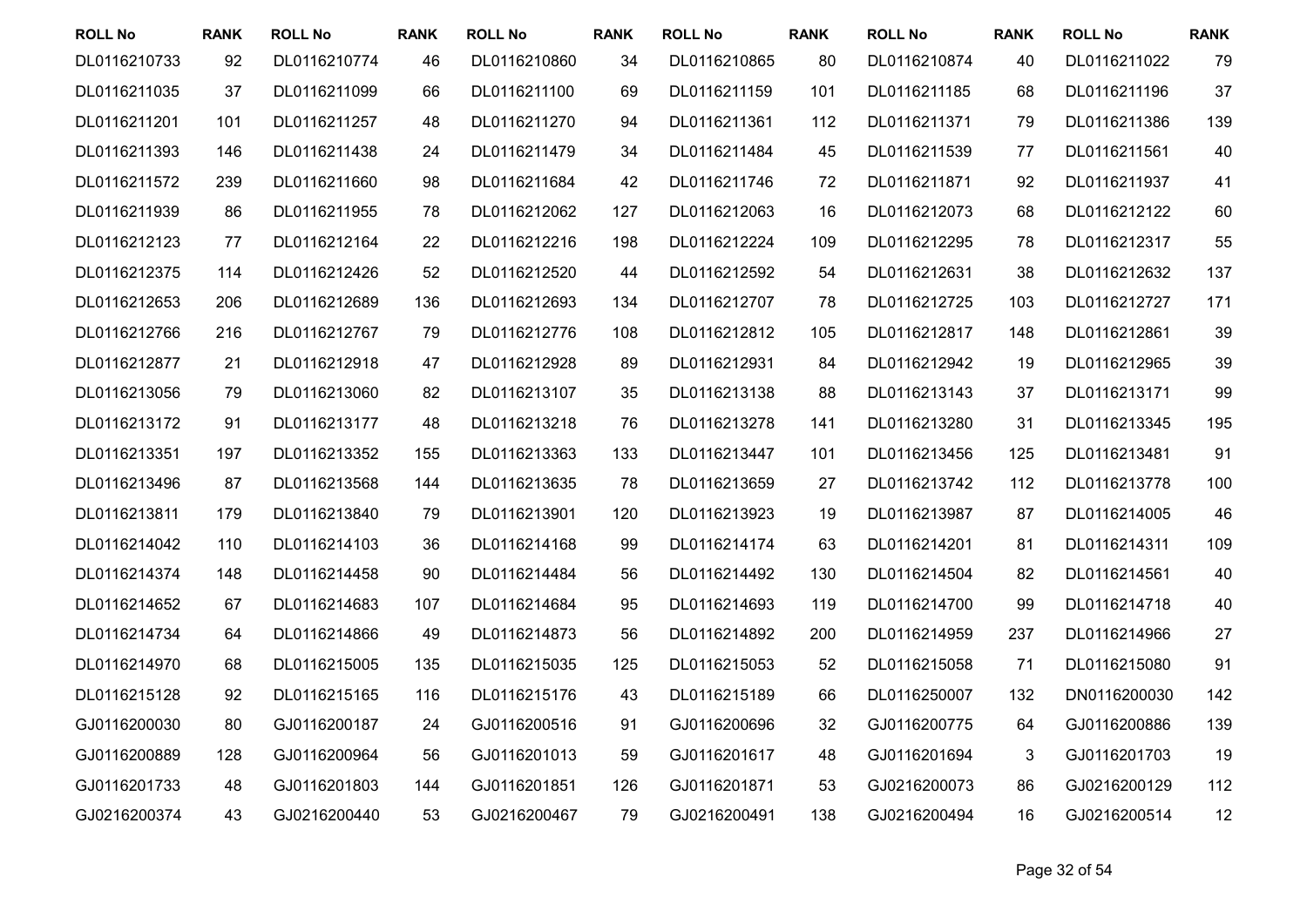| ROLL No | RANK | ROLL No | RANK | ROLL No | RANK | ROLL No | RANK | ROLL No | RANK | ROLL No | RANK |
|---|---|---|---|---|---|---|---|---|---|---|---|
| DL0116210733 | 92 | DL0116210774 | 46 | DL0116210860 | 34 | DL0116210865 | 80 | DL0116210874 | 40 | DL0116211022 | 79 |
| DL0116211035 | 37 | DL0116211099 | 66 | DL0116211100 | 69 | DL0116211159 | 101 | DL0116211185 | 68 | DL0116211196 | 37 |
| DL0116211201 | 101 | DL0116211257 | 48 | DL0116211270 | 94 | DL0116211361 | 112 | DL0116211371 | 79 | DL0116211386 | 139 |
| DL0116211393 | 146 | DL0116211438 | 24 | DL0116211479 | 34 | DL0116211484 | 45 | DL0116211539 | 77 | DL0116211561 | 40 |
| DL0116211572 | 239 | DL0116211660 | 98 | DL0116211684 | 42 | DL0116211746 | 72 | DL0116211871 | 92 | DL0116211937 | 41 |
| DL0116211939 | 86 | DL0116211955 | 78 | DL0116212062 | 127 | DL0116212063 | 16 | DL0116212073 | 68 | DL0116212122 | 60 |
| DL0116212123 | 77 | DL0116212164 | 22 | DL0116212216 | 198 | DL0116212224 | 109 | DL0116212295 | 78 | DL0116212317 | 55 |
| DL0116212375 | 114 | DL0116212426 | 52 | DL0116212520 | 44 | DL0116212592 | 54 | DL0116212631 | 38 | DL0116212632 | 137 |
| DL0116212653 | 206 | DL0116212689 | 136 | DL0116212693 | 134 | DL0116212707 | 78 | DL0116212725 | 103 | DL0116212727 | 171 |
| DL0116212766 | 216 | DL0116212767 | 79 | DL0116212776 | 108 | DL0116212812 | 105 | DL0116212817 | 148 | DL0116212861 | 39 |
| DL0116212877 | 21 | DL0116212918 | 47 | DL0116212928 | 89 | DL0116212931 | 84 | DL0116212942 | 19 | DL0116212965 | 39 |
| DL0116213056 | 79 | DL0116213060 | 82 | DL0116213107 | 35 | DL0116213138 | 88 | DL0116213143 | 37 | DL0116213171 | 99 |
| DL0116213172 | 91 | DL0116213177 | 48 | DL0116213218 | 76 | DL0116213278 | 141 | DL0116213280 | 31 | DL0116213345 | 195 |
| DL0116213351 | 197 | DL0116213352 | 155 | DL0116213363 | 133 | DL0116213447 | 101 | DL0116213456 | 125 | DL0116213481 | 91 |
| DL0116213496 | 87 | DL0116213568 | 144 | DL0116213635 | 78 | DL0116213659 | 27 | DL0116213742 | 112 | DL0116213778 | 100 |
| DL0116213811 | 179 | DL0116213840 | 79 | DL0116213901 | 120 | DL0116213923 | 19 | DL0116213987 | 87 | DL0116214005 | 46 |
| DL0116214042 | 110 | DL0116214103 | 36 | DL0116214168 | 99 | DL0116214174 | 63 | DL0116214201 | 81 | DL0116214311 | 109 |
| DL0116214374 | 148 | DL0116214458 | 90 | DL0116214484 | 56 | DL0116214492 | 130 | DL0116214504 | 82 | DL0116214561 | 40 |
| DL0116214652 | 67 | DL0116214683 | 107 | DL0116214684 | 95 | DL0116214693 | 119 | DL0116214700 | 99 | DL0116214718 | 40 |
| DL0116214734 | 64 | DL0116214866 | 49 | DL0116214873 | 56 | DL0116214892 | 200 | DL0116214959 | 237 | DL0116214966 | 27 |
| DL0116214970 | 68 | DL0116215005 | 135 | DL0116215035 | 125 | DL0116215053 | 52 | DL0116215058 | 71 | DL0116215080 | 91 |
| DL0116215128 | 92 | DL0116215165 | 116 | DL0116215176 | 43 | DL0116215189 | 66 | DL0116250007 | 132 | DN0116200030 | 142 |
| GJ0116200030 | 80 | GJ0116200187 | 24 | GJ0116200516 | 91 | GJ0116200696 | 32 | GJ0116200775 | 64 | GJ0116200886 | 139 |
| GJ0116200889 | 128 | GJ0116200964 | 56 | GJ0116201013 | 59 | GJ0116201617 | 48 | GJ0116201694 | 3 | GJ0116201703 | 19 |
| GJ0116201733 | 48 | GJ0116201803 | 144 | GJ0116201851 | 126 | GJ0116201871 | 53 | GJ0216200073 | 86 | GJ0216200129 | 112 |
| GJ0216200374 | 43 | GJ0216200440 | 53 | GJ0216200467 | 79 | GJ0216200491 | 138 | GJ0216200494 | 16 | GJ0216200514 | 12 |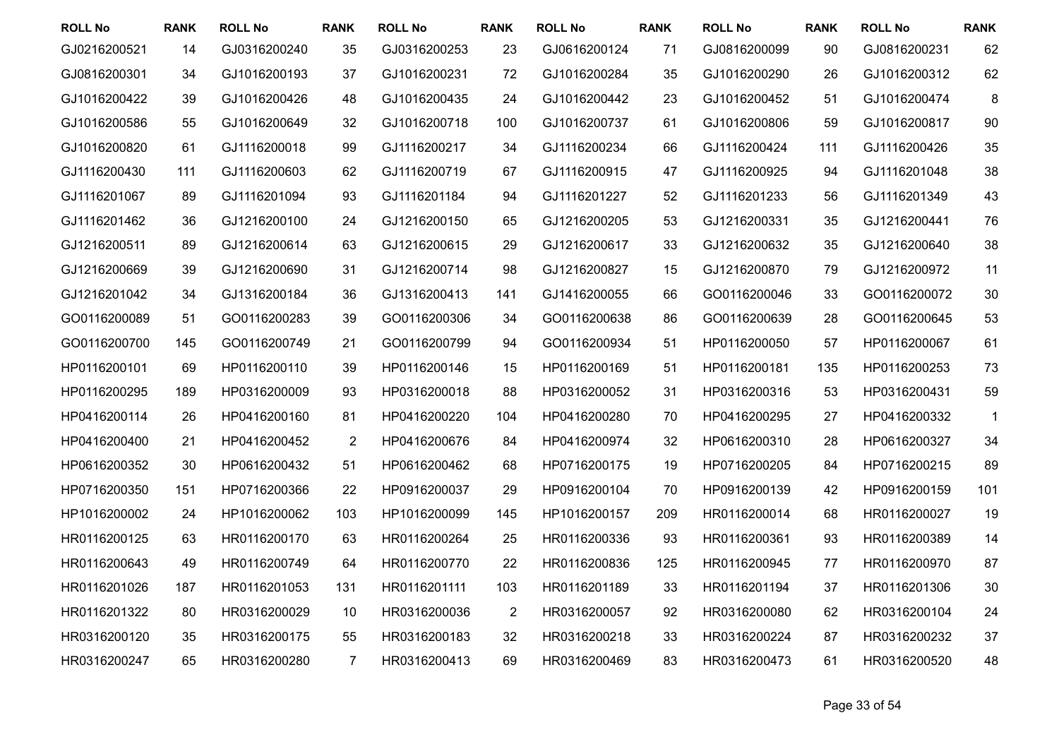| ROLL No | RANK | ROLL No | RANK | ROLL No | RANK | ROLL No | RANK | ROLL No | RANK | ROLL No | RANK |
|---|---|---|---|---|---|---|---|---|---|---|---|
| GJ0216200521 | 14 | GJ0316200240 | 35 | GJ0316200253 | 23 | GJ0616200124 | 71 | GJ0816200099 | 90 | GJ0816200231 | 62 |
| GJ0816200301 | 34 | GJ1016200193 | 37 | GJ1016200231 | 72 | GJ1016200284 | 35 | GJ1016200290 | 26 | GJ1016200312 | 62 |
| GJ1016200422 | 39 | GJ1016200426 | 48 | GJ1016200435 | 24 | GJ1016200442 | 23 | GJ1016200452 | 51 | GJ1016200474 | 8 |
| GJ1016200586 | 55 | GJ1016200649 | 32 | GJ1016200718 | 100 | GJ1016200737 | 61 | GJ1016200806 | 59 | GJ1016200817 | 90 |
| GJ1016200820 | 61 | GJ1116200018 | 99 | GJ1116200217 | 34 | GJ1116200234 | 66 | GJ1116200424 | 111 | GJ1116200426 | 35 |
| GJ1116200430 | 111 | GJ1116200603 | 62 | GJ1116200719 | 67 | GJ1116200915 | 47 | GJ1116200925 | 94 | GJ1116201048 | 38 |
| GJ1116201067 | 89 | GJ1116201094 | 93 | GJ1116201184 | 94 | GJ1116201227 | 52 | GJ1116201233 | 56 | GJ1116201349 | 43 |
| GJ1116201462 | 36 | GJ1216200100 | 24 | GJ1216200150 | 65 | GJ1216200205 | 53 | GJ1216200331 | 35 | GJ1216200441 | 76 |
| GJ1216200511 | 89 | GJ1216200614 | 63 | GJ1216200615 | 29 | GJ1216200617 | 33 | GJ1216200632 | 35 | GJ1216200640 | 38 |
| GJ1216200669 | 39 | GJ1216200690 | 31 | GJ1216200714 | 98 | GJ1216200827 | 15 | GJ1216200870 | 79 | GJ1216200972 | 11 |
| GJ1216201042 | 34 | GJ1316200184 | 36 | GJ1316200413 | 141 | GJ1416200055 | 66 | GO0116200046 | 33 | GO0116200072 | 30 |
| GO0116200089 | 51 | GO0116200283 | 39 | GO0116200306 | 34 | GO0116200638 | 86 | GO0116200639 | 28 | GO0116200645 | 53 |
| GO0116200700 | 145 | GO0116200749 | 21 | GO0116200799 | 94 | GO0116200934 | 51 | HP0116200050 | 57 | HP0116200067 | 61 |
| HP0116200101 | 69 | HP0116200110 | 39 | HP0116200146 | 15 | HP0116200169 | 51 | HP0116200181 | 135 | HP0116200253 | 73 |
| HP0116200295 | 189 | HP0316200009 | 93 | HP0316200018 | 88 | HP0316200052 | 31 | HP0316200316 | 53 | HP0316200431 | 59 |
| HP0416200114 | 26 | HP0416200160 | 81 | HP0416200220 | 104 | HP0416200280 | 70 | HP0416200295 | 27 | HP0416200332 | 1 |
| HP0416200400 | 21 | HP0416200452 | 2 | HP0416200676 | 84 | HP0416200974 | 32 | HP0616200310 | 28 | HP0616200327 | 34 |
| HP0616200352 | 30 | HP0616200432 | 51 | HP0616200462 | 68 | HP0716200175 | 19 | HP0716200205 | 84 | HP0716200215 | 89 |
| HP0716200350 | 151 | HP0716200366 | 22 | HP0916200037 | 29 | HP0916200104 | 70 | HP0916200139 | 42 | HP0916200159 | 101 |
| HP1016200002 | 24 | HP1016200062 | 103 | HP1016200099 | 145 | HP1016200157 | 209 | HR0116200014 | 68 | HR0116200027 | 19 |
| HR0116200125 | 63 | HR0116200170 | 63 | HR0116200264 | 25 | HR0116200336 | 93 | HR0116200361 | 93 | HR0116200389 | 14 |
| HR0116200643 | 49 | HR0116200749 | 64 | HR0116200770 | 22 | HR0116200836 | 125 | HR0116200945 | 77 | HR0116200970 | 87 |
| HR0116201026 | 187 | HR0116201053 | 131 | HR0116201111 | 103 | HR0116201189 | 33 | HR0116201194 | 37 | HR0116201306 | 30 |
| HR0116201322 | 80 | HR0316200029 | 10 | HR0316200036 | 2 | HR0316200057 | 92 | HR0316200080 | 62 | HR0316200104 | 24 |
| HR0316200120 | 35 | HR0316200175 | 55 | HR0316200183 | 32 | HR0316200218 | 33 | HR0316200224 | 87 | HR0316200232 | 37 |
| HR0316200247 | 65 | HR0316200280 | 7 | HR0316200413 | 69 | HR0316200469 | 83 | HR0316200473 | 61 | HR0316200520 | 48 |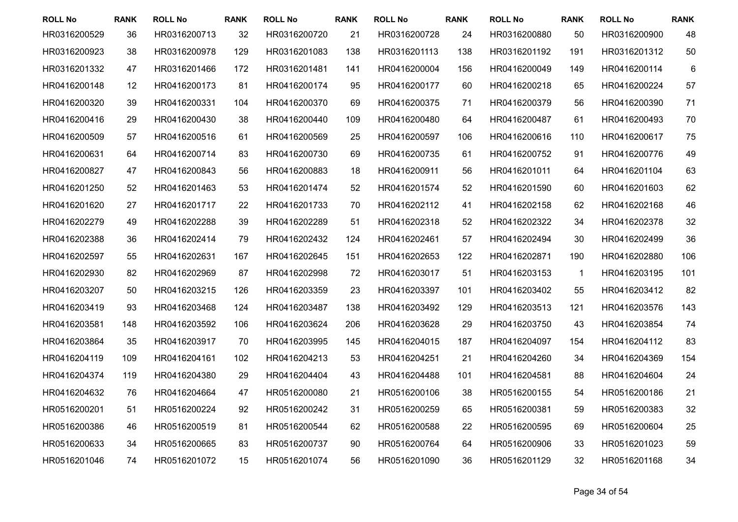| ROLL No | RANK | ROLL No | RANK | ROLL No | RANK | ROLL No | RANK | ROLL No | RANK | ROLL No | RANK |
|---|---|---|---|---|---|---|---|---|---|---|---|
| HR0316200529 | 36 | HR0316200713 | 32 | HR0316200720 | 21 | HR0316200728 | 24 | HR0316200880 | 50 | HR0316200900 | 48 |
| HR0316200923 | 38 | HR0316200978 | 129 | HR0316201083 | 138 | HR0316201113 | 138 | HR0316201192 | 191 | HR0316201312 | 50 |
| HR0316201332 | 47 | HR0316201466 | 172 | HR0316201481 | 141 | HR0416200004 | 156 | HR0416200049 | 149 | HR0416200114 | 6 |
| HR0416200148 | 12 | HR0416200173 | 81 | HR0416200174 | 95 | HR0416200177 | 60 | HR0416200218 | 65 | HR0416200224 | 57 |
| HR0416200320 | 39 | HR0416200331 | 104 | HR0416200370 | 69 | HR0416200375 | 71 | HR0416200379 | 56 | HR0416200390 | 71 |
| HR0416200416 | 29 | HR0416200430 | 38 | HR0416200440 | 109 | HR0416200480 | 64 | HR0416200487 | 61 | HR0416200493 | 70 |
| HR0416200509 | 57 | HR0416200516 | 61 | HR0416200569 | 25 | HR0416200597 | 106 | HR0416200616 | 110 | HR0416200617 | 75 |
| HR0416200631 | 64 | HR0416200714 | 83 | HR0416200730 | 69 | HR0416200735 | 61 | HR0416200752 | 91 | HR0416200776 | 49 |
| HR0416200827 | 47 | HR0416200843 | 56 | HR0416200883 | 18 | HR0416200911 | 56 | HR0416201011 | 64 | HR0416201104 | 63 |
| HR0416201250 | 52 | HR0416201463 | 53 | HR0416201474 | 52 | HR0416201574 | 52 | HR0416201590 | 60 | HR0416201603 | 62 |
| HR0416201620 | 27 | HR0416201717 | 22 | HR0416201733 | 70 | HR0416202112 | 41 | HR0416202158 | 62 | HR0416202168 | 46 |
| HR0416202279 | 49 | HR0416202288 | 39 | HR0416202289 | 51 | HR0416202318 | 52 | HR0416202322 | 34 | HR0416202378 | 32 |
| HR0416202388 | 36 | HR0416202414 | 79 | HR0416202432 | 124 | HR0416202461 | 57 | HR0416202494 | 30 | HR0416202499 | 36 |
| HR0416202597 | 55 | HR0416202631 | 167 | HR0416202645 | 151 | HR0416202653 | 122 | HR0416202871 | 190 | HR0416202880 | 106 |
| HR0416202930 | 82 | HR0416202969 | 87 | HR0416202998 | 72 | HR0416203017 | 51 | HR0416203153 | 1 | HR0416203195 | 101 |
| HR0416203207 | 50 | HR0416203215 | 126 | HR0416203359 | 23 | HR0416203397 | 101 | HR0416203402 | 55 | HR0416203412 | 82 |
| HR0416203419 | 93 | HR0416203468 | 124 | HR0416203487 | 138 | HR0416203492 | 129 | HR0416203513 | 121 | HR0416203576 | 143 |
| HR0416203581 | 148 | HR0416203592 | 106 | HR0416203624 | 206 | HR0416203628 | 29 | HR0416203750 | 43 | HR0416203854 | 74 |
| HR0416203864 | 35 | HR0416203917 | 70 | HR0416203995 | 145 | HR0416204015 | 187 | HR0416204097 | 154 | HR0416204112 | 83 |
| HR0416204119 | 109 | HR0416204161 | 102 | HR0416204213 | 53 | HR0416204251 | 21 | HR0416204260 | 34 | HR0416204369 | 154 |
| HR0416204374 | 119 | HR0416204380 | 29 | HR0416204404 | 43 | HR0416204488 | 101 | HR0416204581 | 88 | HR0416204604 | 24 |
| HR0416204632 | 76 | HR0416204664 | 47 | HR0516200080 | 21 | HR0516200106 | 38 | HR0516200155 | 54 | HR0516200186 | 21 |
| HR0516200201 | 51 | HR0516200224 | 92 | HR0516200242 | 31 | HR0516200259 | 65 | HR0516200381 | 59 | HR0516200383 | 32 |
| HR0516200386 | 46 | HR0516200519 | 81 | HR0516200544 | 62 | HR0516200588 | 22 | HR0516200595 | 69 | HR0516200604 | 25 |
| HR0516200633 | 34 | HR0516200665 | 83 | HR0516200737 | 90 | HR0516200764 | 64 | HR0516200906 | 33 | HR0516201023 | 59 |
| HR0516201046 | 74 | HR0516201072 | 15 | HR0516201074 | 56 | HR0516201090 | 36 | HR0516201129 | 32 | HR0516201168 | 34 |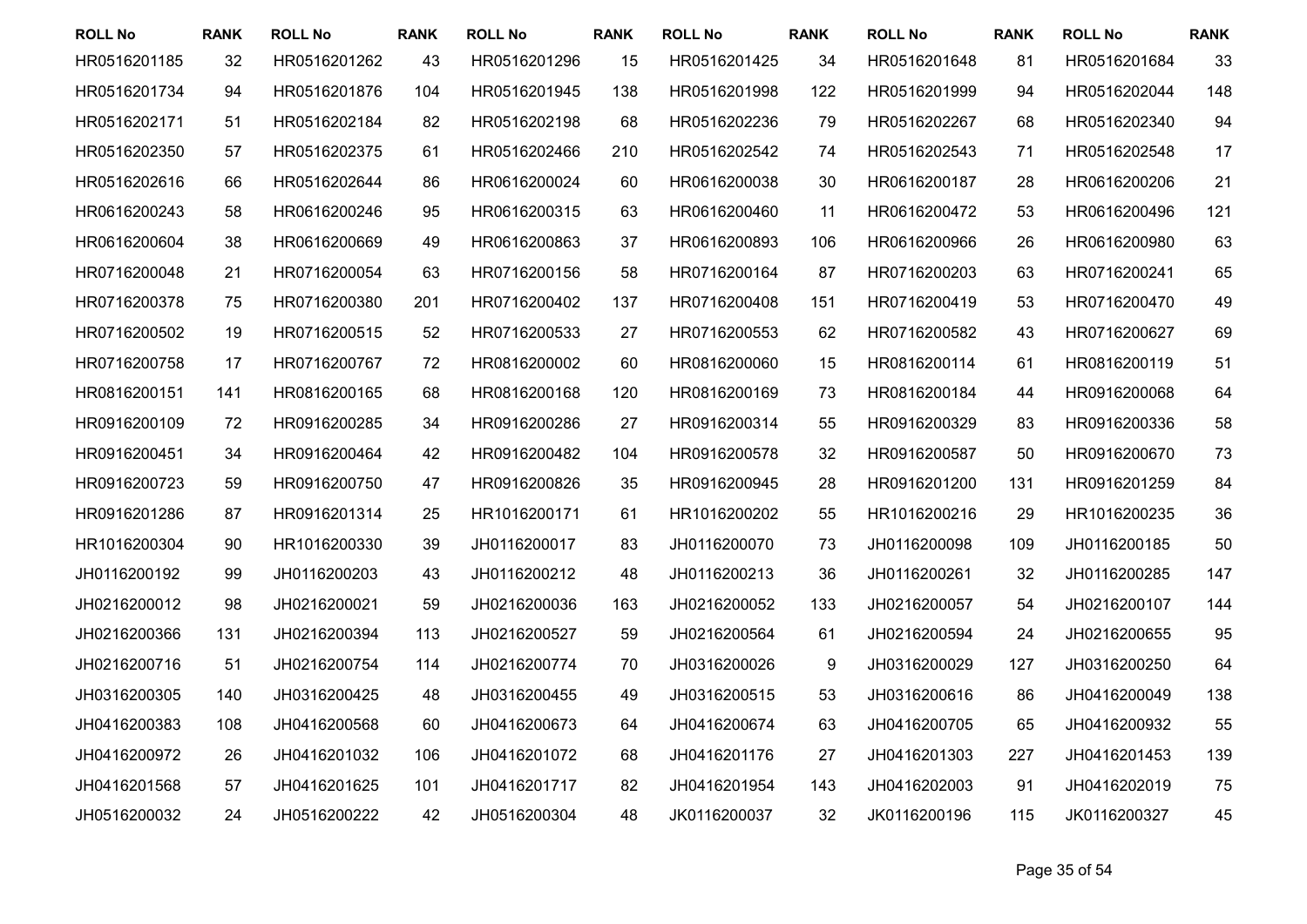| ROLL No | RANK | ROLL No | RANK | ROLL No | RANK | ROLL No | RANK | ROLL No | RANK | ROLL No | RANK |
|---|---|---|---|---|---|---|---|---|---|---|---|
| HR0516201185 | 32 | HR0516201262 | 43 | HR0516201296 | 15 | HR0516201425 | 34 | HR0516201648 | 81 | HR0516201684 | 33 |
| HR0516201734 | 94 | HR0516201876 | 104 | HR0516201945 | 138 | HR0516201998 | 122 | HR0516201999 | 94 | HR0516202044 | 148 |
| HR0516202171 | 51 | HR0516202184 | 82 | HR0516202198 | 68 | HR0516202236 | 79 | HR0516202267 | 68 | HR0516202340 | 94 |
| HR0516202350 | 57 | HR0516202375 | 61 | HR0516202466 | 210 | HR0516202542 | 74 | HR0516202543 | 71 | HR0516202548 | 17 |
| HR0516202616 | 66 | HR0516202644 | 86 | HR0616200024 | 60 | HR0616200038 | 30 | HR0616200187 | 28 | HR0616200206 | 21 |
| HR0616200243 | 58 | HR0616200246 | 95 | HR0616200315 | 63 | HR0616200460 | 11 | HR0616200472 | 53 | HR0616200496 | 121 |
| HR0616200604 | 38 | HR0616200669 | 49 | HR0616200863 | 37 | HR0616200893 | 106 | HR0616200966 | 26 | HR0616200980 | 63 |
| HR0716200048 | 21 | HR0716200054 | 63 | HR0716200156 | 58 | HR0716200164 | 87 | HR0716200203 | 63 | HR0716200241 | 65 |
| HR0716200378 | 75 | HR0716200380 | 201 | HR0716200402 | 137 | HR0716200408 | 151 | HR0716200419 | 53 | HR0716200470 | 49 |
| HR0716200502 | 19 | HR0716200515 | 52 | HR0716200533 | 27 | HR0716200553 | 62 | HR0716200582 | 43 | HR0716200627 | 69 |
| HR0716200758 | 17 | HR0716200767 | 72 | HR0816200002 | 60 | HR0816200060 | 15 | HR0816200114 | 61 | HR0816200119 | 51 |
| HR0816200151 | 141 | HR0816200165 | 68 | HR0816200168 | 120 | HR0816200169 | 73 | HR0816200184 | 44 | HR0916200068 | 64 |
| HR0916200109 | 72 | HR0916200285 | 34 | HR0916200286 | 27 | HR0916200314 | 55 | HR0916200329 | 83 | HR0916200336 | 58 |
| HR0916200451 | 34 | HR0916200464 | 42 | HR0916200482 | 104 | HR0916200578 | 32 | HR0916200587 | 50 | HR0916200670 | 73 |
| HR0916200723 | 59 | HR0916200750 | 47 | HR0916200826 | 35 | HR0916200945 | 28 | HR0916201200 | 131 | HR0916201259 | 84 |
| HR0916201286 | 87 | HR0916201314 | 25 | HR1016200171 | 61 | HR1016200202 | 55 | HR1016200216 | 29 | HR1016200235 | 36 |
| HR1016200304 | 90 | HR1016200330 | 39 | JH0116200017 | 83 | JH0116200070 | 73 | JH0116200098 | 109 | JH0116200185 | 50 |
| JH0116200192 | 99 | JH0116200203 | 43 | JH0116200212 | 48 | JH0116200213 | 36 | JH0116200261 | 32 | JH0116200285 | 147 |
| JH0216200012 | 98 | JH0216200021 | 59 | JH0216200036 | 163 | JH0216200052 | 133 | JH0216200057 | 54 | JH0216200107 | 144 |
| JH0216200366 | 131 | JH0216200394 | 113 | JH0216200527 | 59 | JH0216200564 | 61 | JH0216200594 | 24 | JH0216200655 | 95 |
| JH0216200716 | 51 | JH0216200754 | 114 | JH0216200774 | 70 | JH0316200026 | 9 | JH0316200029 | 127 | JH0316200250 | 64 |
| JH0316200305 | 140 | JH0316200425 | 48 | JH0316200455 | 49 | JH0316200515 | 53 | JH0316200616 | 86 | JH0416200049 | 138 |
| JH0416200383 | 108 | JH0416200568 | 60 | JH0416200673 | 64 | JH0416200674 | 63 | JH0416200705 | 65 | JH0416200932 | 55 |
| JH0416200972 | 26 | JH0416201032 | 106 | JH0416201072 | 68 | JH0416201176 | 27 | JH0416201303 | 227 | JH0416201453 | 139 |
| JH0416201568 | 57 | JH0416201625 | 101 | JH0416201717 | 82 | JH0416201954 | 143 | JH0416202003 | 91 | JH0416202019 | 75 |
| JH0516200032 | 24 | JH0516200222 | 42 | JH0516200304 | 48 | JK0116200037 | 32 | JK0116200196 | 115 | JK0116200327 | 45 |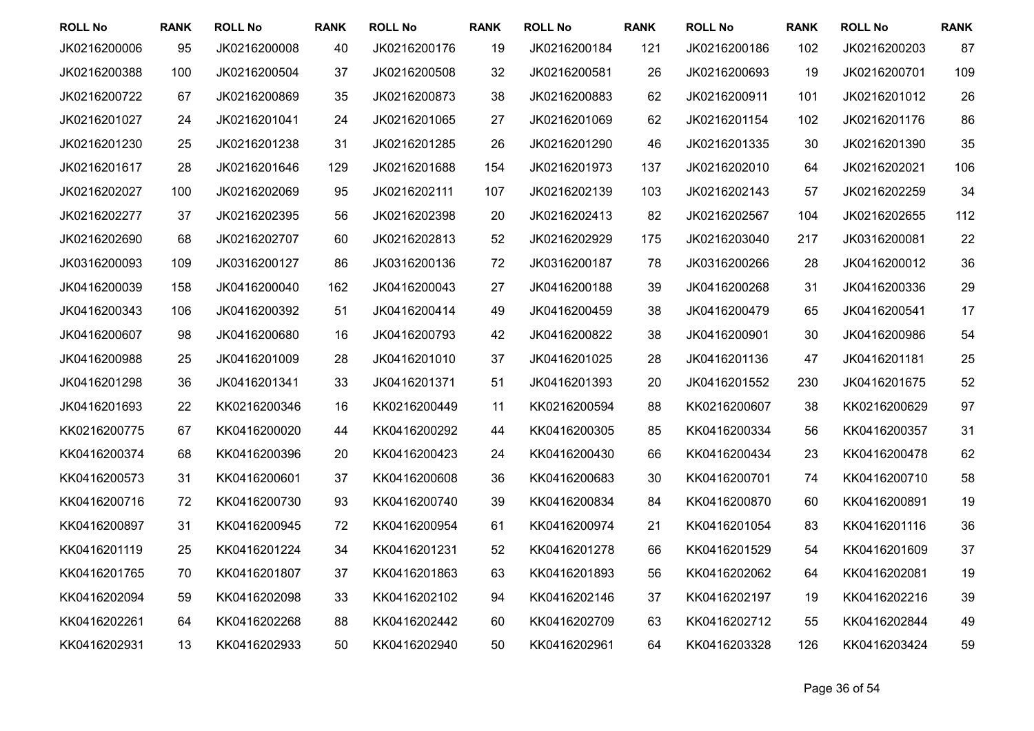| ROLL No | RANK | ROLL No | RANK | ROLL No | RANK | ROLL No | RANK | ROLL No | RANK | ROLL No | RANK |
|---|---|---|---|---|---|---|---|---|---|---|---|
| JK0216200006 | 95 | JK0216200008 | 40 | JK0216200176 | 19 | JK0216200184 | 121 | JK0216200186 | 102 | JK0216200203 | 87 |
| JK0216200388 | 100 | JK0216200504 | 37 | JK0216200508 | 32 | JK0216200581 | 26 | JK0216200693 | 19 | JK0216200701 | 109 |
| JK0216200722 | 67 | JK0216200869 | 35 | JK0216200873 | 38 | JK0216200883 | 62 | JK0216200911 | 101 | JK0216201012 | 26 |
| JK0216201027 | 24 | JK0216201041 | 24 | JK0216201065 | 27 | JK0216201069 | 62 | JK0216201154 | 102 | JK0216201176 | 86 |
| JK0216201230 | 25 | JK0216201238 | 31 | JK0216201285 | 26 | JK0216201290 | 46 | JK0216201335 | 30 | JK0216201390 | 35 |
| JK0216201617 | 28 | JK0216201646 | 129 | JK0216201688 | 154 | JK0216201973 | 137 | JK0216202010 | 64 | JK0216202021 | 106 |
| JK0216202027 | 100 | JK0216202069 | 95 | JK0216202111 | 107 | JK0216202139 | 103 | JK0216202143 | 57 | JK0216202259 | 34 |
| JK0216202277 | 37 | JK0216202395 | 56 | JK0216202398 | 20 | JK0216202413 | 82 | JK0216202567 | 104 | JK0216202655 | 112 |
| JK0216202690 | 68 | JK0216202707 | 60 | JK0216202813 | 52 | JK0216202929 | 175 | JK0216203040 | 217 | JK0316200081 | 22 |
| JK0316200093 | 109 | JK0316200127 | 86 | JK0316200136 | 72 | JK0316200187 | 78 | JK0316200266 | 28 | JK0416200012 | 36 |
| JK0416200039 | 158 | JK0416200040 | 162 | JK0416200043 | 27 | JK0416200188 | 39 | JK0416200268 | 31 | JK0416200336 | 29 |
| JK0416200343 | 106 | JK0416200392 | 51 | JK0416200414 | 49 | JK0416200459 | 38 | JK0416200479 | 65 | JK0416200541 | 17 |
| JK0416200607 | 98 | JK0416200680 | 16 | JK0416200793 | 42 | JK0416200822 | 38 | JK0416200901 | 30 | JK0416200986 | 54 |
| JK0416200988 | 25 | JK0416201009 | 28 | JK0416201010 | 37 | JK0416201025 | 28 | JK0416201136 | 47 | JK0416201181 | 25 |
| JK0416201298 | 36 | JK0416201341 | 33 | JK0416201371 | 51 | JK0416201393 | 20 | JK0416201552 | 230 | JK0416201675 | 52 |
| JK0416201693 | 22 | KK0216200346 | 16 | KK0216200449 | 11 | KK0216200594 | 88 | KK0216200607 | 38 | KK0216200629 | 97 |
| KK0216200775 | 67 | KK0416200020 | 44 | KK0416200292 | 44 | KK0416200305 | 85 | KK0416200334 | 56 | KK0416200357 | 31 |
| KK0416200374 | 68 | KK0416200396 | 20 | KK0416200423 | 24 | KK0416200430 | 66 | KK0416200434 | 23 | KK0416200478 | 62 |
| KK0416200573 | 31 | KK0416200601 | 37 | KK0416200608 | 36 | KK0416200683 | 30 | KK0416200701 | 74 | KK0416200710 | 58 |
| KK0416200716 | 72 | KK0416200730 | 93 | KK0416200740 | 39 | KK0416200834 | 84 | KK0416200870 | 60 | KK0416200891 | 19 |
| KK0416200897 | 31 | KK0416200945 | 72 | KK0416200954 | 61 | KK0416200974 | 21 | KK0416201054 | 83 | KK0416201116 | 36 |
| KK0416201119 | 25 | KK0416201224 | 34 | KK0416201231 | 52 | KK0416201278 | 66 | KK0416201529 | 54 | KK0416201609 | 37 |
| KK0416201765 | 70 | KK0416201807 | 37 | KK0416201863 | 63 | KK0416201893 | 56 | KK0416202062 | 64 | KK0416202081 | 19 |
| KK0416202094 | 59 | KK0416202098 | 33 | KK0416202102 | 94 | KK0416202146 | 37 | KK0416202197 | 19 | KK0416202216 | 39 |
| KK0416202261 | 64 | KK0416202268 | 88 | KK0416202442 | 60 | KK0416202709 | 63 | KK0416202712 | 55 | KK0416202844 | 49 |
| KK0416202931 | 13 | KK0416202933 | 50 | KK0416202940 | 50 | KK0416202961 | 64 | KK0416203328 | 126 | KK0416203424 | 59 |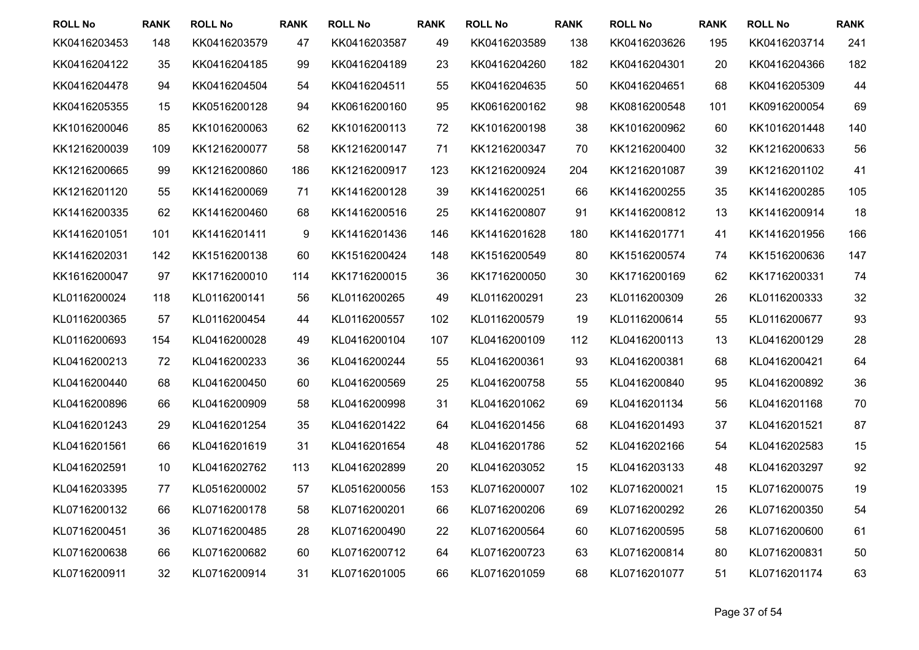| ROLL No | RANK | ROLL No | RANK | ROLL No | RANK | ROLL No | RANK | ROLL No | RANK | ROLL No | RANK |
|---|---|---|---|---|---|---|---|---|---|---|---|
| KK0416203453 | 148 | KK0416203579 | 47 | KK0416203587 | 49 | KK0416203589 | 138 | KK0416203626 | 195 | KK0416203714 | 241 |
| KK0416204122 | 35 | KK0416204185 | 99 | KK0416204189 | 23 | KK0416204260 | 182 | KK0416204301 | 20 | KK0416204366 | 182 |
| KK0416204478 | 94 | KK0416204504 | 54 | KK0416204511 | 55 | KK0416204635 | 50 | KK0416204651 | 68 | KK0416205309 | 44 |
| KK0416205355 | 15 | KK0516200128 | 94 | KK0616200160 | 95 | KK0616200162 | 98 | KK0816200548 | 101 | KK0916200054 | 69 |
| KK1016200046 | 85 | KK1016200063 | 62 | KK1016200113 | 72 | KK1016200198 | 38 | KK1016200962 | 60 | KK1016201448 | 140 |
| KK1216200039 | 109 | KK1216200077 | 58 | KK1216200147 | 71 | KK1216200347 | 70 | KK1216200400 | 32 | KK1216200633 | 56 |
| KK1216200665 | 99 | KK1216200860 | 186 | KK1216200917 | 123 | KK1216200924 | 204 | KK1216201087 | 39 | KK1216201102 | 41 |
| KK1216201120 | 55 | KK1416200069 | 71 | KK1416200128 | 39 | KK1416200251 | 66 | KK1416200255 | 35 | KK1416200285 | 105 |
| KK1416200335 | 62 | KK1416200460 | 68 | KK1416200516 | 25 | KK1416200807 | 91 | KK1416200812 | 13 | KK1416200914 | 18 |
| KK1416201051 | 101 | KK1416201411 | 9 | KK1416201436 | 146 | KK1416201628 | 180 | KK1416201771 | 41 | KK1416201956 | 166 |
| KK1416202031 | 142 | KK1516200138 | 60 | KK1516200424 | 148 | KK1516200549 | 80 | KK1516200574 | 74 | KK1516200636 | 147 |
| KK1616200047 | 97 | KK1716200010 | 114 | KK1716200015 | 36 | KK1716200050 | 30 | KK1716200169 | 62 | KK1716200331 | 74 |
| KL0116200024 | 118 | KL0116200141 | 56 | KL0116200265 | 49 | KL0116200291 | 23 | KL0116200309 | 26 | KL0116200333 | 32 |
| KL0116200365 | 57 | KL0116200454 | 44 | KL0116200557 | 102 | KL0116200579 | 19 | KL0116200614 | 55 | KL0116200677 | 93 |
| KL0116200693 | 154 | KL0416200028 | 49 | KL0416200104 | 107 | KL0416200109 | 112 | KL0416200113 | 13 | KL0416200129 | 28 |
| KL0416200213 | 72 | KL0416200233 | 36 | KL0416200244 | 55 | KL0416200361 | 93 | KL0416200381 | 68 | KL0416200421 | 64 |
| KL0416200440 | 68 | KL0416200450 | 60 | KL0416200569 | 25 | KL0416200758 | 55 | KL0416200840 | 95 | KL0416200892 | 36 |
| KL0416200896 | 66 | KL0416200909 | 58 | KL0416200998 | 31 | KL0416201062 | 69 | KL0416201134 | 56 | KL0416201168 | 70 |
| KL0416201243 | 29 | KL0416201254 | 35 | KL0416201422 | 64 | KL0416201456 | 68 | KL0416201493 | 37 | KL0416201521 | 87 |
| KL0416201561 | 66 | KL0416201619 | 31 | KL0416201654 | 48 | KL0416201786 | 52 | KL0416202166 | 54 | KL0416202583 | 15 |
| KL0416202591 | 10 | KL0416202762 | 113 | KL0416202899 | 20 | KL0416203052 | 15 | KL0416203133 | 48 | KL0416203297 | 92 |
| KL0416203395 | 77 | KL0516200002 | 57 | KL0516200056 | 153 | KL0716200007 | 102 | KL0716200021 | 15 | KL0716200075 | 19 |
| KL0716200132 | 66 | KL0716200178 | 58 | KL0716200201 | 66 | KL0716200206 | 69 | KL0716200292 | 26 | KL0716200350 | 54 |
| KL0716200451 | 36 | KL0716200485 | 28 | KL0716200490 | 22 | KL0716200564 | 60 | KL0716200595 | 58 | KL0716200600 | 61 |
| KL0716200638 | 66 | KL0716200682 | 60 | KL0716200712 | 64 | KL0716200723 | 63 | KL0716200814 | 80 | KL0716200831 | 50 |
| KL0716200911 | 32 | KL0716200914 | 31 | KL0716201005 | 66 | KL0716201059 | 68 | KL0716201077 | 51 | KL0716201174 | 63 |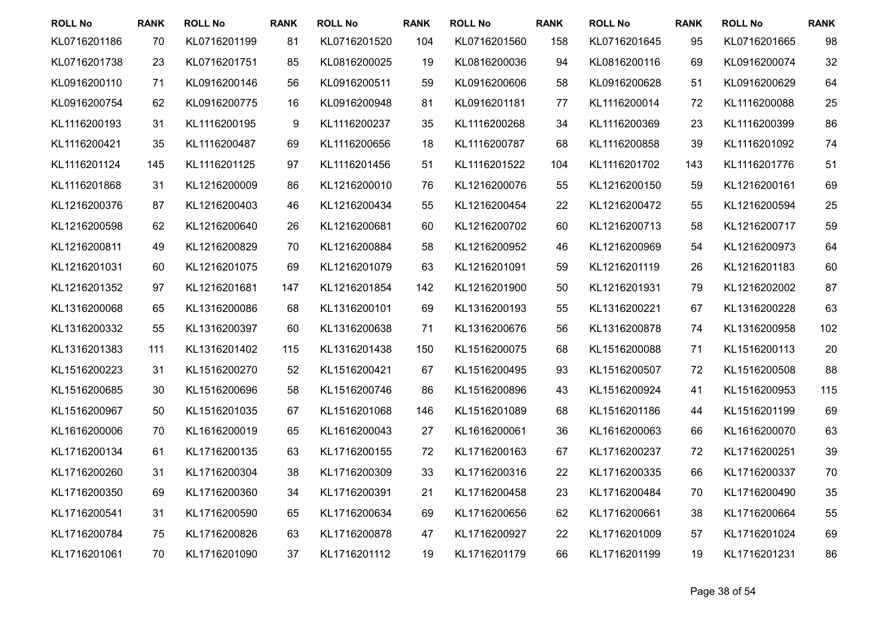| ROLL No | RANK | ROLL No | RANK | ROLL No | RANK | ROLL No | RANK | ROLL No | RANK | ROLL No | RANK |
|---|---|---|---|---|---|---|---|---|---|---|---|
| KL0716201186 | 70 | KL0716201199 | 81 | KL0716201520 | 104 | KL0716201560 | 158 | KL0716201645 | 95 | KL0716201665 | 98 |
| KL0716201738 | 23 | KL0716201751 | 85 | KL0816200025 | 19 | KL0816200036 | 94 | KL0816200116 | 69 | KL0916200074 | 32 |
| KL0916200110 | 71 | KL0916200146 | 56 | KL0916200511 | 59 | KL0916200606 | 58 | KL0916200628 | 51 | KL0916200629 | 64 |
| KL0916200754 | 62 | KL0916200775 | 16 | KL0916200948 | 81 | KL0916201181 | 77 | KL1116200014 | 72 | KL1116200088 | 25 |
| KL1116200193 | 31 | KL1116200195 | 9 | KL1116200237 | 35 | KL1116200268 | 34 | KL1116200369 | 23 | KL1116200399 | 86 |
| KL1116200421 | 35 | KL1116200487 | 69 | KL1116200656 | 18 | KL1116200787 | 68 | KL1116200858 | 39 | KL1116201092 | 74 |
| KL1116201124 | 145 | KL1116201125 | 97 | KL1116201456 | 51 | KL1116201522 | 104 | KL1116201702 | 143 | KL1116201776 | 51 |
| KL1116201868 | 31 | KL1216200009 | 86 | KL1216200010 | 76 | KL1216200076 | 55 | KL1216200150 | 59 | KL1216200161 | 69 |
| KL1216200376 | 87 | KL1216200403 | 46 | KL1216200434 | 55 | KL1216200454 | 22 | KL1216200472 | 55 | KL1216200594 | 25 |
| KL1216200598 | 62 | KL1216200640 | 26 | KL1216200681 | 60 | KL1216200702 | 60 | KL1216200713 | 58 | KL1216200717 | 59 |
| KL1216200811 | 49 | KL1216200829 | 70 | KL1216200884 | 58 | KL1216200952 | 46 | KL1216200969 | 54 | KL1216200973 | 64 |
| KL1216201031 | 60 | KL1216201075 | 69 | KL1216201079 | 63 | KL1216201091 | 59 | KL1216201119 | 26 | KL1216201183 | 60 |
| KL1216201352 | 97 | KL1216201681 | 147 | KL1216201854 | 142 | KL1216201900 | 50 | KL1216201931 | 79 | KL1216202002 | 87 |
| KL1316200068 | 65 | KL1316200086 | 68 | KL1316200101 | 69 | KL1316200193 | 55 | KL1316200221 | 67 | KL1316200228 | 63 |
| KL1316200332 | 55 | KL1316200397 | 60 | KL1316200638 | 71 | KL1316200676 | 56 | KL1316200878 | 74 | KL1316200958 | 102 |
| KL1316201383 | 111 | KL1316201402 | 115 | KL1316201438 | 150 | KL1516200075 | 68 | KL1516200088 | 71 | KL1516200113 | 20 |
| KL1516200223 | 31 | KL1516200270 | 52 | KL1516200421 | 67 | KL1516200495 | 93 | KL1516200507 | 72 | KL1516200508 | 88 |
| KL1516200685 | 30 | KL1516200696 | 58 | KL1516200746 | 86 | KL1516200896 | 43 | KL1516200924 | 41 | KL1516200953 | 115 |
| KL1516200967 | 50 | KL1516201035 | 67 | KL1516201068 | 146 | KL1516201089 | 68 | KL1516201186 | 44 | KL1516201199 | 69 |
| KL1616200006 | 70 | KL1616200019 | 65 | KL1616200043 | 27 | KL1616200061 | 36 | KL1616200063 | 66 | KL1616200070 | 63 |
| KL1716200134 | 61 | KL1716200135 | 63 | KL1716200155 | 72 | KL1716200163 | 67 | KL1716200237 | 72 | KL1716200251 | 39 |
| KL1716200260 | 31 | KL1716200304 | 38 | KL1716200309 | 33 | KL1716200316 | 22 | KL1716200335 | 66 | KL1716200337 | 70 |
| KL1716200350 | 69 | KL1716200360 | 34 | KL1716200391 | 21 | KL1716200458 | 23 | KL1716200484 | 70 | KL1716200490 | 35 |
| KL1716200541 | 31 | KL1716200590 | 65 | KL1716200634 | 69 | KL1716200656 | 62 | KL1716200661 | 38 | KL1716200664 | 55 |
| KL1716200784 | 75 | KL1716200826 | 63 | KL1716200878 | 47 | KL1716200927 | 22 | KL1716201009 | 57 | KL1716201024 | 69 |
| KL1716201061 | 70 | KL1716201090 | 37 | KL1716201112 | 19 | KL1716201179 | 66 | KL1716201199 | 19 | KL1716201231 | 86 |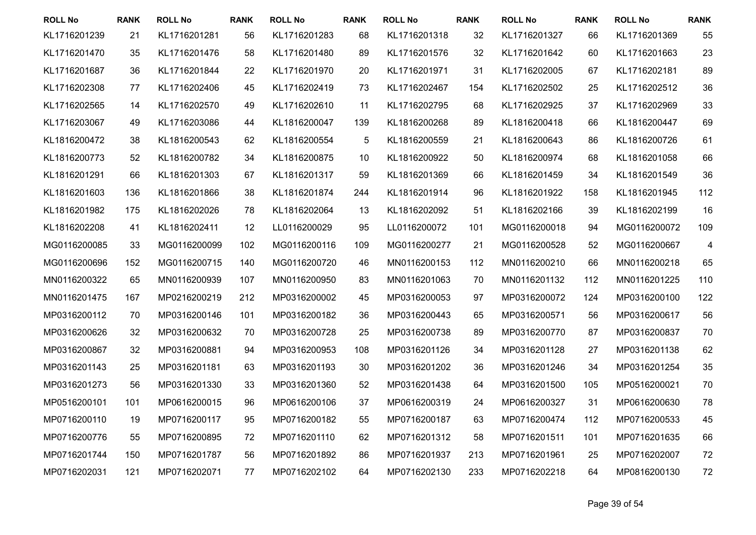| ROLL No | RANK | ROLL No | RANK | ROLL No | RANK | ROLL No | RANK | ROLL No | RANK | ROLL No | RANK |
|---|---|---|---|---|---|---|---|---|---|---|---|
| KL1716201239 | 21 | KL1716201281 | 56 | KL1716201283 | 68 | KL1716201318 | 32 | KL1716201327 | 66 | KL1716201369 | 55 |
| KL1716201470 | 35 | KL1716201476 | 58 | KL1716201480 | 89 | KL1716201576 | 32 | KL1716201642 | 60 | KL1716201663 | 23 |
| KL1716201687 | 36 | KL1716201844 | 22 | KL1716201970 | 20 | KL1716201971 | 31 | KL1716202005 | 67 | KL1716202181 | 89 |
| KL1716202308 | 77 | KL1716202406 | 45 | KL1716202419 | 73 | KL1716202467 | 154 | KL1716202502 | 25 | KL1716202512 | 36 |
| KL1716202565 | 14 | KL1716202570 | 49 | KL1716202610 | 11 | KL1716202795 | 68 | KL1716202925 | 37 | KL1716202969 | 33 |
| KL1716203067 | 49 | KL1716203086 | 44 | KL1816200047 | 139 | KL1816200268 | 89 | KL1816200418 | 66 | KL1816200447 | 69 |
| KL1816200472 | 38 | KL1816200543 | 62 | KL1816200554 | 5 | KL1816200559 | 21 | KL1816200643 | 86 | KL1816200726 | 61 |
| KL1816200773 | 52 | KL1816200782 | 34 | KL1816200875 | 10 | KL1816200922 | 50 | KL1816200974 | 68 | KL1816201058 | 66 |
| KL1816201291 | 66 | KL1816201303 | 67 | KL1816201317 | 59 | KL1816201369 | 66 | KL1816201459 | 34 | KL1816201549 | 36 |
| KL1816201603 | 136 | KL1816201866 | 38 | KL1816201874 | 244 | KL1816201914 | 96 | KL1816201922 | 158 | KL1816201945 | 112 |
| KL1816201982 | 175 | KL1816202026 | 78 | KL1816202064 | 13 | KL1816202092 | 51 | KL1816202166 | 39 | KL1816202199 | 16 |
| KL1816202208 | 41 | KL1816202411 | 12 | LL0116200029 | 95 | LL0116200072 | 101 | MG0116200018 | 94 | MG0116200072 | 109 |
| MG0116200085 | 33 | MG0116200099 | 102 | MG0116200116 | 109 | MG0116200277 | 21 | MG0116200528 | 52 | MG0116200667 | 4 |
| MG0116200696 | 152 | MG0116200715 | 140 | MG0116200720 | 46 | MN0116200153 | 112 | MN0116200210 | 66 | MN0116200218 | 65 |
| MN0116200322 | 65 | MN0116200939 | 107 | MN0116200950 | 83 | MN0116201063 | 70 | MN0116201132 | 112 | MN0116201225 | 110 |
| MN0116201475 | 167 | MP0216200219 | 212 | MP0316200002 | 45 | MP0316200053 | 97 | MP0316200072 | 124 | MP0316200100 | 122 |
| MP0316200112 | 70 | MP0316200146 | 101 | MP0316200182 | 36 | MP0316200443 | 65 | MP0316200571 | 56 | MP0316200617 | 56 |
| MP0316200626 | 32 | MP0316200632 | 70 | MP0316200728 | 25 | MP0316200738 | 89 | MP0316200770 | 87 | MP0316200837 | 70 |
| MP0316200867 | 32 | MP0316200881 | 94 | MP0316200953 | 108 | MP0316201126 | 34 | MP0316201128 | 27 | MP0316201138 | 62 |
| MP0316201143 | 25 | MP0316201181 | 63 | MP0316201193 | 30 | MP0316201202 | 36 | MP0316201246 | 34 | MP0316201254 | 35 |
| MP0316201273 | 56 | MP0316201330 | 33 | MP0316201360 | 52 | MP0316201438 | 64 | MP0316201500 | 105 | MP0516200021 | 70 |
| MP0516200101 | 101 | MP0616200015 | 96 | MP0616200106 | 37 | MP0616200319 | 24 | MP0616200327 | 31 | MP0616200630 | 78 |
| MP0716200110 | 19 | MP0716200117 | 95 | MP0716200182 | 55 | MP0716200187 | 63 | MP0716200474 | 112 | MP0716200533 | 45 |
| MP0716200776 | 55 | MP0716200895 | 72 | MP0716201110 | 62 | MP0716201312 | 58 | MP0716201511 | 101 | MP0716201635 | 66 |
| MP0716201744 | 150 | MP0716201787 | 56 | MP0716201892 | 86 | MP0716201937 | 213 | MP0716201961 | 25 | MP0716202007 | 72 |
| MP0716202031 | 121 | MP0716202071 | 77 | MP0716202102 | 64 | MP0716202130 | 233 | MP0716202218 | 64 | MP0816200130 | 72 |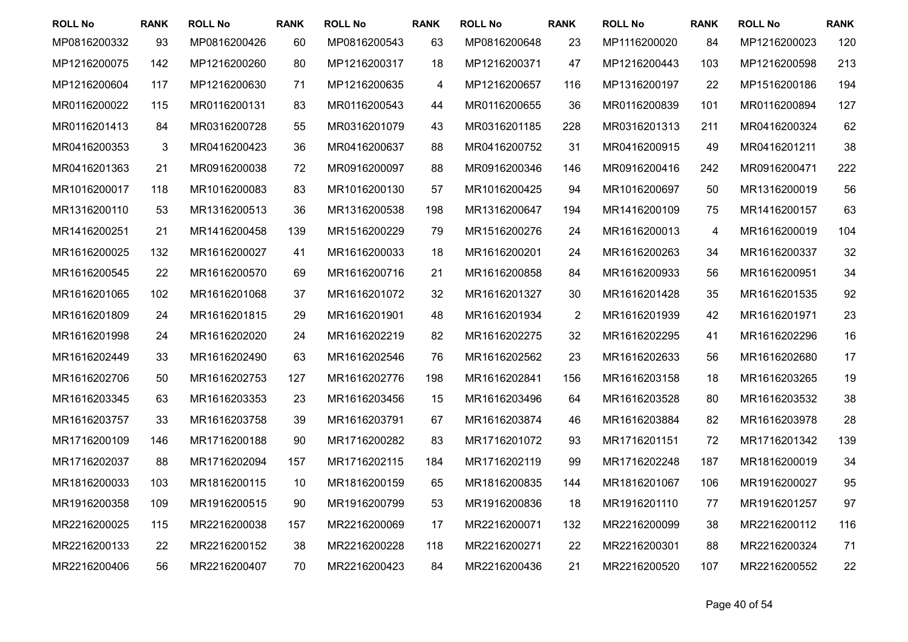| ROLL No | RANK | ROLL No | RANK | ROLL No | RANK | ROLL No | RANK | ROLL No | RANK | ROLL No | RANK |
|---|---|---|---|---|---|---|---|---|---|---|---|
| MP0816200332 | 93 | MP0816200426 | 60 | MP0816200543 | 63 | MP0816200648 | 23 | MP1116200020 | 84 | MP1216200023 | 120 |
| MP1216200075 | 142 | MP1216200260 | 80 | MP1216200317 | 18 | MP1216200371 | 47 | MP1216200443 | 103 | MP1216200598 | 213 |
| MP1216200604 | 117 | MP1216200630 | 71 | MP1216200635 | 4 | MP1216200657 | 116 | MP1316200197 | 22 | MP1516200186 | 194 |
| MR0116200022 | 115 | MR0116200131 | 83 | MR0116200543 | 44 | MR0116200655 | 36 | MR0116200839 | 101 | MR0116200894 | 127 |
| MR0116201413 | 84 | MR0316200728 | 55 | MR0316201079 | 43 | MR0316201185 | 228 | MR0316201313 | 211 | MR0416200324 | 62 |
| MR0416200353 | 3 | MR0416200423 | 36 | MR0416200637 | 88 | MR0416200752 | 31 | MR0416200915 | 49 | MR0416201211 | 38 |
| MR0416201363 | 21 | MR0916200038 | 72 | MR0916200097 | 88 | MR0916200346 | 146 | MR0916200416 | 242 | MR0916200471 | 222 |
| MR1016200017 | 118 | MR1016200083 | 83 | MR1016200130 | 57 | MR1016200425 | 94 | MR1016200697 | 50 | MR1316200019 | 56 |
| MR1316200110 | 53 | MR1316200513 | 36 | MR1316200538 | 198 | MR1316200647 | 194 | MR1416200109 | 75 | MR1416200157 | 63 |
| MR1416200251 | 21 | MR1416200458 | 139 | MR1516200229 | 79 | MR1516200276 | 24 | MR1616200013 | 4 | MR1616200019 | 104 |
| MR1616200025 | 132 | MR1616200027 | 41 | MR1616200033 | 18 | MR1616200201 | 24 | MR1616200263 | 34 | MR1616200337 | 32 |
| MR1616200545 | 22 | MR1616200570 | 69 | MR1616200716 | 21 | MR1616200858 | 84 | MR1616200933 | 56 | MR1616200951 | 34 |
| MR1616201065 | 102 | MR1616201068 | 37 | MR1616201072 | 32 | MR1616201327 | 30 | MR1616201428 | 35 | MR1616201535 | 92 |
| MR1616201809 | 24 | MR1616201815 | 29 | MR1616201901 | 48 | MR1616201934 | 2 | MR1616201939 | 42 | MR1616201971 | 23 |
| MR1616201998 | 24 | MR1616202020 | 24 | MR1616202219 | 82 | MR1616202275 | 32 | MR1616202295 | 41 | MR1616202296 | 16 |
| MR1616202449 | 33 | MR1616202490 | 63 | MR1616202546 | 76 | MR1616202562 | 23 | MR1616202633 | 56 | MR1616202680 | 17 |
| MR1616202706 | 50 | MR1616202753 | 127 | MR1616202776 | 198 | MR1616202841 | 156 | MR1616203158 | 18 | MR1616203265 | 19 |
| MR1616203345 | 63 | MR1616203353 | 23 | MR1616203456 | 15 | MR1616203496 | 64 | MR1616203528 | 80 | MR1616203532 | 38 |
| MR1616203757 | 33 | MR1616203758 | 39 | MR1616203791 | 67 | MR1616203874 | 46 | MR1616203884 | 82 | MR1616203978 | 28 |
| MR1716200109 | 146 | MR1716200188 | 90 | MR1716200282 | 83 | MR1716201072 | 93 | MR1716201151 | 72 | MR1716201342 | 139 |
| MR1716202037 | 88 | MR1716202094 | 157 | MR1716202115 | 184 | MR1716202119 | 99 | MR1716202248 | 187 | MR1816200019 | 34 |
| MR1816200033 | 103 | MR1816200115 | 10 | MR1816200159 | 65 | MR1816200835 | 144 | MR1816201067 | 106 | MR1916200027 | 95 |
| MR1916200358 | 109 | MR1916200515 | 90 | MR1916200799 | 53 | MR1916200836 | 18 | MR1916201110 | 77 | MR1916201257 | 97 |
| MR2216200025 | 115 | MR2216200038 | 157 | MR2216200069 | 17 | MR2216200071 | 132 | MR2216200099 | 38 | MR2216200112 | 116 |
| MR2216200133 | 22 | MR2216200152 | 38 | MR2216200228 | 118 | MR2216200271 | 22 | MR2216200301 | 88 | MR2216200324 | 71 |
| MR2216200406 | 56 | MR2216200407 | 70 | MR2216200423 | 84 | MR2216200436 | 21 | MR2216200520 | 107 | MR2216200552 | 22 |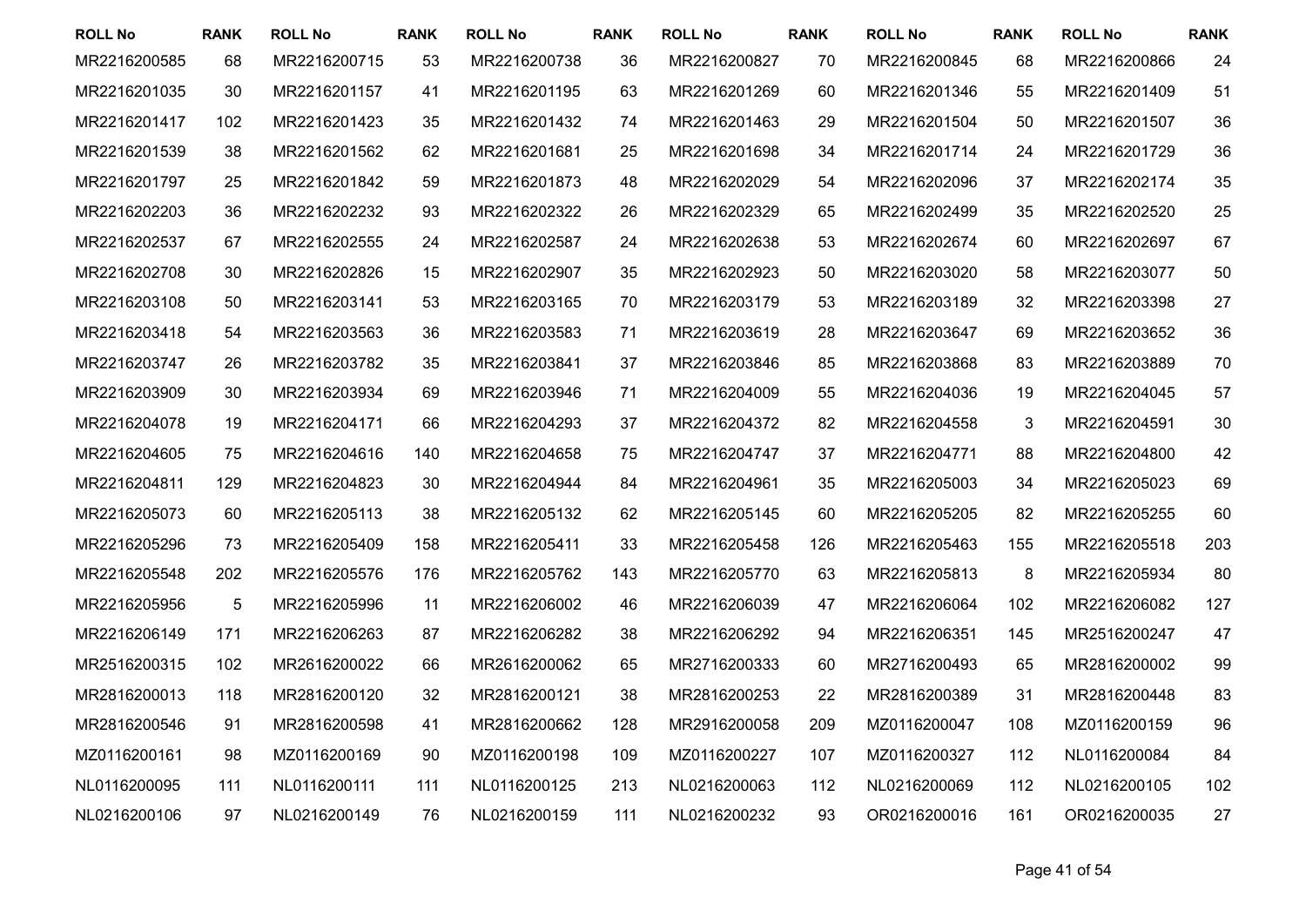| ROLL No | RANK | ROLL No | RANK | ROLL No | RANK | ROLL No | RANK | ROLL No | RANK | ROLL No | RANK |
|---|---|---|---|---|---|---|---|---|---|---|---|
| MR2216200585 | 68 | MR2216200715 | 53 | MR2216200738 | 36 | MR2216200827 | 70 | MR2216200845 | 68 | MR2216200866 | 24 |
| MR2216201035 | 30 | MR2216201157 | 41 | MR2216201195 | 63 | MR2216201269 | 60 | MR2216201346 | 55 | MR2216201409 | 51 |
| MR2216201417 | 102 | MR2216201423 | 35 | MR2216201432 | 74 | MR2216201463 | 29 | MR2216201504 | 50 | MR2216201507 | 36 |
| MR2216201539 | 38 | MR2216201562 | 62 | MR2216201681 | 25 | MR2216201698 | 34 | MR2216201714 | 24 | MR2216201729 | 36 |
| MR2216201797 | 25 | MR2216201842 | 59 | MR2216201873 | 48 | MR2216202029 | 54 | MR2216202096 | 37 | MR2216202174 | 35 |
| MR2216202203 | 36 | MR2216202232 | 93 | MR2216202322 | 26 | MR2216202329 | 65 | MR2216202499 | 35 | MR2216202520 | 25 |
| MR2216202537 | 67 | MR2216202555 | 24 | MR2216202587 | 24 | MR2216202638 | 53 | MR2216202674 | 60 | MR2216202697 | 67 |
| MR2216202708 | 30 | MR2216202826 | 15 | MR2216202907 | 35 | MR2216202923 | 50 | MR2216203020 | 58 | MR2216203077 | 50 |
| MR2216203108 | 50 | MR2216203141 | 53 | MR2216203165 | 70 | MR2216203179 | 53 | MR2216203189 | 32 | MR2216203398 | 27 |
| MR2216203418 | 54 | MR2216203563 | 36 | MR2216203583 | 71 | MR2216203619 | 28 | MR2216203647 | 69 | MR2216203652 | 36 |
| MR2216203747 | 26 | MR2216203782 | 35 | MR2216203841 | 37 | MR2216203846 | 85 | MR2216203868 | 83 | MR2216203889 | 70 |
| MR2216203909 | 30 | MR2216203934 | 69 | MR2216203946 | 71 | MR2216204009 | 55 | MR2216204036 | 19 | MR2216204045 | 57 |
| MR2216204078 | 19 | MR2216204171 | 66 | MR2216204293 | 37 | MR2216204372 | 82 | MR2216204558 | 3 | MR2216204591 | 30 |
| MR2216204605 | 75 | MR2216204616 | 140 | MR2216204658 | 75 | MR2216204747 | 37 | MR2216204771 | 88 | MR2216204800 | 42 |
| MR2216204811 | 129 | MR2216204823 | 30 | MR2216204944 | 84 | MR2216204961 | 35 | MR2216205003 | 34 | MR2216205023 | 69 |
| MR2216205073 | 60 | MR2216205113 | 38 | MR2216205132 | 62 | MR2216205145 | 60 | MR2216205205 | 82 | MR2216205255 | 60 |
| MR2216205296 | 73 | MR2216205409 | 158 | MR2216205411 | 33 | MR2216205458 | 126 | MR2216205463 | 155 | MR2216205518 | 203 |
| MR2216205548 | 202 | MR2216205576 | 176 | MR2216205762 | 143 | MR2216205770 | 63 | MR2216205813 | 8 | MR2216205934 | 80 |
| MR2216205956 | 5 | MR2216205996 | 11 | MR2216206002 | 46 | MR2216206039 | 47 | MR2216206064 | 102 | MR2216206082 | 127 |
| MR2216206149 | 171 | MR2216206263 | 87 | MR2216206282 | 38 | MR2216206292 | 94 | MR2216206351 | 145 | MR2516200247 | 47 |
| MR2516200315 | 102 | MR2616200022 | 66 | MR2616200062 | 65 | MR2716200333 | 60 | MR2716200493 | 65 | MR2816200002 | 99 |
| MR2816200013 | 118 | MR2816200120 | 32 | MR2816200121 | 38 | MR2816200253 | 22 | MR2816200389 | 31 | MR2816200448 | 83 |
| MR2816200546 | 91 | MR2816200598 | 41 | MR2816200662 | 128 | MR2916200058 | 209 | MZ0116200047 | 108 | MZ0116200159 | 96 |
| MZ0116200161 | 98 | MZ0116200169 | 90 | MZ0116200198 | 109 | MZ0116200227 | 107 | MZ0116200327 | 112 | NL0116200084 | 84 |
| NL0116200095 | 111 | NL0116200111 | 111 | NL0116200125 | 213 | NL0216200063 | 112 | NL0216200069 | 112 | NL0216200105 | 102 |
| NL0216200106 | 97 | NL0216200149 | 76 | NL0216200159 | 111 | NL0216200232 | 93 | OR0216200016 | 161 | OR0216200035 | 27 |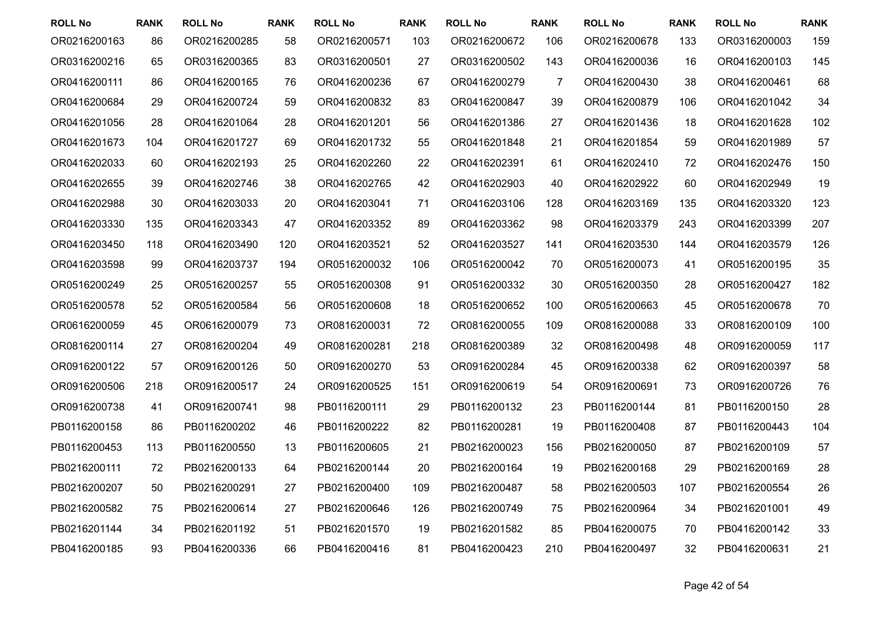| ROLL No | RANK | ROLL No | RANK | ROLL No | RANK | ROLL No | RANK | ROLL No | RANK | ROLL No | RANK |
|---|---|---|---|---|---|---|---|---|---|---|---|
| OR0216200163 | 86 | OR0216200285 | 58 | OR0216200571 | 103 | OR0216200672 | 106 | OR0216200678 | 133 | OR0316200003 | 159 |
| OR0316200216 | 65 | OR0316200365 | 83 | OR0316200501 | 27 | OR0316200502 | 143 | OR0416200036 | 16 | OR0416200103 | 145 |
| OR0416200111 | 86 | OR0416200165 | 76 | OR0416200236 | 67 | OR0416200279 | 7 | OR0416200430 | 38 | OR0416200461 | 68 |
| OR0416200684 | 29 | OR0416200724 | 59 | OR0416200832 | 83 | OR0416200847 | 39 | OR0416200879 | 106 | OR0416201042 | 34 |
| OR0416201056 | 28 | OR0416201064 | 28 | OR0416201201 | 56 | OR0416201386 | 27 | OR0416201436 | 18 | OR0416201628 | 102 |
| OR0416201673 | 104 | OR0416201727 | 69 | OR0416201732 | 55 | OR0416201848 | 21 | OR0416201854 | 59 | OR0416201989 | 57 |
| OR0416202033 | 60 | OR0416202193 | 25 | OR0416202260 | 22 | OR0416202391 | 61 | OR0416202410 | 72 | OR0416202476 | 150 |
| OR0416202655 | 39 | OR0416202746 | 38 | OR0416202765 | 42 | OR0416202903 | 40 | OR0416202922 | 60 | OR0416202949 | 19 |
| OR0416202988 | 30 | OR0416203033 | 20 | OR0416203041 | 71 | OR0416203106 | 128 | OR0416203169 | 135 | OR0416203320 | 123 |
| OR0416203330 | 135 | OR0416203343 | 47 | OR0416203352 | 89 | OR0416203362 | 98 | OR0416203379 | 243 | OR0416203399 | 207 |
| OR0416203450 | 118 | OR0416203490 | 120 | OR0416203521 | 52 | OR0416203527 | 141 | OR0416203530 | 144 | OR0416203579 | 126 |
| OR0416203598 | 99 | OR0416203737 | 194 | OR0516200032 | 106 | OR0516200042 | 70 | OR0516200073 | 41 | OR0516200195 | 35 |
| OR0516200249 | 25 | OR0516200257 | 55 | OR0516200308 | 91 | OR0516200332 | 30 | OR0516200350 | 28 | OR0516200427 | 182 |
| OR0516200578 | 52 | OR0516200584 | 56 | OR0516200608 | 18 | OR0516200652 | 100 | OR0516200663 | 45 | OR0516200678 | 70 |
| OR0616200059 | 45 | OR0616200079 | 73 | OR0816200031 | 72 | OR0816200055 | 109 | OR0816200088 | 33 | OR0816200109 | 100 |
| OR0816200114 | 27 | OR0816200204 | 49 | OR0816200281 | 218 | OR0816200389 | 32 | OR0816200498 | 48 | OR0916200059 | 117 |
| OR0916200122 | 57 | OR0916200126 | 50 | OR0916200270 | 53 | OR0916200284 | 45 | OR0916200338 | 62 | OR0916200397 | 58 |
| OR0916200506 | 218 | OR0916200517 | 24 | OR0916200525 | 151 | OR0916200619 | 54 | OR0916200691 | 73 | OR0916200726 | 76 |
| OR0916200738 | 41 | OR0916200741 | 98 | PB0116200111 | 29 | PB0116200132 | 23 | PB0116200144 | 81 | PB0116200150 | 28 |
| PB0116200158 | 86 | PB0116200202 | 46 | PB0116200222 | 82 | PB0116200281 | 19 | PB0116200408 | 87 | PB0116200443 | 104 |
| PB0116200453 | 113 | PB0116200550 | 13 | PB0116200605 | 21 | PB0216200023 | 156 | PB0216200050 | 87 | PB0216200109 | 57 |
| PB0216200111 | 72 | PB0216200133 | 64 | PB0216200144 | 20 | PB0216200164 | 19 | PB0216200168 | 29 | PB0216200169 | 28 |
| PB0216200207 | 50 | PB0216200291 | 27 | PB0216200400 | 109 | PB0216200487 | 58 | PB0216200503 | 107 | PB0216200554 | 26 |
| PB0216200582 | 75 | PB0216200614 | 27 | PB0216200646 | 126 | PB0216200749 | 75 | PB0216200964 | 34 | PB0216201001 | 49 |
| PB0216201144 | 34 | PB0216201192 | 51 | PB0216201570 | 19 | PB0216201582 | 85 | PB0416200075 | 70 | PB0416200142 | 33 |
| PB0416200185 | 93 | PB0416200336 | 66 | PB0416200416 | 81 | PB0416200423 | 210 | PB0416200497 | 32 | PB0416200631 | 21 |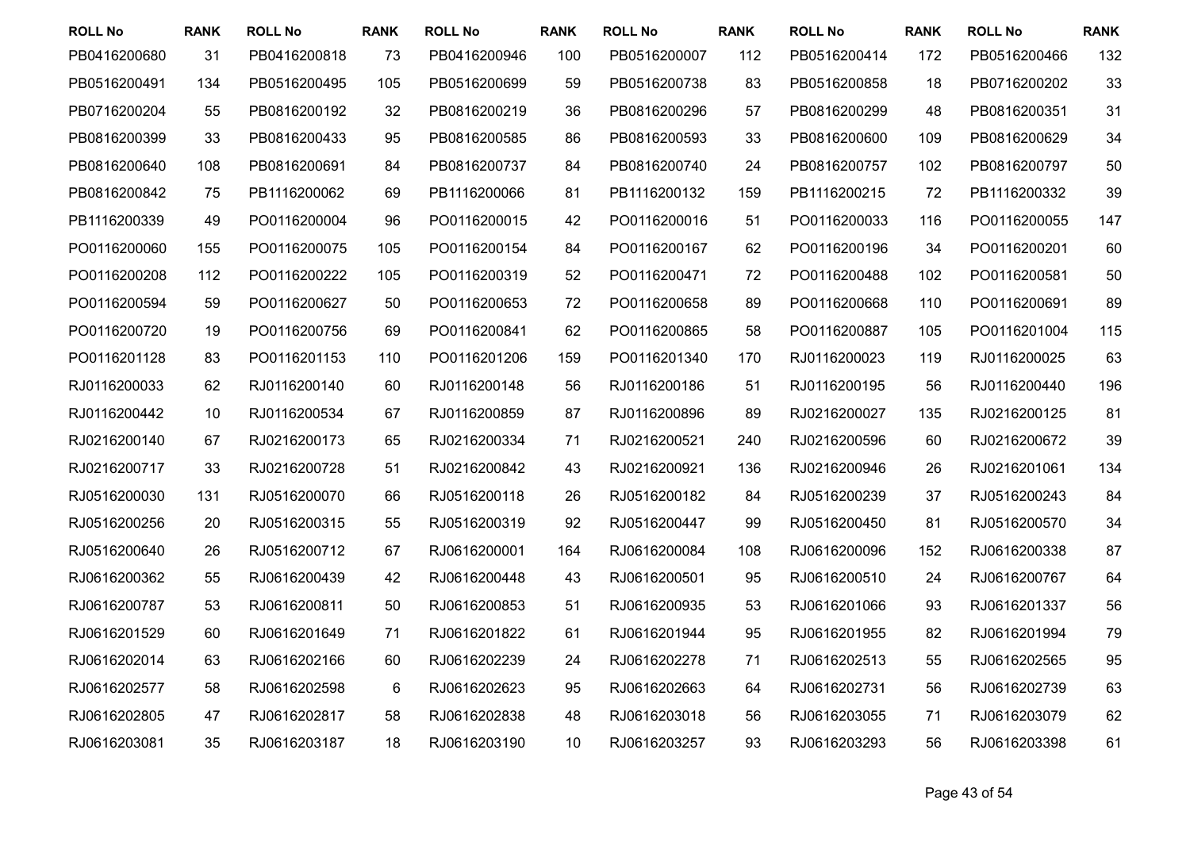| ROLL No | RANK | ROLL No | RANK | ROLL No | RANK | ROLL No | RANK | ROLL No | RANK | ROLL No | RANK |
|---|---|---|---|---|---|---|---|---|---|---|---|
| PB0416200680 | 31 | PB0416200818 | 73 | PB0416200946 | 100 | PB0516200007 | 112 | PB0516200414 | 172 | PB0516200466 | 132 |
| PB0516200491 | 134 | PB0516200495 | 105 | PB0516200699 | 59 | PB0516200738 | 83 | PB0516200858 | 18 | PB0716200202 | 33 |
| PB0716200204 | 55 | PB0816200192 | 32 | PB0816200219 | 36 | PB0816200296 | 57 | PB0816200299 | 48 | PB0816200351 | 31 |
| PB0816200399 | 33 | PB0816200433 | 95 | PB0816200585 | 86 | PB0816200593 | 33 | PB0816200600 | 109 | PB0816200629 | 34 |
| PB0816200640 | 108 | PB0816200691 | 84 | PB0816200737 | 84 | PB0816200740 | 24 | PB0816200757 | 102 | PB0816200797 | 50 |
| PB0816200842 | 75 | PB1116200062 | 69 | PB1116200066 | 81 | PB1116200132 | 159 | PB1116200215 | 72 | PB1116200332 | 39 |
| PB1116200339 | 49 | PO0116200004 | 96 | PO0116200015 | 42 | PO0116200016 | 51 | PO0116200033 | 116 | PO0116200055 | 147 |
| PO0116200060 | 155 | PO0116200075 | 105 | PO0116200154 | 84 | PO0116200167 | 62 | PO0116200196 | 34 | PO0116200201 | 60 |
| PO0116200208 | 112 | PO0116200222 | 105 | PO0116200319 | 52 | PO0116200471 | 72 | PO0116200488 | 102 | PO0116200581 | 50 |
| PO0116200594 | 59 | PO0116200627 | 50 | PO0116200653 | 72 | PO0116200658 | 89 | PO0116200668 | 110 | PO0116200691 | 89 |
| PO0116200720 | 19 | PO0116200756 | 69 | PO0116200841 | 62 | PO0116200865 | 58 | PO0116200887 | 105 | PO0116201004 | 115 |
| PO0116201128 | 83 | PO0116201153 | 110 | PO0116201206 | 159 | PO0116201340 | 170 | RJ0116200023 | 119 | RJ0116200025 | 63 |
| RJ0116200033 | 62 | RJ0116200140 | 60 | RJ0116200148 | 56 | RJ0116200186 | 51 | RJ0116200195 | 56 | RJ0116200440 | 196 |
| RJ0116200442 | 10 | RJ0116200534 | 67 | RJ0116200859 | 87 | RJ0116200896 | 89 | RJ0216200027 | 135 | RJ0216200125 | 81 |
| RJ0216200140 | 67 | RJ0216200173 | 65 | RJ0216200334 | 71 | RJ0216200521 | 240 | RJ0216200596 | 60 | RJ0216200672 | 39 |
| RJ0216200717 | 33 | RJ0216200728 | 51 | RJ0216200842 | 43 | RJ0216200921 | 136 | RJ0216200946 | 26 | RJ0216201061 | 134 |
| RJ0516200030 | 131 | RJ0516200070 | 66 | RJ0516200118 | 26 | RJ0516200182 | 84 | RJ0516200239 | 37 | RJ0516200243 | 84 |
| RJ0516200256 | 20 | RJ0516200315 | 55 | RJ0516200319 | 92 | RJ0516200447 | 99 | RJ0516200450 | 81 | RJ0516200570 | 34 |
| RJ0516200640 | 26 | RJ0516200712 | 67 | RJ0616200001 | 164 | RJ0616200084 | 108 | RJ0616200096 | 152 | RJ0616200338 | 87 |
| RJ0616200362 | 55 | RJ0616200439 | 42 | RJ0616200448 | 43 | RJ0616200501 | 95 | RJ0616200510 | 24 | RJ0616200767 | 64 |
| RJ0616200787 | 53 | RJ0616200811 | 50 | RJ0616200853 | 51 | RJ0616200935 | 53 | RJ0616201066 | 93 | RJ0616201337 | 56 |
| RJ0616201529 | 60 | RJ0616201649 | 71 | RJ0616201822 | 61 | RJ0616201944 | 95 | RJ0616201955 | 82 | RJ0616201994 | 79 |
| RJ0616202014 | 63 | RJ0616202166 | 60 | RJ0616202239 | 24 | RJ0616202278 | 71 | RJ0616202513 | 55 | RJ0616202565 | 95 |
| RJ0616202577 | 58 | RJ0616202598 | 6 | RJ0616202623 | 95 | RJ0616202663 | 64 | RJ0616202731 | 56 | RJ0616202739 | 63 |
| RJ0616202805 | 47 | RJ0616202817 | 58 | RJ0616202838 | 48 | RJ0616203018 | 56 | RJ0616203055 | 71 | RJ0616203079 | 62 |
| RJ0616203081 | 35 | RJ0616203187 | 18 | RJ0616203190 | 10 | RJ0616203257 | 93 | RJ0616203293 | 56 | RJ0616203398 | 61 |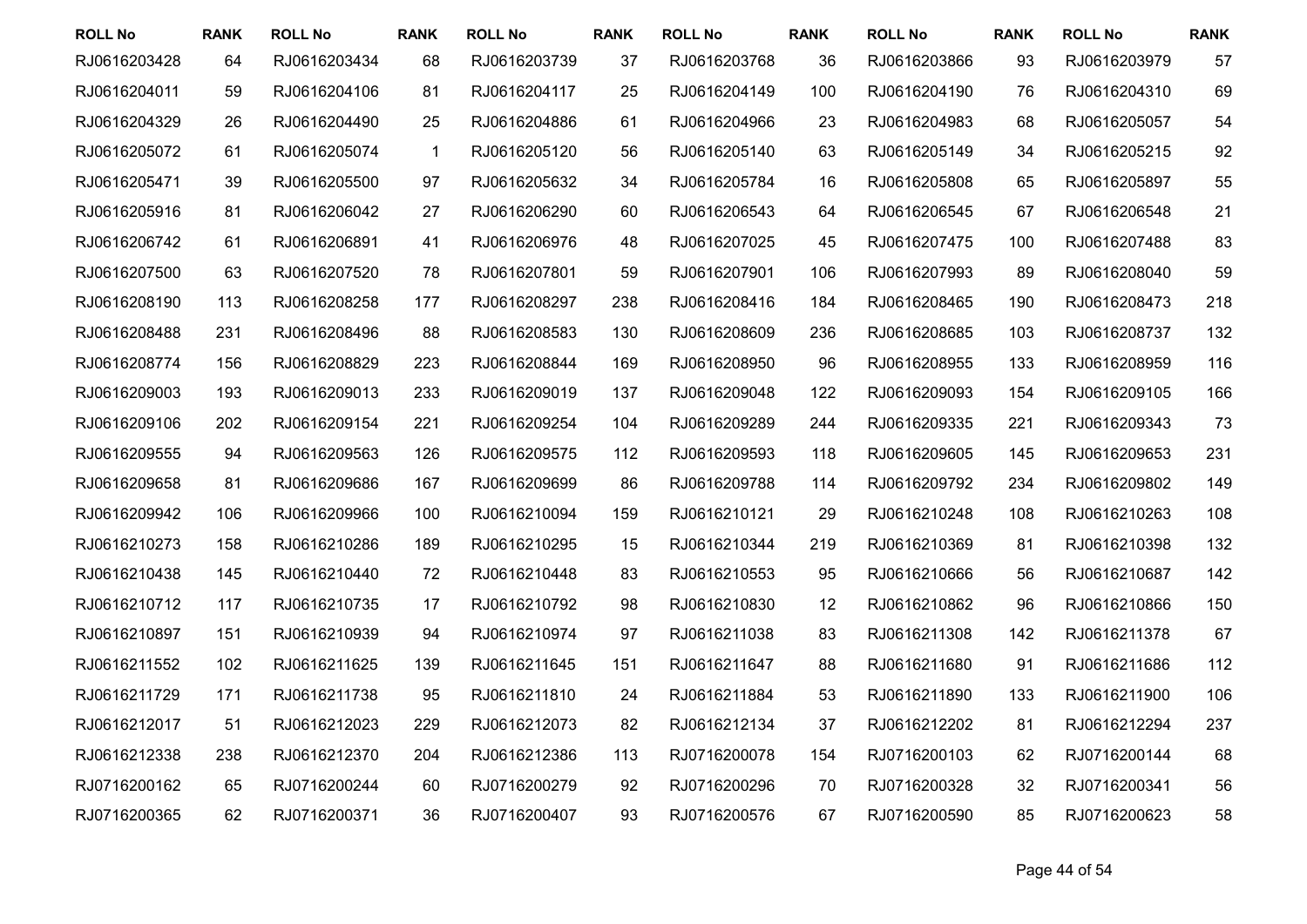| ROLL No | RANK | ROLL No | RANK | ROLL No | RANK | ROLL No | RANK | ROLL No | RANK | ROLL No | RANK |
|---|---|---|---|---|---|---|---|---|---|---|---|
| RJ0616203428 | 64 | RJ0616203434 | 68 | RJ0616203739 | 37 | RJ0616203768 | 36 | RJ0616203866 | 93 | RJ0616203979 | 57 |
| RJ0616204011 | 59 | RJ0616204106 | 81 | RJ0616204117 | 25 | RJ0616204149 | 100 | RJ0616204190 | 76 | RJ0616204310 | 69 |
| RJ0616204329 | 26 | RJ0616204490 | 25 | RJ0616204886 | 61 | RJ0616204966 | 23 | RJ0616204983 | 68 | RJ0616205057 | 54 |
| RJ0616205072 | 61 | RJ0616205074 | 1 | RJ0616205120 | 56 | RJ0616205140 | 63 | RJ0616205149 | 34 | RJ0616205215 | 92 |
| RJ0616205471 | 39 | RJ0616205500 | 97 | RJ0616205632 | 34 | RJ0616205784 | 16 | RJ0616205808 | 65 | RJ0616205897 | 55 |
| RJ0616205916 | 81 | RJ0616206042 | 27 | RJ0616206290 | 60 | RJ0616206543 | 64 | RJ0616206545 | 67 | RJ0616206548 | 21 |
| RJ0616206742 | 61 | RJ0616206891 | 41 | RJ0616206976 | 48 | RJ0616207025 | 45 | RJ0616207475 | 100 | RJ0616207488 | 83 |
| RJ0616207500 | 63 | RJ0616207520 | 78 | RJ0616207801 | 59 | RJ0616207901 | 106 | RJ0616207993 | 89 | RJ0616208040 | 59 |
| RJ0616208190 | 113 | RJ0616208258 | 177 | RJ0616208297 | 238 | RJ0616208416 | 184 | RJ0616208465 | 190 | RJ0616208473 | 218 |
| RJ0616208488 | 231 | RJ0616208496 | 88 | RJ0616208583 | 130 | RJ0616208609 | 236 | RJ0616208685 | 103 | RJ0616208737 | 132 |
| RJ0616208774 | 156 | RJ0616208829 | 223 | RJ0616208844 | 169 | RJ0616208950 | 96 | RJ0616208955 | 133 | RJ0616208959 | 116 |
| RJ0616209003 | 193 | RJ0616209013 | 233 | RJ0616209019 | 137 | RJ0616209048 | 122 | RJ0616209093 | 154 | RJ0616209105 | 166 |
| RJ0616209106 | 202 | RJ0616209154 | 221 | RJ0616209254 | 104 | RJ0616209289 | 244 | RJ0616209335 | 221 | RJ0616209343 | 73 |
| RJ0616209555 | 94 | RJ0616209563 | 126 | RJ0616209575 | 112 | RJ0616209593 | 118 | RJ0616209605 | 145 | RJ0616209653 | 231 |
| RJ0616209658 | 81 | RJ0616209686 | 167 | RJ0616209699 | 86 | RJ0616209788 | 114 | RJ0616209792 | 234 | RJ0616209802 | 149 |
| RJ0616209942 | 106 | RJ0616209966 | 100 | RJ0616210094 | 159 | RJ0616210121 | 29 | RJ0616210248 | 108 | RJ0616210263 | 108 |
| RJ0616210273 | 158 | RJ0616210286 | 189 | RJ0616210295 | 15 | RJ0616210344 | 219 | RJ0616210369 | 81 | RJ0616210398 | 132 |
| RJ0616210438 | 145 | RJ0616210440 | 72 | RJ0616210448 | 83 | RJ0616210553 | 95 | RJ0616210666 | 56 | RJ0616210687 | 142 |
| RJ0616210712 | 117 | RJ0616210735 | 17 | RJ0616210792 | 98 | RJ0616210830 | 12 | RJ0616210862 | 96 | RJ0616210866 | 150 |
| RJ0616210897 | 151 | RJ0616210939 | 94 | RJ0616210974 | 97 | RJ0616211038 | 83 | RJ0616211308 | 142 | RJ0616211378 | 67 |
| RJ0616211552 | 102 | RJ0616211625 | 139 | RJ0616211645 | 151 | RJ0616211647 | 88 | RJ0616211680 | 91 | RJ0616211686 | 112 |
| RJ0616211729 | 171 | RJ0616211738 | 95 | RJ0616211810 | 24 | RJ0616211884 | 53 | RJ0616211890 | 133 | RJ0616211900 | 106 |
| RJ0616212017 | 51 | RJ0616212023 | 229 | RJ0616212073 | 82 | RJ0616212134 | 37 | RJ0616212202 | 81 | RJ0616212294 | 237 |
| RJ0616212338 | 238 | RJ0616212370 | 204 | RJ0616212386 | 113 | RJ0716200078 | 154 | RJ0716200103 | 62 | RJ0716200144 | 68 |
| RJ0716200162 | 65 | RJ0716200244 | 60 | RJ0716200279 | 92 | RJ0716200296 | 70 | RJ0716200328 | 32 | RJ0716200341 | 56 |
| RJ0716200365 | 62 | RJ0716200371 | 36 | RJ0716200407 | 93 | RJ0716200576 | 67 | RJ0716200590 | 85 | RJ0716200623 | 58 |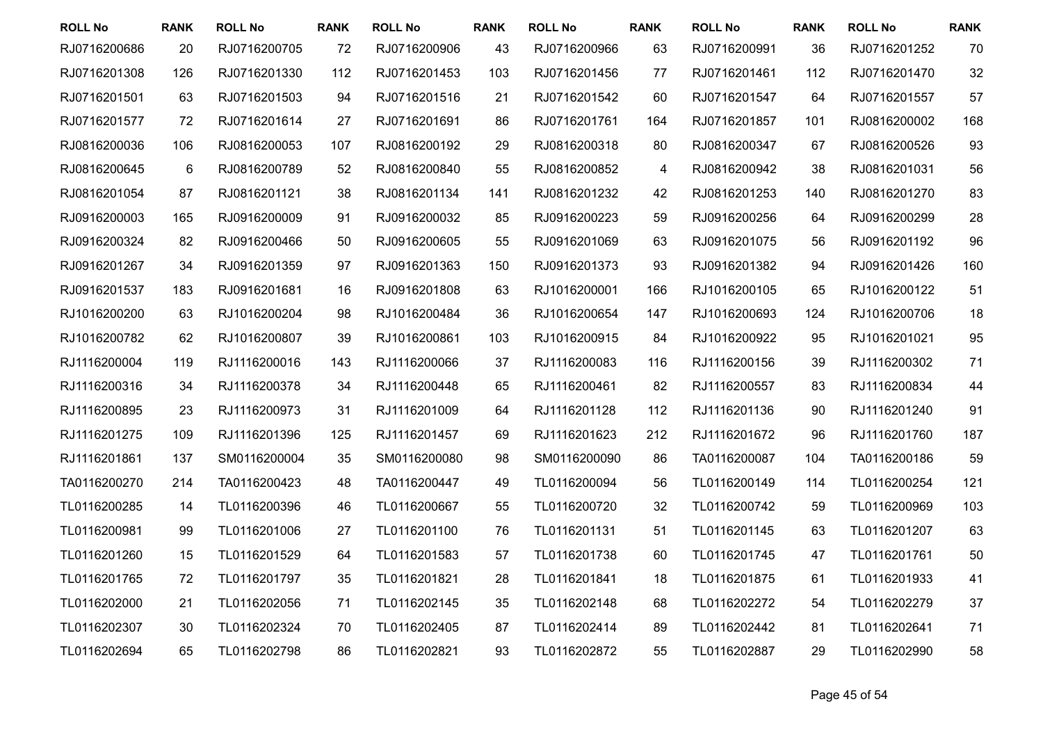| ROLL No | RANK | ROLL No | RANK | ROLL No | RANK | ROLL No | RANK | ROLL No | RANK | ROLL No | RANK |
|---|---|---|---|---|---|---|---|---|---|---|---|
| RJ0716200686 | 20 | RJ0716200705 | 72 | RJ0716200906 | 43 | RJ0716200966 | 63 | RJ0716200991 | 36 | RJ0716201252 | 70 |
| RJ0716201308 | 126 | RJ0716201330 | 112 | RJ0716201453 | 103 | RJ0716201456 | 77 | RJ0716201461 | 112 | RJ0716201470 | 32 |
| RJ0716201501 | 63 | RJ0716201503 | 94 | RJ0716201516 | 21 | RJ0716201542 | 60 | RJ0716201547 | 64 | RJ0716201557 | 57 |
| RJ0716201577 | 72 | RJ0716201614 | 27 | RJ0716201691 | 86 | RJ0716201761 | 164 | RJ0716201857 | 101 | RJ0816200002 | 168 |
| RJ0816200036 | 106 | RJ0816200053 | 107 | RJ0816200192 | 29 | RJ0816200318 | 80 | RJ0816200347 | 67 | RJ0816200526 | 93 |
| RJ0816200645 | 6 | RJ0816200789 | 52 | RJ0816200840 | 55 | RJ0816200852 | 4 | RJ0816200942 | 38 | RJ0816201031 | 56 |
| RJ0816201054 | 87 | RJ0816201121 | 38 | RJ0816201134 | 141 | RJ0816201232 | 42 | RJ0816201253 | 140 | RJ0816201270 | 83 |
| RJ0916200003 | 165 | RJ0916200009 | 91 | RJ0916200032 | 85 | RJ0916200223 | 59 | RJ0916200256 | 64 | RJ0916200299 | 28 |
| RJ0916200324 | 82 | RJ0916200466 | 50 | RJ0916200605 | 55 | RJ0916201069 | 63 | RJ0916201075 | 56 | RJ0916201192 | 96 |
| RJ0916201267 | 34 | RJ0916201359 | 97 | RJ0916201363 | 150 | RJ0916201373 | 93 | RJ0916201382 | 94 | RJ0916201426 | 160 |
| RJ0916201537 | 183 | RJ0916201681 | 16 | RJ0916201808 | 63 | RJ1016200001 | 166 | RJ1016200105 | 65 | RJ1016200122 | 51 |
| RJ1016200200 | 63 | RJ1016200204 | 98 | RJ1016200484 | 36 | RJ1016200654 | 147 | RJ1016200693 | 124 | RJ1016200706 | 18 |
| RJ1016200782 | 62 | RJ1016200807 | 39 | RJ1016200861 | 103 | RJ1016200915 | 84 | RJ1016200922 | 95 | RJ1016201021 | 95 |
| RJ1116200004 | 119 | RJ1116200016 | 143 | RJ1116200066 | 37 | RJ1116200083 | 116 | RJ1116200156 | 39 | RJ1116200302 | 71 |
| RJ1116200316 | 34 | RJ1116200378 | 34 | RJ1116200448 | 65 | RJ1116200461 | 82 | RJ1116200557 | 83 | RJ1116200834 | 44 |
| RJ1116200895 | 23 | RJ1116200973 | 31 | RJ1116201009 | 64 | RJ1116201128 | 112 | RJ1116201136 | 90 | RJ1116201240 | 91 |
| RJ1116201275 | 109 | RJ1116201396 | 125 | RJ1116201457 | 69 | RJ1116201623 | 212 | RJ1116201672 | 96 | RJ1116201760 | 187 |
| RJ1116201861 | 137 | SM0116200004 | 35 | SM0116200080 | 98 | SM0116200090 | 86 | TA0116200087 | 104 | TA0116200186 | 59 |
| TA0116200270 | 214 | TA0116200423 | 48 | TA0116200447 | 49 | TL0116200094 | 56 | TL0116200149 | 114 | TL0116200254 | 121 |
| TL0116200285 | 14 | TL0116200396 | 46 | TL0116200667 | 55 | TL0116200720 | 32 | TL0116200742 | 59 | TL0116200969 | 103 |
| TL0116200981 | 99 | TL0116201006 | 27 | TL0116201100 | 76 | TL0116201131 | 51 | TL0116201145 | 63 | TL0116201207 | 63 |
| TL0116201260 | 15 | TL0116201529 | 64 | TL0116201583 | 57 | TL0116201738 | 60 | TL0116201745 | 47 | TL0116201761 | 50 |
| TL0116201765 | 72 | TL0116201797 | 35 | TL0116201821 | 28 | TL0116201841 | 18 | TL0116201875 | 61 | TL0116201933 | 41 |
| TL0116202000 | 21 | TL0116202056 | 71 | TL0116202145 | 35 | TL0116202148 | 68 | TL0116202272 | 54 | TL0116202279 | 37 |
| TL0116202307 | 30 | TL0116202324 | 70 | TL0116202405 | 87 | TL0116202414 | 89 | TL0116202442 | 81 | TL0116202641 | 71 |
| TL0116202694 | 65 | TL0116202798 | 86 | TL0116202821 | 93 | TL0116202872 | 55 | TL0116202887 | 29 | TL0116202990 | 58 |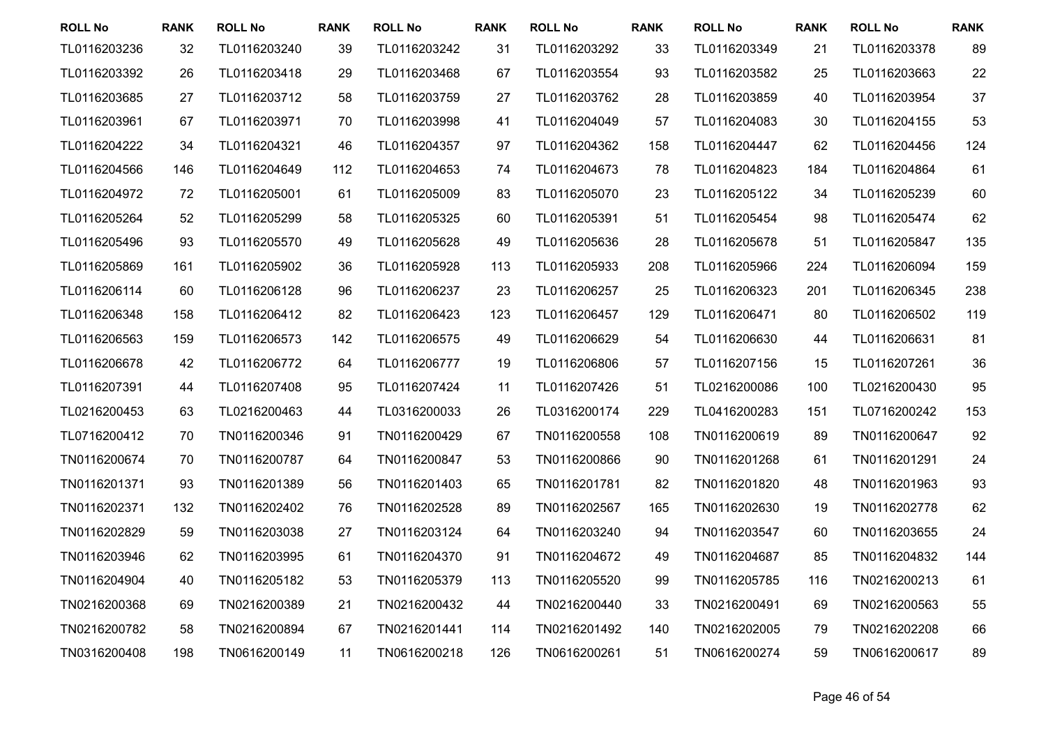| ROLL No | RANK | ROLL No | RANK | ROLL No | RANK | ROLL No | RANK | ROLL No | RANK | ROLL No | RANK |
|---|---|---|---|---|---|---|---|---|---|---|---|
| TL0116203236 | 32 | TL0116203240 | 39 | TL0116203242 | 31 | TL0116203292 | 33 | TL0116203349 | 21 | TL0116203378 | 89 |
| TL0116203392 | 26 | TL0116203418 | 29 | TL0116203468 | 67 | TL0116203554 | 93 | TL0116203582 | 25 | TL0116203663 | 22 |
| TL0116203685 | 27 | TL0116203712 | 58 | TL0116203759 | 27 | TL0116203762 | 28 | TL0116203859 | 40 | TL0116203954 | 37 |
| TL0116203961 | 67 | TL0116203971 | 70 | TL0116203998 | 41 | TL0116204049 | 57 | TL0116204083 | 30 | TL0116204155 | 53 |
| TL0116204222 | 34 | TL0116204321 | 46 | TL0116204357 | 97 | TL0116204362 | 158 | TL0116204447 | 62 | TL0116204456 | 124 |
| TL0116204566 | 146 | TL0116204649 | 112 | TL0116204653 | 74 | TL0116204673 | 78 | TL0116204823 | 184 | TL0116204864 | 61 |
| TL0116204972 | 72 | TL0116205001 | 61 | TL0116205009 | 83 | TL0116205070 | 23 | TL0116205122 | 34 | TL0116205239 | 60 |
| TL0116205264 | 52 | TL0116205299 | 58 | TL0116205325 | 60 | TL0116205391 | 51 | TL0116205454 | 98 | TL0116205474 | 62 |
| TL0116205496 | 93 | TL0116205570 | 49 | TL0116205628 | 49 | TL0116205636 | 28 | TL0116205678 | 51 | TL0116205847 | 135 |
| TL0116205869 | 161 | TL0116205902 | 36 | TL0116205928 | 113 | TL0116205933 | 208 | TL0116205966 | 224 | TL0116206094 | 159 |
| TL0116206114 | 60 | TL0116206128 | 96 | TL0116206237 | 23 | TL0116206257 | 25 | TL0116206323 | 201 | TL0116206345 | 238 |
| TL0116206348 | 158 | TL0116206412 | 82 | TL0116206423 | 123 | TL0116206457 | 129 | TL0116206471 | 80 | TL0116206502 | 119 |
| TL0116206563 | 159 | TL0116206573 | 142 | TL0116206575 | 49 | TL0116206629 | 54 | TL0116206630 | 44 | TL0116206631 | 81 |
| TL0116206678 | 42 | TL0116206772 | 64 | TL0116206777 | 19 | TL0116206806 | 57 | TL0116207156 | 15 | TL0116207261 | 36 |
| TL0116207391 | 44 | TL0116207408 | 95 | TL0116207424 | 11 | TL0116207426 | 51 | TL0216200086 | 100 | TL0216200430 | 95 |
| TL0216200453 | 63 | TL0216200463 | 44 | TL0316200033 | 26 | TL0316200174 | 229 | TL0416200283 | 151 | TL0716200242 | 153 |
| TL0716200412 | 70 | TN0116200346 | 91 | TN0116200429 | 67 | TN0116200558 | 108 | TN0116200619 | 89 | TN0116200647 | 92 |
| TN0116200674 | 70 | TN0116200787 | 64 | TN0116200847 | 53 | TN0116200866 | 90 | TN0116201268 | 61 | TN0116201291 | 24 |
| TN0116201371 | 93 | TN0116201389 | 56 | TN0116201403 | 65 | TN0116201781 | 82 | TN0116201820 | 48 | TN0116201963 | 93 |
| TN0116202371 | 132 | TN0116202402 | 76 | TN0116202528 | 89 | TN0116202567 | 165 | TN0116202630 | 19 | TN0116202778 | 62 |
| TN0116202829 | 59 | TN0116203038 | 27 | TN0116203124 | 64 | TN0116203240 | 94 | TN0116203547 | 60 | TN0116203655 | 24 |
| TN0116203946 | 62 | TN0116203995 | 61 | TN0116204370 | 91 | TN0116204672 | 49 | TN0116204687 | 85 | TN0116204832 | 144 |
| TN0116204904 | 40 | TN0116205182 | 53 | TN0116205379 | 113 | TN0116205520 | 99 | TN0116205785 | 116 | TN0216200213 | 61 |
| TN0216200368 | 69 | TN0216200389 | 21 | TN0216200432 | 44 | TN0216200440 | 33 | TN0216200491 | 69 | TN0216200563 | 55 |
| TN0216200782 | 58 | TN0216200894 | 67 | TN0216201441 | 114 | TN0216201492 | 140 | TN0216202005 | 79 | TN0216202208 | 66 |
| TN0316200408 | 198 | TN0616200149 | 11 | TN0616200218 | 126 | TN0616200261 | 51 | TN0616200274 | 59 | TN0616200617 | 89 |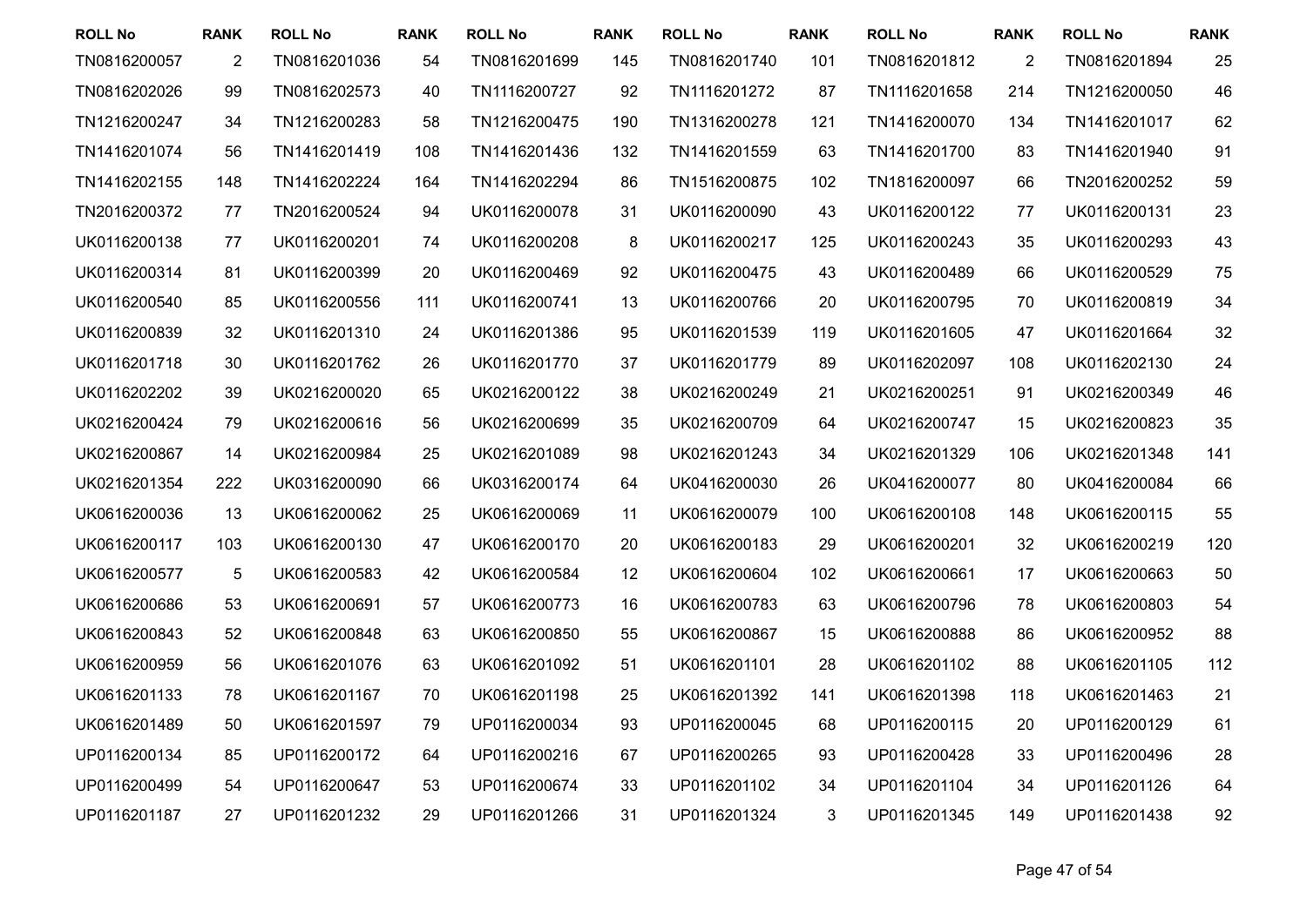| ROLL No | RANK | ROLL No | RANK | ROLL No | RANK | ROLL No | RANK | ROLL No | RANK | ROLL No | RANK |
|---|---|---|---|---|---|---|---|---|---|---|---|
| TN0816200057 | 2 | TN0816201036 | 54 | TN0816201699 | 145 | TN0816201740 | 101 | TN0816201812 | 2 | TN0816201894 | 25 |
| TN0816202026 | 99 | TN0816202573 | 40 | TN1116200727 | 92 | TN1116201272 | 87 | TN1116201658 | 214 | TN1216200050 | 46 |
| TN1216200247 | 34 | TN1216200283 | 58 | TN1216200475 | 190 | TN1316200278 | 121 | TN1416200070 | 134 | TN1416201017 | 62 |
| TN1416201074 | 56 | TN1416201419 | 108 | TN1416201436 | 132 | TN1416201559 | 63 | TN1416201700 | 83 | TN1416201940 | 91 |
| TN1416202155 | 148 | TN1416202224 | 164 | TN1416202294 | 86 | TN1516200875 | 102 | TN1816200097 | 66 | TN2016200252 | 59 |
| TN2016200372 | 77 | TN2016200524 | 94 | UK0116200078 | 31 | UK0116200090 | 43 | UK0116200122 | 77 | UK0116200131 | 23 |
| UK0116200138 | 77 | UK0116200201 | 74 | UK0116200208 | 8 | UK0116200217 | 125 | UK0116200243 | 35 | UK0116200293 | 43 |
| UK0116200314 | 81 | UK0116200399 | 20 | UK0116200469 | 92 | UK0116200475 | 43 | UK0116200489 | 66 | UK0116200529 | 75 |
| UK0116200540 | 85 | UK0116200556 | 111 | UK0116200741 | 13 | UK0116200766 | 20 | UK0116200795 | 70 | UK0116200819 | 34 |
| UK0116200839 | 32 | UK0116201310 | 24 | UK0116201386 | 95 | UK0116201539 | 119 | UK0116201605 | 47 | UK0116201664 | 32 |
| UK0116201718 | 30 | UK0116201762 | 26 | UK0116201770 | 37 | UK0116201779 | 89 | UK0116202097 | 108 | UK0116202130 | 24 |
| UK0116202202 | 39 | UK0216200020 | 65 | UK0216200122 | 38 | UK0216200249 | 21 | UK0216200251 | 91 | UK0216200349 | 46 |
| UK0216200424 | 79 | UK0216200616 | 56 | UK0216200699 | 35 | UK0216200709 | 64 | UK0216200747 | 15 | UK0216200823 | 35 |
| UK0216200867 | 14 | UK0216200984 | 25 | UK0216201089 | 98 | UK0216201243 | 34 | UK0216201329 | 106 | UK0216201348 | 141 |
| UK0216201354 | 222 | UK0316200090 | 66 | UK0316200174 | 64 | UK0416200030 | 26 | UK0416200077 | 80 | UK0416200084 | 66 |
| UK0616200036 | 13 | UK0616200062 | 25 | UK0616200069 | 11 | UK0616200079 | 100 | UK0616200108 | 148 | UK0616200115 | 55 |
| UK0616200117 | 103 | UK0616200130 | 47 | UK0616200170 | 20 | UK0616200183 | 29 | UK0616200201 | 32 | UK0616200219 | 120 |
| UK0616200577 | 5 | UK0616200583 | 42 | UK0616200584 | 12 | UK0616200604 | 102 | UK0616200661 | 17 | UK0616200663 | 50 |
| UK0616200686 | 53 | UK0616200691 | 57 | UK0616200773 | 16 | UK0616200783 | 63 | UK0616200796 | 78 | UK0616200803 | 54 |
| UK0616200843 | 52 | UK0616200848 | 63 | UK0616200850 | 55 | UK0616200867 | 15 | UK0616200888 | 86 | UK0616200952 | 88 |
| UK0616200959 | 56 | UK0616201076 | 63 | UK0616201092 | 51 | UK0616201101 | 28 | UK0616201102 | 88 | UK0616201105 | 112 |
| UK0616201133 | 78 | UK0616201167 | 70 | UK0616201198 | 25 | UK0616201392 | 141 | UK0616201398 | 118 | UK0616201463 | 21 |
| UK0616201489 | 50 | UK0616201597 | 79 | UP0116200034 | 93 | UP0116200045 | 68 | UP0116200115 | 20 | UP0116200129 | 61 |
| UP0116200134 | 85 | UP0116200172 | 64 | UP0116200216 | 67 | UP0116200265 | 93 | UP0116200428 | 33 | UP0116200496 | 28 |
| UP0116200499 | 54 | UP0116200647 | 53 | UP0116200674 | 33 | UP0116201102 | 34 | UP0116201104 | 34 | UP0116201126 | 64 |
| UP0116201187 | 27 | UP0116201232 | 29 | UP0116201266 | 31 | UP0116201324 | 3 | UP0116201345 | 149 | UP0116201438 | 92 |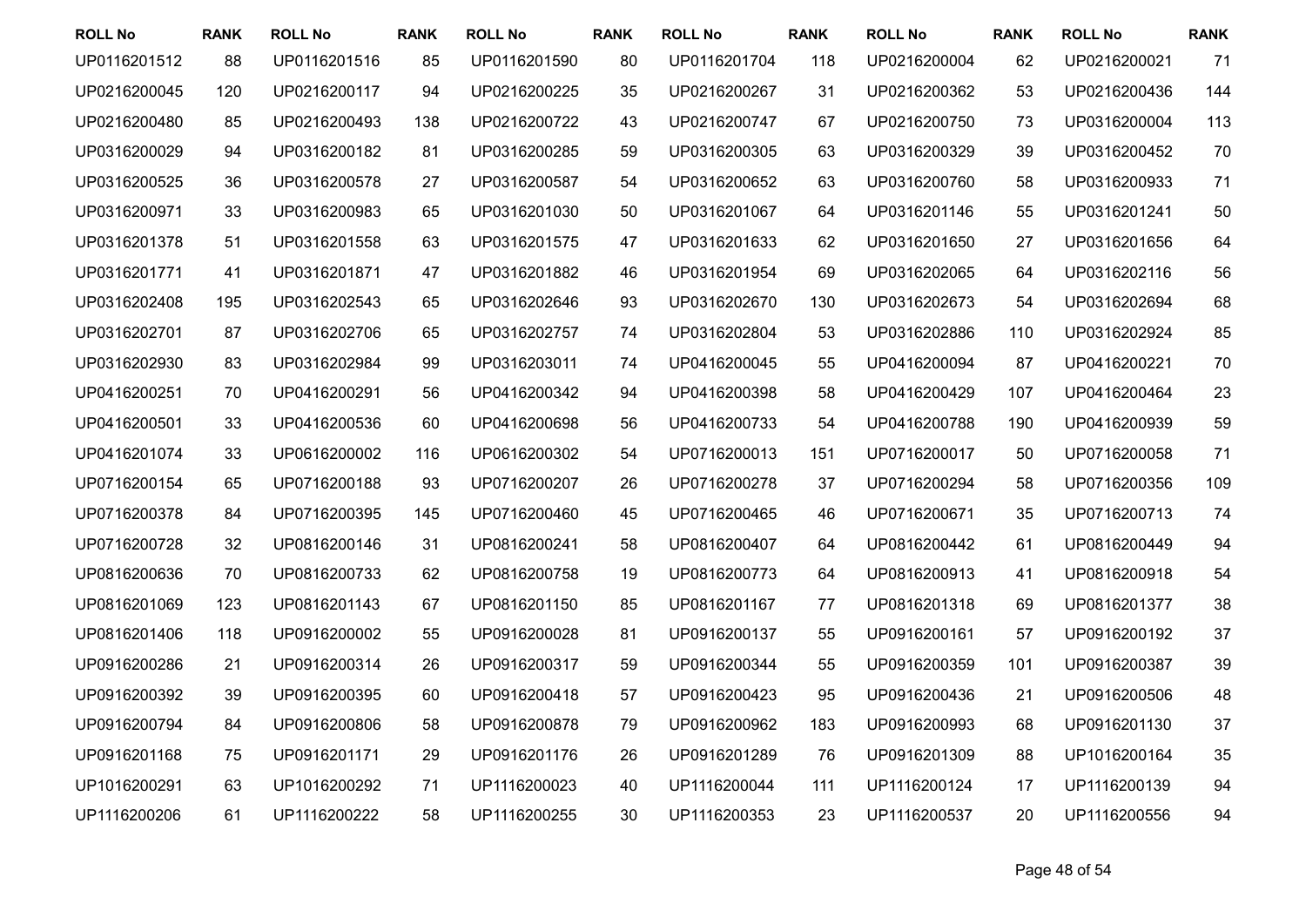| ROLL No | RANK | ROLL No | RANK | ROLL No | RANK | ROLL No | RANK | ROLL No | RANK | ROLL No | RANK |
|---|---|---|---|---|---|---|---|---|---|---|---|
| UP0116201512 | 88 | UP0116201516 | 85 | UP0116201590 | 80 | UP0116201704 | 118 | UP0216200004 | 62 | UP0216200021 | 71 |
| UP0216200045 | 120 | UP0216200117 | 94 | UP0216200225 | 35 | UP0216200267 | 31 | UP0216200362 | 53 | UP0216200436 | 144 |
| UP0216200480 | 85 | UP0216200493 | 138 | UP0216200722 | 43 | UP0216200747 | 67 | UP0216200750 | 73 | UP0316200004 | 113 |
| UP0316200029 | 94 | UP0316200182 | 81 | UP0316200285 | 59 | UP0316200305 | 63 | UP0316200329 | 39 | UP0316200452 | 70 |
| UP0316200525 | 36 | UP0316200578 | 27 | UP0316200587 | 54 | UP0316200652 | 63 | UP0316200760 | 58 | UP0316200933 | 71 |
| UP0316200971 | 33 | UP0316200983 | 65 | UP0316201030 | 50 | UP0316201067 | 64 | UP0316201146 | 55 | UP0316201241 | 50 |
| UP0316201378 | 51 | UP0316201558 | 63 | UP0316201575 | 47 | UP0316201633 | 62 | UP0316201650 | 27 | UP0316201656 | 64 |
| UP0316201771 | 41 | UP0316201871 | 47 | UP0316201882 | 46 | UP0316201954 | 69 | UP0316202065 | 64 | UP0316202116 | 56 |
| UP0316202408 | 195 | UP0316202543 | 65 | UP0316202646 | 93 | UP0316202670 | 130 | UP0316202673 | 54 | UP0316202694 | 68 |
| UP0316202701 | 87 | UP0316202706 | 65 | UP0316202757 | 74 | UP0316202804 | 53 | UP0316202886 | 110 | UP0316202924 | 85 |
| UP0316202930 | 83 | UP0316202984 | 99 | UP0316203011 | 74 | UP0416200045 | 55 | UP0416200094 | 87 | UP0416200221 | 70 |
| UP0416200251 | 70 | UP0416200291 | 56 | UP0416200342 | 94 | UP0416200398 | 58 | UP0416200429 | 107 | UP0416200464 | 23 |
| UP0416200501 | 33 | UP0416200536 | 60 | UP0416200698 | 56 | UP0416200733 | 54 | UP0416200788 | 190 | UP0416200939 | 59 |
| UP0416201074 | 33 | UP0616200002 | 116 | UP0616200302 | 54 | UP0716200013 | 151 | UP0716200017 | 50 | UP0716200058 | 71 |
| UP0716200154 | 65 | UP0716200188 | 93 | UP0716200207 | 26 | UP0716200278 | 37 | UP0716200294 | 58 | UP0716200356 | 109 |
| UP0716200378 | 84 | UP0716200395 | 145 | UP0716200460 | 45 | UP0716200465 | 46 | UP0716200671 | 35 | UP0716200713 | 74 |
| UP0716200728 | 32 | UP0816200146 | 31 | UP0816200241 | 58 | UP0816200407 | 64 | UP0816200442 | 61 | UP0816200449 | 94 |
| UP0816200636 | 70 | UP0816200733 | 62 | UP0816200758 | 19 | UP0816200773 | 64 | UP0816200913 | 41 | UP0816200918 | 54 |
| UP0816201069 | 123 | UP0816201143 | 67 | UP0816201150 | 85 | UP0816201167 | 77 | UP0816201318 | 69 | UP0816201377 | 38 |
| UP0816201406 | 118 | UP0916200002 | 55 | UP0916200028 | 81 | UP0916200137 | 55 | UP0916200161 | 57 | UP0916200192 | 37 |
| UP0916200286 | 21 | UP0916200314 | 26 | UP0916200317 | 59 | UP0916200344 | 55 | UP0916200359 | 101 | UP0916200387 | 39 |
| UP0916200392 | 39 | UP0916200395 | 60 | UP0916200418 | 57 | UP0916200423 | 95 | UP0916200436 | 21 | UP0916200506 | 48 |
| UP0916200794 | 84 | UP0916200806 | 58 | UP0916200878 | 79 | UP0916200962 | 183 | UP0916200993 | 68 | UP0916201130 | 37 |
| UP0916201168 | 75 | UP0916201171 | 29 | UP0916201176 | 26 | UP0916201289 | 76 | UP0916201309 | 88 | UP1016200164 | 35 |
| UP1016200291 | 63 | UP1016200292 | 71 | UP1116200023 | 40 | UP1116200044 | 111 | UP1116200124 | 17 | UP1116200139 | 94 |
| UP1116200206 | 61 | UP1116200222 | 58 | UP1116200255 | 30 | UP1116200353 | 23 | UP1116200537 | 20 | UP1116200556 | 94 |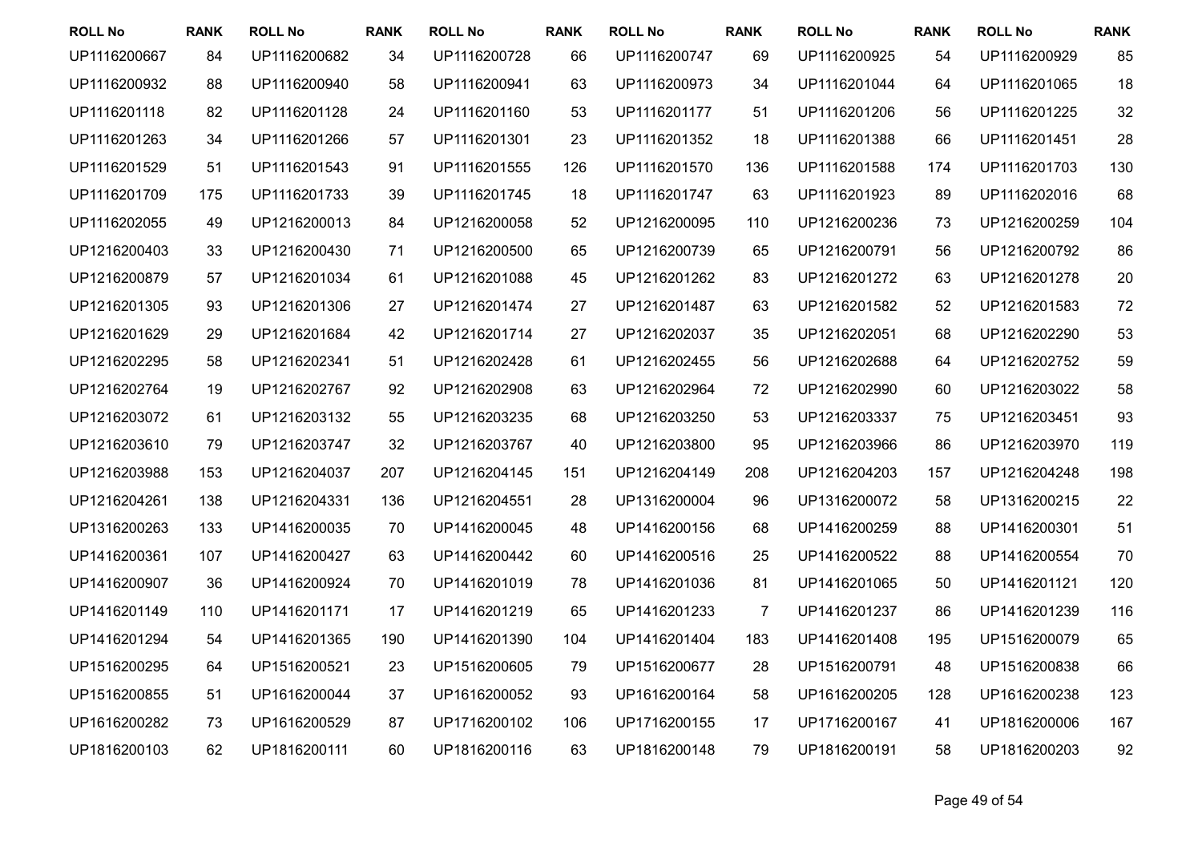| ROLL No | RANK | ROLL No | RANK | ROLL No | RANK | ROLL No | RANK | ROLL No | RANK | ROLL No | RANK |
|---|---|---|---|---|---|---|---|---|---|---|---|
| UP1116200667 | 84 | UP1116200682 | 34 | UP1116200728 | 66 | UP1116200747 | 69 | UP1116200925 | 54 | UP1116200929 | 85 |
| UP1116200932 | 88 | UP1116200940 | 58 | UP1116200941 | 63 | UP1116200973 | 34 | UP1116201044 | 64 | UP1116201065 | 18 |
| UP1116201118 | 82 | UP1116201128 | 24 | UP1116201160 | 53 | UP1116201177 | 51 | UP1116201206 | 56 | UP1116201225 | 32 |
| UP1116201263 | 34 | UP1116201266 | 57 | UP1116201301 | 23 | UP1116201352 | 18 | UP1116201388 | 66 | UP1116201451 | 28 |
| UP1116201529 | 51 | UP1116201543 | 91 | UP1116201555 | 126 | UP1116201570 | 136 | UP1116201588 | 174 | UP1116201703 | 130 |
| UP1116201709 | 175 | UP1116201733 | 39 | UP1116201745 | 18 | UP1116201747 | 63 | UP1116201923 | 89 | UP1116202016 | 68 |
| UP1116202055 | 49 | UP1216200013 | 84 | UP1216200058 | 52 | UP1216200095 | 110 | UP1216200236 | 73 | UP1216200259 | 104 |
| UP1216200403 | 33 | UP1216200430 | 71 | UP1216200500 | 65 | UP1216200739 | 65 | UP1216200791 | 56 | UP1216200792 | 86 |
| UP1216200879 | 57 | UP1216201034 | 61 | UP1216201088 | 45 | UP1216201262 | 83 | UP1216201272 | 63 | UP1216201278 | 20 |
| UP1216201305 | 93 | UP1216201306 | 27 | UP1216201474 | 27 | UP1216201487 | 63 | UP1216201582 | 52 | UP1216201583 | 72 |
| UP1216201629 | 29 | UP1216201684 | 42 | UP1216201714 | 27 | UP1216202037 | 35 | UP1216202051 | 68 | UP1216202290 | 53 |
| UP1216202295 | 58 | UP1216202341 | 51 | UP1216202428 | 61 | UP1216202455 | 56 | UP1216202688 | 64 | UP1216202752 | 59 |
| UP1216202764 | 19 | UP1216202767 | 92 | UP1216202908 | 63 | UP1216202964 | 72 | UP1216202990 | 60 | UP1216203022 | 58 |
| UP1216203072 | 61 | UP1216203132 | 55 | UP1216203235 | 68 | UP1216203250 | 53 | UP1216203337 | 75 | UP1216203451 | 93 |
| UP1216203610 | 79 | UP1216203747 | 32 | UP1216203767 | 40 | UP1216203800 | 95 | UP1216203966 | 86 | UP1216203970 | 119 |
| UP1216203988 | 153 | UP1216204037 | 207 | UP1216204145 | 151 | UP1216204149 | 208 | UP1216204203 | 157 | UP1216204248 | 198 |
| UP1216204261 | 138 | UP1216204331 | 136 | UP1216204551 | 28 | UP1316200004 | 96 | UP1316200072 | 58 | UP1316200215 | 22 |
| UP1316200263 | 133 | UP1416200035 | 70 | UP1416200045 | 48 | UP1416200156 | 68 | UP1416200259 | 88 | UP1416200301 | 51 |
| UP1416200361 | 107 | UP1416200427 | 63 | UP1416200442 | 60 | UP1416200516 | 25 | UP1416200522 | 88 | UP1416200554 | 70 |
| UP1416200907 | 36 | UP1416200924 | 70 | UP1416201019 | 78 | UP1416201036 | 81 | UP1416201065 | 50 | UP1416201121 | 120 |
| UP1416201149 | 110 | UP1416201171 | 17 | UP1416201219 | 65 | UP1416201233 | 7 | UP1416201237 | 86 | UP1416201239 | 116 |
| UP1416201294 | 54 | UP1416201365 | 190 | UP1416201390 | 104 | UP1416201404 | 183 | UP1416201408 | 195 | UP1516200079 | 65 |
| UP1516200295 | 64 | UP1516200521 | 23 | UP1516200605 | 79 | UP1516200677 | 28 | UP1516200791 | 48 | UP1516200838 | 66 |
| UP1516200855 | 51 | UP1616200044 | 37 | UP1616200052 | 93 | UP1616200164 | 58 | UP1616200205 | 128 | UP1616200238 | 123 |
| UP1616200282 | 73 | UP1616200529 | 87 | UP1716200102 | 106 | UP1716200155 | 17 | UP1716200167 | 41 | UP1816200006 | 167 |
| UP1816200103 | 62 | UP1816200111 | 60 | UP1816200116 | 63 | UP1816200148 | 79 | UP1816200191 | 58 | UP1816200203 | 92 |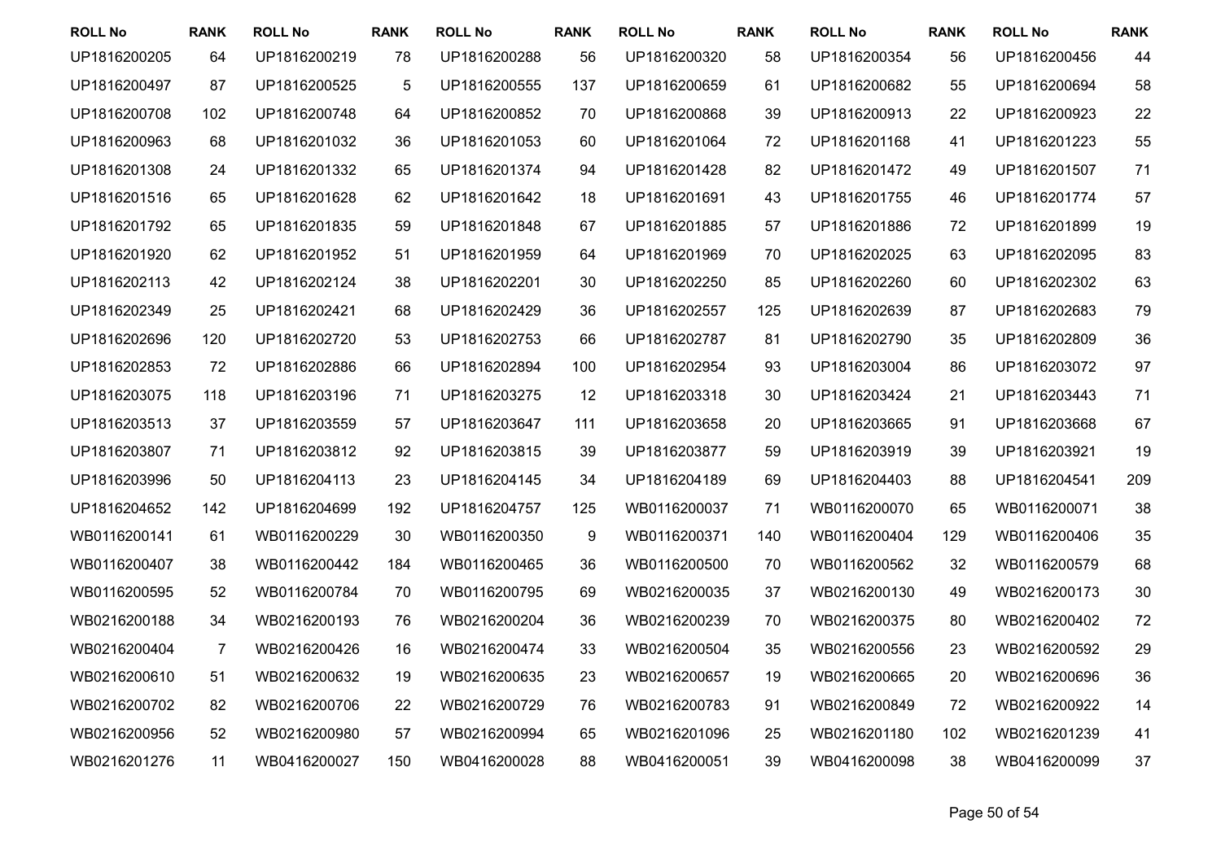| ROLL No | RANK | ROLL No | RANK | ROLL No | RANK | ROLL No | RANK | ROLL No | RANK | ROLL No | RANK |
|---|---|---|---|---|---|---|---|---|---|---|---|
| UP1816200205 | 64 | UP1816200219 | 78 | UP1816200288 | 56 | UP1816200320 | 58 | UP1816200354 | 56 | UP1816200456 | 44 |
| UP1816200497 | 87 | UP1816200525 | 5 | UP1816200555 | 137 | UP1816200659 | 61 | UP1816200682 | 55 | UP1816200694 | 58 |
| UP1816200708 | 102 | UP1816200748 | 64 | UP1816200852 | 70 | UP1816200868 | 39 | UP1816200913 | 22 | UP1816200923 | 22 |
| UP1816200963 | 68 | UP1816201032 | 36 | UP1816201053 | 60 | UP1816201064 | 72 | UP1816201168 | 41 | UP1816201223 | 55 |
| UP1816201308 | 24 | UP1816201332 | 65 | UP1816201374 | 94 | UP1816201428 | 82 | UP1816201472 | 49 | UP1816201507 | 71 |
| UP1816201516 | 65 | UP1816201628 | 62 | UP1816201642 | 18 | UP1816201691 | 43 | UP1816201755 | 46 | UP1816201774 | 57 |
| UP1816201792 | 65 | UP1816201835 | 59 | UP1816201848 | 67 | UP1816201885 | 57 | UP1816201886 | 72 | UP1816201899 | 19 |
| UP1816201920 | 62 | UP1816201952 | 51 | UP1816201959 | 64 | UP1816201969 | 70 | UP1816202025 | 63 | UP1816202095 | 83 |
| UP1816202113 | 42 | UP1816202124 | 38 | UP1816202201 | 30 | UP1816202250 | 85 | UP1816202260 | 60 | UP1816202302 | 63 |
| UP1816202349 | 25 | UP1816202421 | 68 | UP1816202429 | 36 | UP1816202557 | 125 | UP1816202639 | 87 | UP1816202683 | 79 |
| UP1816202696 | 120 | UP1816202720 | 53 | UP1816202753 | 66 | UP1816202787 | 81 | UP1816202790 | 35 | UP1816202809 | 36 |
| UP1816202853 | 72 | UP1816202886 | 66 | UP1816202894 | 100 | UP1816202954 | 93 | UP1816203004 | 86 | UP1816203072 | 97 |
| UP1816203075 | 118 | UP1816203196 | 71 | UP1816203275 | 12 | UP1816203318 | 30 | UP1816203424 | 21 | UP1816203443 | 71 |
| UP1816203513 | 37 | UP1816203559 | 57 | UP1816203647 | 111 | UP1816203658 | 20 | UP1816203665 | 91 | UP1816203668 | 67 |
| UP1816203807 | 71 | UP1816203812 | 92 | UP1816203815 | 39 | UP1816203877 | 59 | UP1816203919 | 39 | UP1816203921 | 19 |
| UP1816203996 | 50 | UP1816204113 | 23 | UP1816204145 | 34 | UP1816204189 | 69 | UP1816204403 | 88 | UP1816204541 | 209 |
| UP1816204652 | 142 | UP1816204699 | 192 | UP1816204757 | 125 | WB0116200037 | 71 | WB0116200070 | 65 | WB0116200071 | 38 |
| WB0116200141 | 61 | WB0116200229 | 30 | WB0116200350 | 9 | WB0116200371 | 140 | WB0116200404 | 129 | WB0116200406 | 35 |
| WB0116200407 | 38 | WB0116200442 | 184 | WB0116200465 | 36 | WB0116200500 | 70 | WB0116200562 | 32 | WB0116200579 | 68 |
| WB0116200595 | 52 | WB0116200784 | 70 | WB0116200795 | 69 | WB0216200035 | 37 | WB0216200130 | 49 | WB0216200173 | 30 |
| WB0216200188 | 34 | WB0216200193 | 76 | WB0216200204 | 36 | WB0216200239 | 70 | WB0216200375 | 80 | WB0216200402 | 72 |
| WB0216200404 | 7 | WB0216200426 | 16 | WB0216200474 | 33 | WB0216200504 | 35 | WB0216200556 | 23 | WB0216200592 | 29 |
| WB0216200610 | 51 | WB0216200632 | 19 | WB0216200635 | 23 | WB0216200657 | 19 | WB0216200665 | 20 | WB0216200696 | 36 |
| WB0216200702 | 82 | WB0216200706 | 22 | WB0216200729 | 76 | WB0216200783 | 91 | WB0216200849 | 72 | WB0216200922 | 14 |
| WB0216200956 | 52 | WB0216200980 | 57 | WB0216200994 | 65 | WB0216201096 | 25 | WB0216201180 | 102 | WB0216201239 | 41 |
| WB0216201276 | 11 | WB0416200027 | 150 | WB0416200028 | 88 | WB0416200051 | 39 | WB0416200098 | 38 | WB0416200099 | 37 |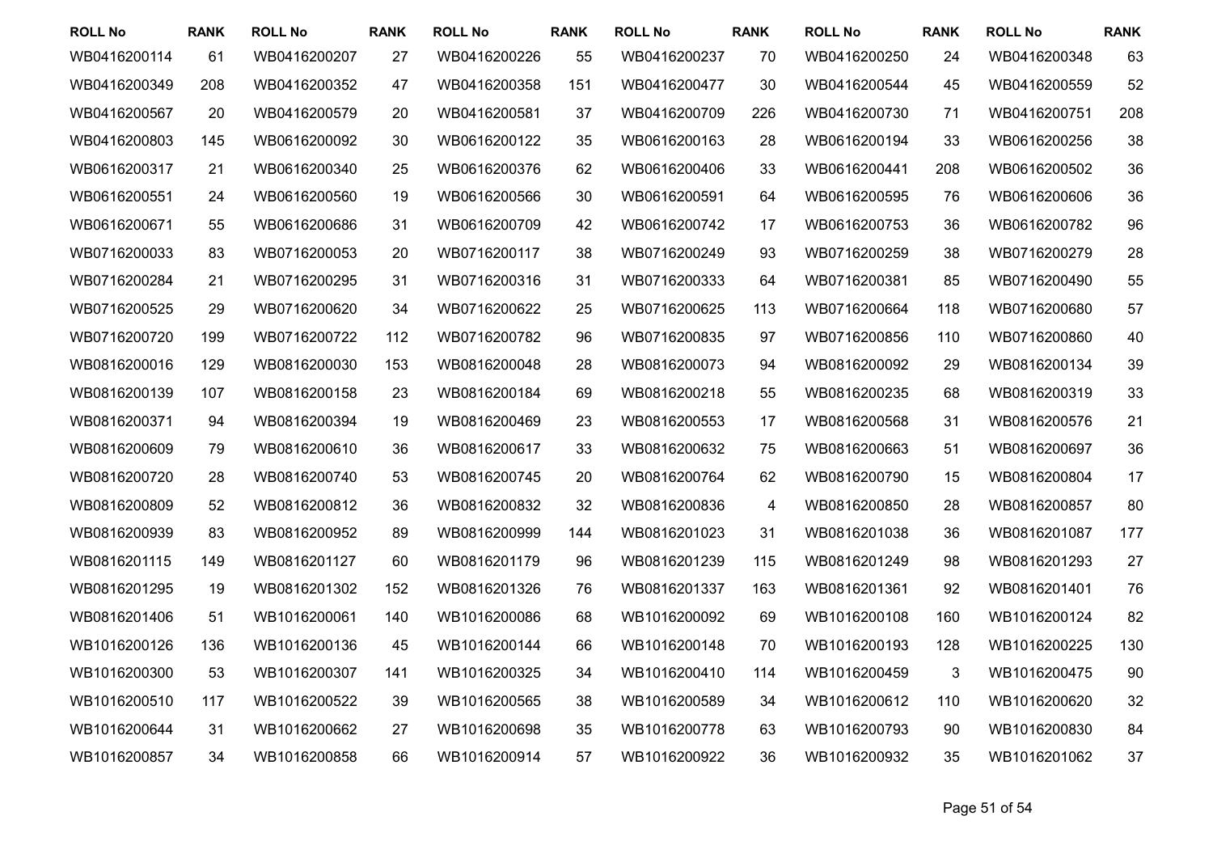| ROLL No | RANK | ROLL No | RANK | ROLL No | RANK | ROLL No | RANK | ROLL No | RANK | ROLL No | RANK |
|---|---|---|---|---|---|---|---|---|---|---|---|
| WB0416200114 | 61 | WB0416200207 | 27 | WB0416200226 | 55 | WB0416200237 | 70 | WB0416200250 | 24 | WB0416200348 | 63 |
| WB0416200349 | 208 | WB0416200352 | 47 | WB0416200358 | 151 | WB0416200477 | 30 | WB0416200544 | 45 | WB0416200559 | 52 |
| WB0416200567 | 20 | WB0416200579 | 20 | WB0416200581 | 37 | WB0416200709 | 226 | WB0416200730 | 71 | WB0416200751 | 208 |
| WB0416200803 | 145 | WB0616200092 | 30 | WB0616200122 | 35 | WB0616200163 | 28 | WB0616200194 | 33 | WB0616200256 | 38 |
| WB0616200317 | 21 | WB0616200340 | 25 | WB0616200376 | 62 | WB0616200406 | 33 | WB0616200441 | 208 | WB0616200502 | 36 |
| WB0616200551 | 24 | WB0616200560 | 19 | WB0616200566 | 30 | WB0616200591 | 64 | WB0616200595 | 76 | WB0616200606 | 36 |
| WB0616200671 | 55 | WB0616200686 | 31 | WB0616200709 | 42 | WB0616200742 | 17 | WB0616200753 | 36 | WB0616200782 | 96 |
| WB0716200033 | 83 | WB0716200053 | 20 | WB0716200117 | 38 | WB0716200249 | 93 | WB0716200259 | 38 | WB0716200279 | 28 |
| WB0716200284 | 21 | WB0716200295 | 31 | WB0716200316 | 31 | WB0716200333 | 64 | WB0716200381 | 85 | WB0716200490 | 55 |
| WB0716200525 | 29 | WB0716200620 | 34 | WB0716200622 | 25 | WB0716200625 | 113 | WB0716200664 | 118 | WB0716200680 | 57 |
| WB0716200720 | 199 | WB0716200722 | 112 | WB0716200782 | 96 | WB0716200835 | 97 | WB0716200856 | 110 | WB0716200860 | 40 |
| WB0816200016 | 129 | WB0816200030 | 153 | WB0816200048 | 28 | WB0816200073 | 94 | WB0816200092 | 29 | WB0816200134 | 39 |
| WB0816200139 | 107 | WB0816200158 | 23 | WB0816200184 | 69 | WB0816200218 | 55 | WB0816200235 | 68 | WB0816200319 | 33 |
| WB0816200371 | 94 | WB0816200394 | 19 | WB0816200469 | 23 | WB0816200553 | 17 | WB0816200568 | 31 | WB0816200576 | 21 |
| WB0816200609 | 79 | WB0816200610 | 36 | WB0816200617 | 33 | WB0816200632 | 75 | WB0816200663 | 51 | WB0816200697 | 36 |
| WB0816200720 | 28 | WB0816200740 | 53 | WB0816200745 | 20 | WB0816200764 | 62 | WB0816200790 | 15 | WB0816200804 | 17 |
| WB0816200809 | 52 | WB0816200812 | 36 | WB0816200832 | 32 | WB0816200836 | 4 | WB0816200850 | 28 | WB0816200857 | 80 |
| WB0816200939 | 83 | WB0816200952 | 89 | WB0816200999 | 144 | WB0816201023 | 31 | WB0816201038 | 36 | WB0816201087 | 177 |
| WB0816201115 | 149 | WB0816201127 | 60 | WB0816201179 | 96 | WB0816201239 | 115 | WB0816201249 | 98 | WB0816201293 | 27 |
| WB0816201295 | 19 | WB0816201302 | 152 | WB0816201326 | 76 | WB0816201337 | 163 | WB0816201361 | 92 | WB0816201401 | 76 |
| WB0816201406 | 51 | WB1016200061 | 140 | WB1016200086 | 68 | WB1016200092 | 69 | WB1016200108 | 160 | WB1016200124 | 82 |
| WB1016200126 | 136 | WB1016200136 | 45 | WB1016200144 | 66 | WB1016200148 | 70 | WB1016200193 | 128 | WB1016200225 | 130 |
| WB1016200300 | 53 | WB1016200307 | 141 | WB1016200325 | 34 | WB1016200410 | 114 | WB1016200459 | 3 | WB1016200475 | 90 |
| WB1016200510 | 117 | WB1016200522 | 39 | WB1016200565 | 38 | WB1016200589 | 34 | WB1016200612 | 110 | WB1016200620 | 32 |
| WB1016200644 | 31 | WB1016200662 | 27 | WB1016200698 | 35 | WB1016200778 | 63 | WB1016200793 | 90 | WB1016200830 | 84 |
| WB1016200857 | 34 | WB1016200858 | 66 | WB1016200914 | 57 | WB1016200922 | 36 | WB1016200932 | 35 | WB1016201062 | 37 |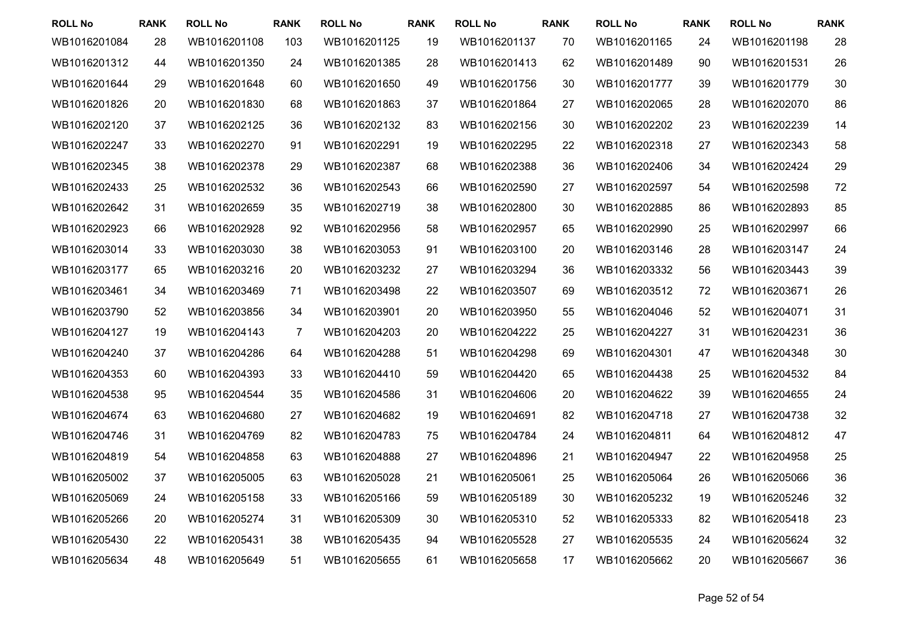| ROLL No | RANK | ROLL No | RANK | ROLL No | RANK | ROLL No | RANK | ROLL No | RANK | ROLL No | RANK |
|---|---|---|---|---|---|---|---|---|---|---|---|
| WB1016201084 | 28 | WB1016201108 | 103 | WB1016201125 | 19 | WB1016201137 | 70 | WB1016201165 | 24 | WB1016201198 | 28 |
| WB1016201312 | 44 | WB1016201350 | 24 | WB1016201385 | 28 | WB1016201413 | 62 | WB1016201489 | 90 | WB1016201531 | 26 |
| WB1016201644 | 29 | WB1016201648 | 60 | WB1016201650 | 49 | WB1016201756 | 30 | WB1016201777 | 39 | WB1016201779 | 30 |
| WB1016201826 | 20 | WB1016201830 | 68 | WB1016201863 | 37 | WB1016201864 | 27 | WB1016202065 | 28 | WB1016202070 | 86 |
| WB1016202120 | 37 | WB1016202125 | 36 | WB1016202132 | 83 | WB1016202156 | 30 | WB1016202202 | 23 | WB1016202239 | 14 |
| WB1016202247 | 33 | WB1016202270 | 91 | WB1016202291 | 19 | WB1016202295 | 22 | WB1016202318 | 27 | WB1016202343 | 58 |
| WB1016202345 | 38 | WB1016202378 | 29 | WB1016202387 | 68 | WB1016202388 | 36 | WB1016202406 | 34 | WB1016202424 | 29 |
| WB1016202433 | 25 | WB1016202532 | 36 | WB1016202543 | 66 | WB1016202590 | 27 | WB1016202597 | 54 | WB1016202598 | 72 |
| WB1016202642 | 31 | WB1016202659 | 35 | WB1016202719 | 38 | WB1016202800 | 30 | WB1016202885 | 86 | WB1016202893 | 85 |
| WB1016202923 | 66 | WB1016202928 | 92 | WB1016202956 | 58 | WB1016202957 | 65 | WB1016202990 | 25 | WB1016202997 | 66 |
| WB1016203014 | 33 | WB1016203030 | 38 | WB1016203053 | 91 | WB1016203100 | 20 | WB1016203146 | 28 | WB1016203147 | 24 |
| WB1016203177 | 65 | WB1016203216 | 20 | WB1016203232 | 27 | WB1016203294 | 36 | WB1016203332 | 56 | WB1016203443 | 39 |
| WB1016203461 | 34 | WB1016203469 | 71 | WB1016203498 | 22 | WB1016203507 | 69 | WB1016203512 | 72 | WB1016203671 | 26 |
| WB1016203790 | 52 | WB1016203856 | 34 | WB1016203901 | 20 | WB1016203950 | 55 | WB1016204046 | 52 | WB1016204071 | 31 |
| WB1016204127 | 19 | WB1016204143 | 7 | WB1016204203 | 20 | WB1016204222 | 25 | WB1016204227 | 31 | WB1016204231 | 36 |
| WB1016204240 | 37 | WB1016204286 | 64 | WB1016204288 | 51 | WB1016204298 | 69 | WB1016204301 | 47 | WB1016204348 | 30 |
| WB1016204353 | 60 | WB1016204393 | 33 | WB1016204410 | 59 | WB1016204420 | 65 | WB1016204438 | 25 | WB1016204532 | 84 |
| WB1016204538 | 95 | WB1016204544 | 35 | WB1016204586 | 31 | WB1016204606 | 20 | WB1016204622 | 39 | WB1016204655 | 24 |
| WB1016204674 | 63 | WB1016204680 | 27 | WB1016204682 | 19 | WB1016204691 | 82 | WB1016204718 | 27 | WB1016204738 | 32 |
| WB1016204746 | 31 | WB1016204769 | 82 | WB1016204783 | 75 | WB1016204784 | 24 | WB1016204811 | 64 | WB1016204812 | 47 |
| WB1016204819 | 54 | WB1016204858 | 63 | WB1016204888 | 27 | WB1016204896 | 21 | WB1016204947 | 22 | WB1016204958 | 25 |
| WB1016205002 | 37 | WB1016205005 | 63 | WB1016205028 | 21 | WB1016205061 | 25 | WB1016205064 | 26 | WB1016205066 | 36 |
| WB1016205069 | 24 | WB1016205158 | 33 | WB1016205166 | 59 | WB1016205189 | 30 | WB1016205232 | 19 | WB1016205246 | 32 |
| WB1016205266 | 20 | WB1016205274 | 31 | WB1016205309 | 30 | WB1016205310 | 52 | WB1016205333 | 82 | WB1016205418 | 23 |
| WB1016205430 | 22 | WB1016205431 | 38 | WB1016205435 | 94 | WB1016205528 | 27 | WB1016205535 | 24 | WB1016205624 | 32 |
| WB1016205634 | 48 | WB1016205649 | 51 | WB1016205655 | 61 | WB1016205658 | 17 | WB1016205662 | 20 | WB1016205667 | 36 |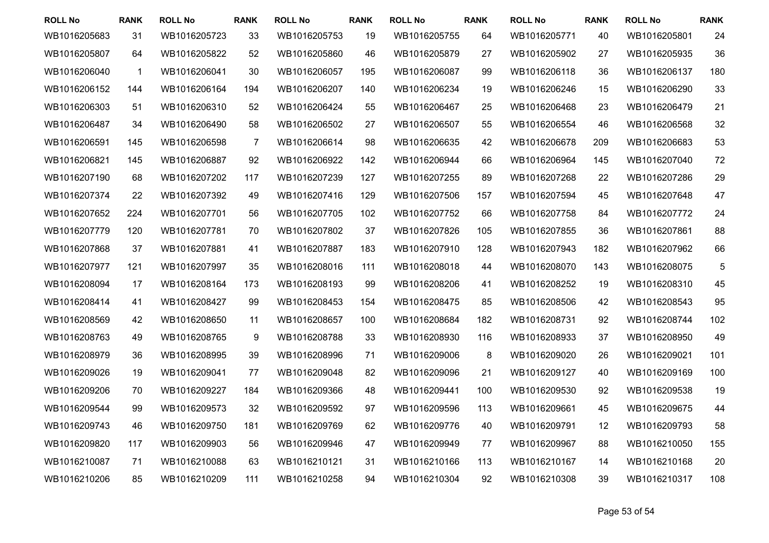| ROLL No | RANK | ROLL No | RANK | ROLL No | RANK | ROLL No | RANK | ROLL No | RANK | ROLL No | RANK |
|---|---|---|---|---|---|---|---|---|---|---|---|
| WB1016205683 | 31 | WB1016205723 | 33 | WB1016205753 | 19 | WB1016205755 | 64 | WB1016205771 | 40 | WB1016205801 | 24 |
| WB1016205807 | 64 | WB1016205822 | 52 | WB1016205860 | 46 | WB1016205879 | 27 | WB1016205902 | 27 | WB1016205935 | 36 |
| WB1016206040 | 1 | WB1016206041 | 30 | WB1016206057 | 195 | WB1016206087 | 99 | WB1016206118 | 36 | WB1016206137 | 180 |
| WB1016206152 | 144 | WB1016206164 | 194 | WB1016206207 | 140 | WB1016206234 | 19 | WB1016206246 | 15 | WB1016206290 | 33 |
| WB1016206303 | 51 | WB1016206310 | 52 | WB1016206424 | 55 | WB1016206467 | 25 | WB1016206468 | 23 | WB1016206479 | 21 |
| WB1016206487 | 34 | WB1016206490 | 58 | WB1016206502 | 27 | WB1016206507 | 55 | WB1016206554 | 46 | WB1016206568 | 32 |
| WB1016206591 | 145 | WB1016206598 | 7 | WB1016206614 | 98 | WB1016206635 | 42 | WB1016206678 | 209 | WB1016206683 | 53 |
| WB1016206821 | 145 | WB1016206887 | 92 | WB1016206922 | 142 | WB1016206944 | 66 | WB1016206964 | 145 | WB1016207040 | 72 |
| WB1016207190 | 68 | WB1016207202 | 117 | WB1016207239 | 127 | WB1016207255 | 89 | WB1016207268 | 22 | WB1016207286 | 29 |
| WB1016207374 | 22 | WB1016207392 | 49 | WB1016207416 | 129 | WB1016207506 | 157 | WB1016207594 | 45 | WB1016207648 | 47 |
| WB1016207652 | 224 | WB1016207701 | 56 | WB1016207705 | 102 | WB1016207752 | 66 | WB1016207758 | 84 | WB1016207772 | 24 |
| WB1016207779 | 120 | WB1016207781 | 70 | WB1016207802 | 37 | WB1016207826 | 105 | WB1016207855 | 36 | WB1016207861 | 88 |
| WB1016207868 | 37 | WB1016207881 | 41 | WB1016207887 | 183 | WB1016207910 | 128 | WB1016207943 | 182 | WB1016207962 | 66 |
| WB1016207977 | 121 | WB1016207997 | 35 | WB1016208016 | 111 | WB1016208018 | 44 | WB1016208070 | 143 | WB1016208075 | 5 |
| WB1016208094 | 17 | WB1016208164 | 173 | WB1016208193 | 99 | WB1016208206 | 41 | WB1016208252 | 19 | WB1016208310 | 45 |
| WB1016208414 | 41 | WB1016208427 | 99 | WB1016208453 | 154 | WB1016208475 | 85 | WB1016208506 | 42 | WB1016208543 | 95 |
| WB1016208569 | 42 | WB1016208650 | 11 | WB1016208657 | 100 | WB1016208684 | 182 | WB1016208731 | 92 | WB1016208744 | 102 |
| WB1016208763 | 49 | WB1016208765 | 9 | WB1016208788 | 33 | WB1016208930 | 116 | WB1016208933 | 37 | WB1016208950 | 49 |
| WB1016208979 | 36 | WB1016208995 | 39 | WB1016208996 | 71 | WB1016209006 | 8 | WB1016209020 | 26 | WB1016209021 | 101 |
| WB1016209026 | 19 | WB1016209041 | 77 | WB1016209048 | 82 | WB1016209096 | 21 | WB1016209127 | 40 | WB1016209169 | 100 |
| WB1016209206 | 70 | WB1016209227 | 184 | WB1016209366 | 48 | WB1016209441 | 100 | WB1016209530 | 92 | WB1016209538 | 19 |
| WB1016209544 | 99 | WB1016209573 | 32 | WB1016209592 | 97 | WB1016209596 | 113 | WB1016209661 | 45 | WB1016209675 | 44 |
| WB1016209743 | 46 | WB1016209750 | 181 | WB1016209769 | 62 | WB1016209776 | 40 | WB1016209791 | 12 | WB1016209793 | 58 |
| WB1016209820 | 117 | WB1016209903 | 56 | WB1016209946 | 47 | WB1016209949 | 77 | WB1016209967 | 88 | WB1016210050 | 155 |
| WB1016210087 | 71 | WB1016210088 | 63 | WB1016210121 | 31 | WB1016210166 | 113 | WB1016210167 | 14 | WB1016210168 | 20 |
| WB1016210206 | 85 | WB1016210209 | 111 | WB1016210258 | 94 | WB1016210304 | 92 | WB1016210308 | 39 | WB1016210317 | 108 |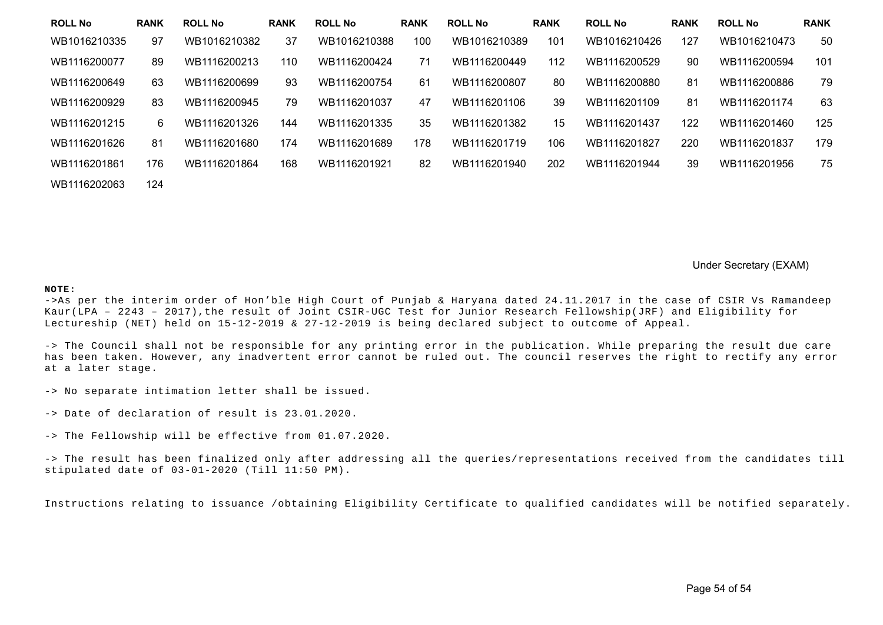| ROLL No | RANK | ROLL No | RANK | ROLL No | RANK | ROLL No | RANK | ROLL No | RANK | ROLL No | RANK |
|---|---|---|---|---|---|---|---|---|---|---|---|
| WB1016210335 | 97 | WB1016210382 | 37 | WB1016210388 | 100 | WB1016210389 | 101 | WB1016210426 | 127 | WB1016210473 | 50 |
| WB1116200077 | 89 | WB1116200213 | 110 | WB1116200424 | 71 | WB1116200449 | 112 | WB1116200529 | 90 | WB1116200594 | 101 |
| WB1116200649 | 63 | WB1116200699 | 93 | WB1116200754 | 61 | WB1116200807 | 80 | WB1116200880 | 81 | WB1116200886 | 79 |
| WB1116200929 | 83 | WB1116200945 | 79 | WB1116201037 | 47 | WB1116201106 | 39 | WB1116201109 | 81 | WB1116201174 | 63 |
| WB1116201215 | 6 | WB1116201326 | 144 | WB1116201335 | 35 | WB1116201382 | 15 | WB1116201437 | 122 | WB1116201460 | 125 |
| WB1116201626 | 81 | WB1116201680 | 174 | WB1116201689 | 178 | WB1116201719 | 106 | WB1116201827 | 220 | WB1116201837 | 179 |
| WB1116201861 | 176 | WB1116201864 | 168 | WB1116201921 | 82 | WB1116201940 | 202 | WB1116201944 | 39 | WB1116201956 | 75 |
| WB1116202063 | 124 | | | | | | | | | | |

Under Secretary (EXAM)

**NOTE:**

->As per the interim order of Hon'ble High Court of Punjab & Haryana dated 24.11.2017 in the case of CSIR Vs Ramandeep Kaur(LPA – 2243 – 2017),the result of Joint CSIR-UGC Test for Junior Research Fellowship(JRF) and Eligibility for Lectureship (NET) held on 15-12-2019 & 27-12-2019 is being declared subject to outcome of Appeal.

-> The Council shall not be responsible for any printing error in the publication. While preparing the result due care has been taken. However, any inadvertent error cannot be ruled out. The council reserves the right to rectify any error at a later stage.

-> No separate intimation letter shall be issued.

-> Date of declaration of result is 23.01.2020.

-> The Fellowship will be effective from 01.07.2020.

-> The result has been finalized only after addressing all the queries/representations received from the candidates till stipulated date of 03-01-2020 (Till 11:50 PM).

Instructions relating to issuance /obtaining Eligibility Certificate to qualified candidates will be notified separately.